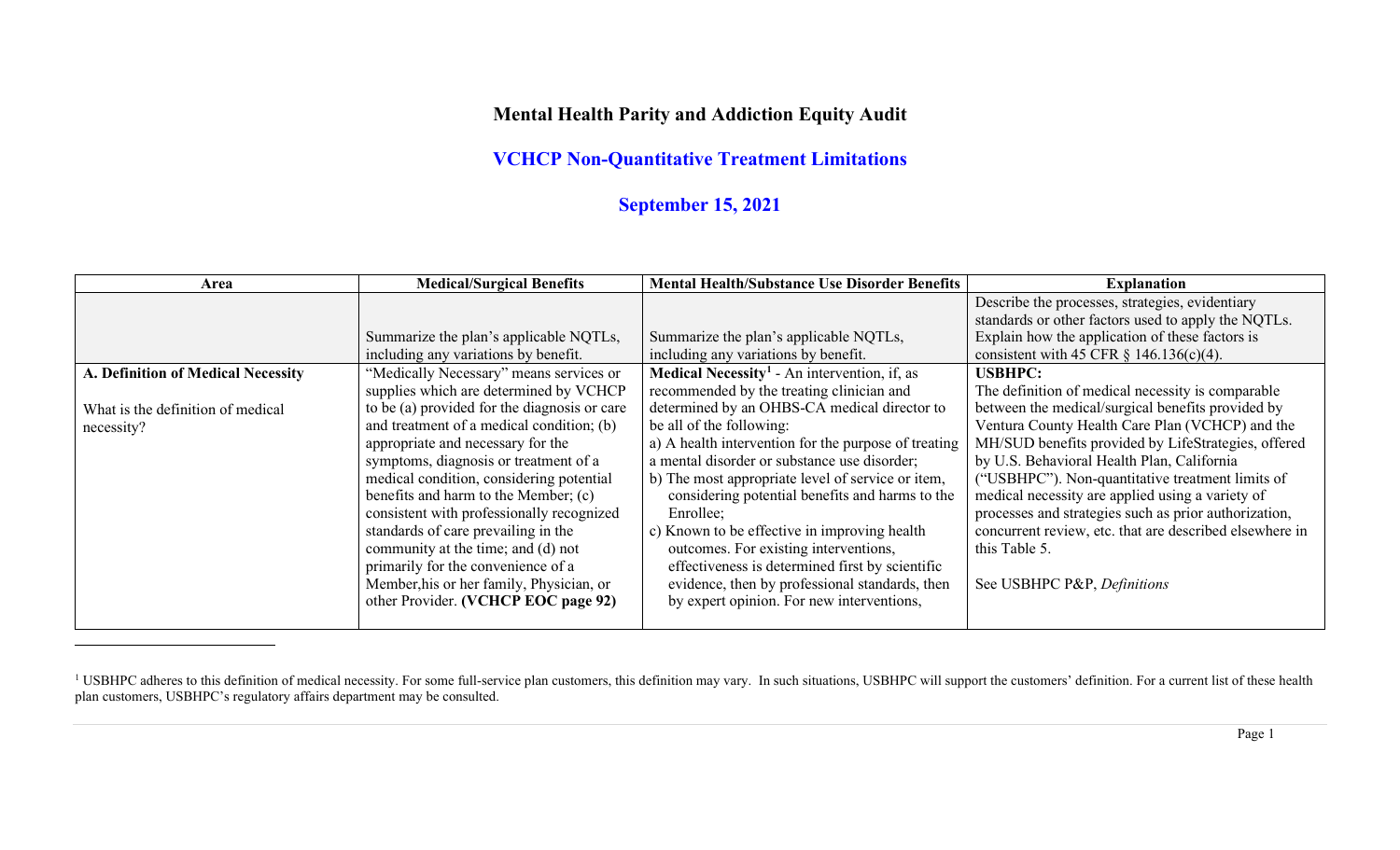# Mental Health Parity and Addiction Equity Audit

## VCHCP Non-Quantitative Treatment Limitations

## September 15, 2021

| Area | Medical/Surgical Benefits | Mental Health/Substance Use Disorder Benefits | Explanation |
|---|---|---|---|
| | Summarize the plan's applicable NQTLs, including any variations by benefit. | Summarize the plan's applicable NQTLs, including any variations by benefit. | Describe the processes, strategies, evidentiary standards or other factors used to apply the NQTLs. Explain how the application of these factors is consistent with 45 CFR § 146.136(c)(4). |
| **A. Definition of Medical Necessity**<br><br>What is the definition of medical necessity? | "Medically Necessary" means services or supplies which are determined by VCHCP to be (a) provided for the diagnosis or care and treatment of a medical condition; (b) appropriate and necessary for the symptoms, diagnosis or treatment of a medical condition, considering potential benefits and harm to the Member; (c) consistent with professionally recognized standards of care prevailing in the community at the time; and (d) not primarily for the convenience of a Member,his or her family, Physician, or other Provider. **(VCHCP EOC page 92)** | **Medical Necessity**[1] - An intervention, if, as recommended by the treating clinician and determined by an OHBS-CA medical director to be all of the following:<br>a) A health intervention for the purpose of treating a mental disorder or substance use disorder;<br>b) The most appropriate level of service or item, considering potential benefits and harms to the Enrollee;<br>c) Known to be effective in improving health outcomes. For existing interventions, effectiveness is determined first by scientific evidence, then by professional standards, then by expert opinion. For new interventions, | **USBHPC:**<br>The definition of medical necessity is comparable between the medical/surgical benefits provided by Ventura County Health Care Plan (VCHCP) and the MH/SUD benefits provided by LifeStrategies, offered by U.S. Behavioral Health Plan, California ("USBHPC"). Non-quantitative treatment limits of medical necessity are applied using a variety of processes and strategies such as prior authorization, concurrent review, etc. that are described elsewhere in this Table 5.<br><br>See USBHPC P&P, *Definitions* |

[1] USBHPC adheres to this definition of medical necessity. For some full-service plan customers, this definition may vary. In such situations, USBHPC will support the customers' definition. For a current list of these health plan customers, USBHPC's regulatory affairs department may be consulted.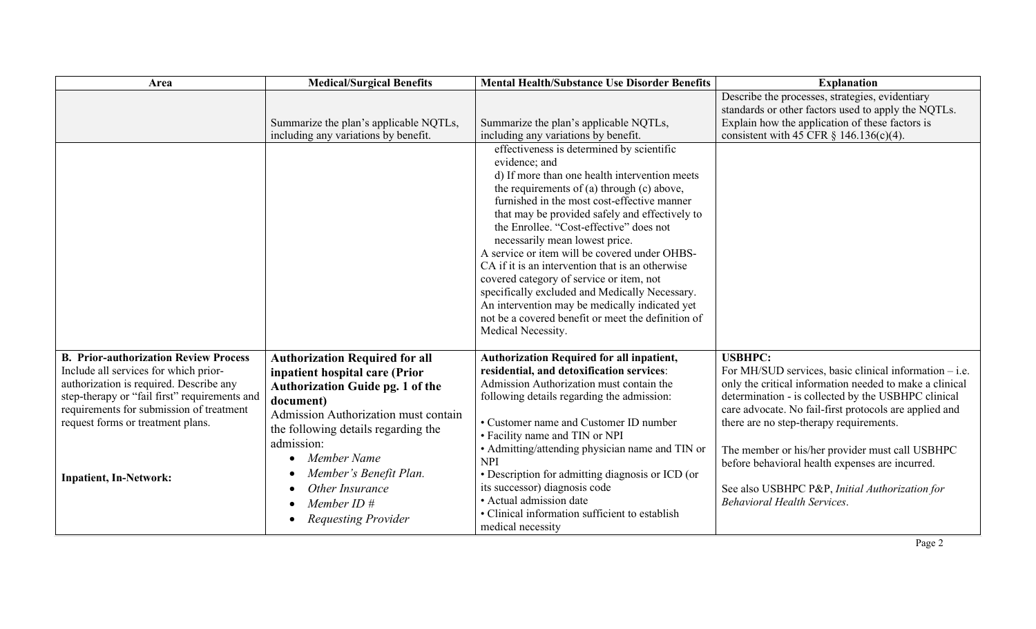| Area | Medical/Surgical Benefits | Mental Health/Substance Use Disorder Benefits | Explanation |
|---|---|---|---|
| | Summarize the plan's applicable NQTLs, including any variations by benefit. | Summarize the plan's applicable NQTLs, including any variations by benefit. | Describe the processes, strategies, evidentiary standards or other factors used to apply the NQTLs. Explain how the application of these factors is consistent with 45 CFR § 146.136(c)(4). |
| | | effectiveness is determined by scientific evidence; and<br>d) If more than one health intervention meets the requirements of (a) through (c) above, furnished in the most cost-effective manner that may be provided safely and effectively to the Enrollee. "Cost-effective" does not necessarily mean lowest price.<br>A service or item will be covered under OHBS-CA if it is an intervention that is an otherwise covered category of service or item, not specifically excluded and Medically Necessary. An intervention may be medically indicated yet not be a covered benefit or meet the definition of Medical Necessity. | |
| **B. Prior-authorization Review Process**<br>Include all services for which prior-authorization is required. Describe any step-therapy or "fail first" requirements and requirements for submission of treatment request forms or treatment plans.<br><br>**Inpatient, In-Network:** | **Authorization Required for all inpatient hospital care (Prior Authorization Guide pg. 1 of the document)**<br>Admission Authorization must contain the following details regarding the admission:<br>• *Member Name*<br>• *Member's Benefit Plan.*<br>• *Other Insurance*<br>• *Member ID #*<br>• *Requesting Provider* | **Authorization Required for all inpatient, residential, and detoxification services**:<br>Admission Authorization must contain the following details regarding the admission:<br><br>• Customer name and Customer ID number<br>• Facility name and TIN or NPI<br>• Admitting/attending physician name and TIN or NPI<br>• Description for admitting diagnosis or ICD (or its successor) diagnosis code<br>• Actual admission date<br>• Clinical information sufficient to establish medical necessity | **USBHPC:**<br>For MH/SUD services, basic clinical information – i.e. only the critical information needed to make a clinical determination - is collected by the USBHPC clinical care advocate. No fail-first protocols are applied and there are no step-therapy requirements.<br><br>The member or his/her provider must call USBHPC before behavioral health expenses are incurred.<br><br>See also USBHPC P&P, *Initial Authorization for Behavioral Health Services*. |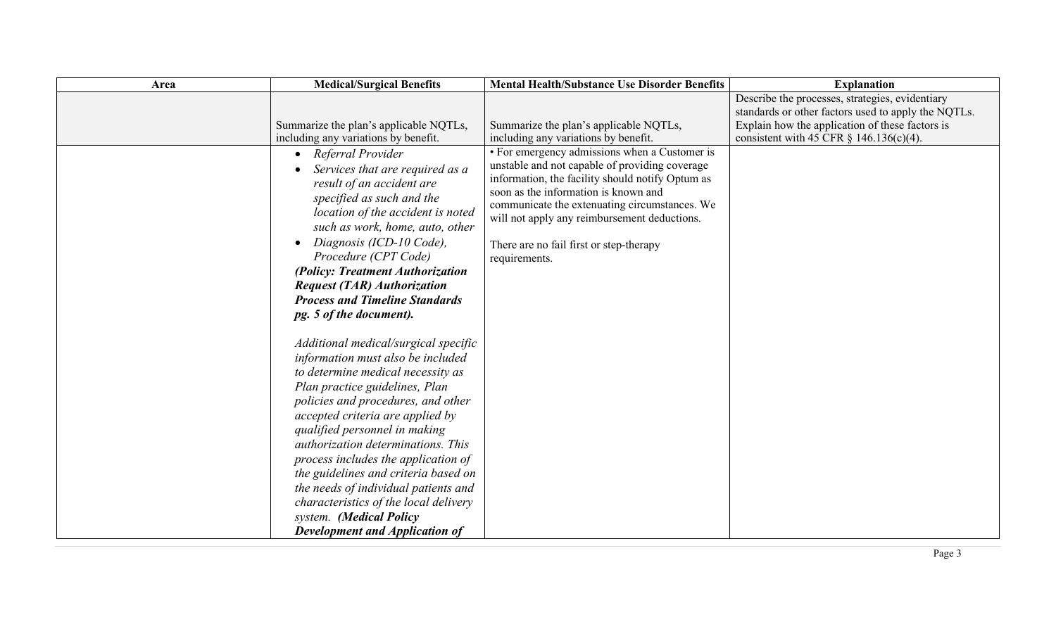| Area | Medical/Surgical Benefits | Mental Health/Substance Use Disorder Benefits | Explanation |
|---|---|---|---|
| | Summarize the plan's applicable NQTLs, including any variations by benefit. | Summarize the plan's applicable NQTLs, including any variations by benefit. | Describe the processes, strategies, evidentiary standards or other factors used to apply the NQTLs. Explain how the application of these factors is consistent with 45 CFR § 146.136(c)(4). |
| | • *Referral Provider*<br>• *Services that are required as a result of an accident are specified as such and the location of the accident is noted such as work, home, auto, other*<br>• *Diagnosis (ICD-10 Code), Procedure (CPT Code)*<br>***(Policy: Treatment Authorization Request (TAR) Authorization Process and Timeline Standards pg. 5 of the document).***<br><br>*Additional medical/surgical specific information must also be included to determine medical necessity as Plan practice guidelines, Plan policies and procedures, and other accepted criteria are applied by qualified personnel in making authorization determinations. This process includes the application of the guidelines and criteria based on the needs of individual patients and characteristics of the local delivery system.* ***(Medical Policy Development and Application of*** | • For emergency admissions when a Customer is unstable and not capable of providing coverage information, the facility should notify Optum as soon as the information is known and communicate the extenuating circumstances. We will not apply any reimbursement deductions.<br><br>There are no fail first or step-therapy requirements. | |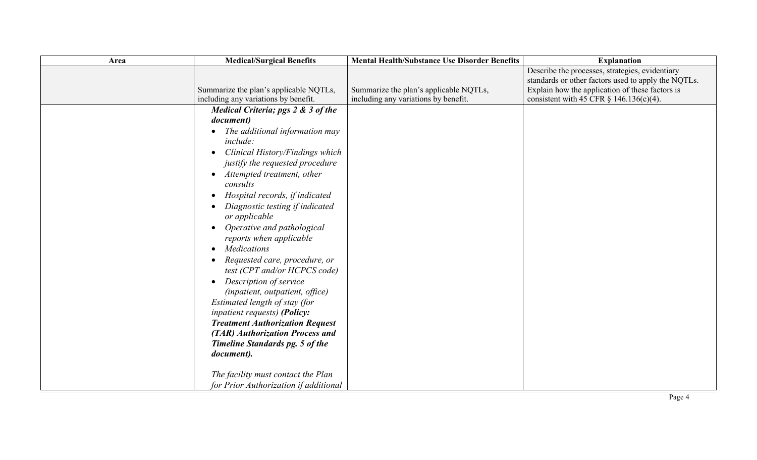| Area | Medical/Surgical Benefits | Mental Health/Substance Use Disorder Benefits | Explanation |
|---|---|---|---|
| | Summarize the plan's applicable NQTLs, including any variations by benefit. | Summarize the plan's applicable NQTLs, including any variations by benefit. | Describe the processes, strategies, evidentiary standards or other factors used to apply the NQTLs. Explain how the application of these factors is consistent with 45 CFR § 146.136(c)(4). |
| | ***Medical Criteria; pgs 2 & 3 of the document)*** <br>• *The additional information may include:* <br>• *Clinical History/Findings which justify the requested procedure* <br>• *Attempted treatment, other consults* <br>• *Hospital records, if indicated* <br>• *Diagnostic testing if indicated or applicable* <br>• *Operative and pathological reports when applicable* <br>• *Medications* <br>• *Requested care, procedure, or test (CPT and/or HCPCS code)* <br>• *Description of service (inpatient, outpatient, office)* <br>*Estimated length of stay (for inpatient requests)* ***(Policy: Treatment Authorization Request (TAR) Authorization Process and Timeline Standards pg. 5 of the document).*** <br><br>*The facility must contact the Plan for Prior Authorization if additional* | | |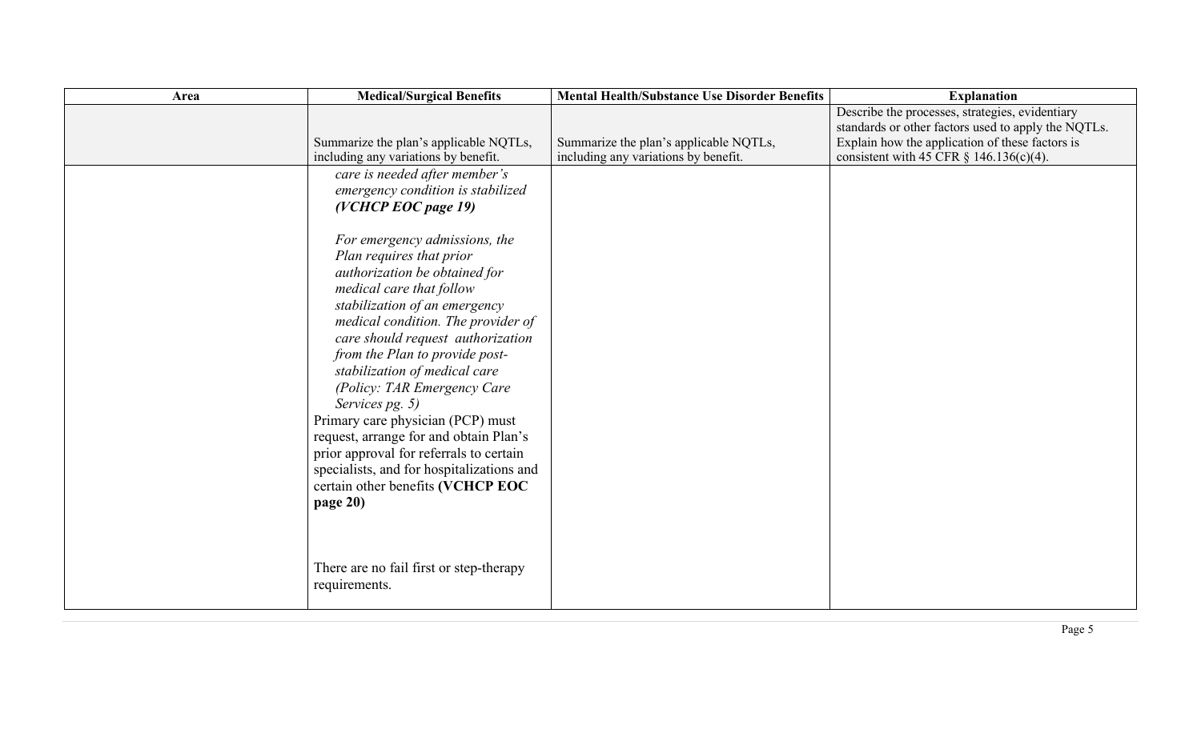| Area | Medical/Surgical Benefits | Mental Health/Substance Use Disorder Benefits | Explanation |
|---|---|---|---|
| | Summarize the plan's applicable NQTLs, including any variations by benefit. | Summarize the plan's applicable NQTLs, including any variations by benefit. | Describe the processes, strategies, evidentiary standards or other factors used to apply the NQTLs. Explain how the application of these factors is consistent with 45 CFR § 146.136(c)(4). |
| | *care is needed after member's emergency condition is stabilized **(VCHCP EOC page 19)***<br><br>*For emergency admissions, the Plan requires that prior authorization be obtained for medical care that follow stabilization of an emergency medical condition. The provider of care should request authorization from the Plan to provide post-stabilization of medical care (Policy: TAR Emergency Care Services pg. 5)*<br>Primary care physician (PCP) must request, arrange for and obtain Plan's prior approval for referrals to certain specialists, and for hospitalizations and certain other benefits **(VCHCP EOC page 20)**<br><br>There are no fail first or step-therapy requirements. | | |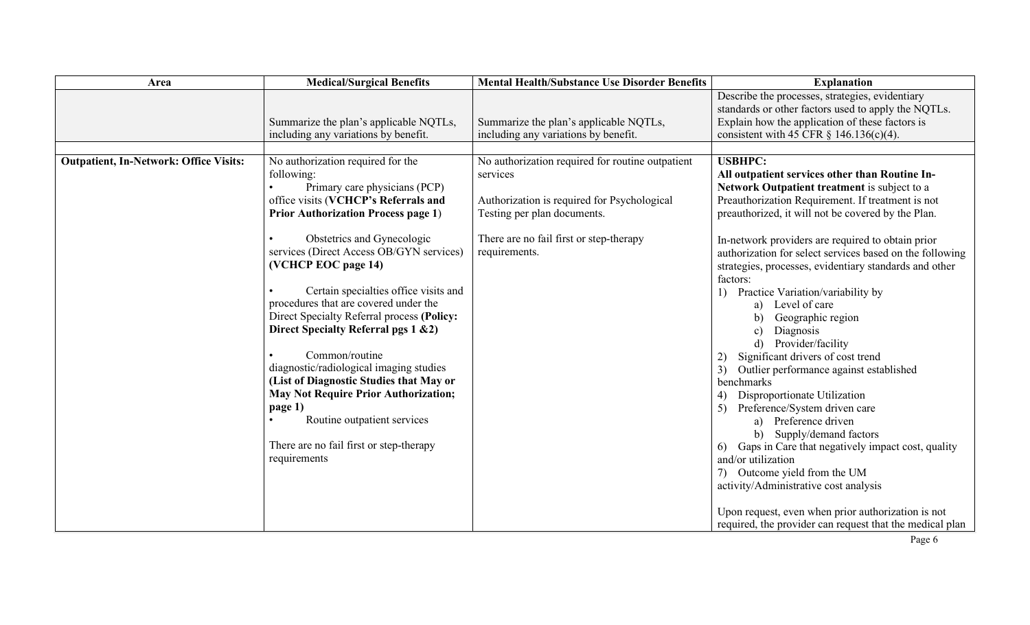| Area | Medical/Surgical Benefits | Mental Health/Substance Use Disorder Benefits | Explanation |
|---|---|---|---|
| | Summarize the plan's applicable NQTLs, including any variations by benefit. | Summarize the plan's applicable NQTLs, including any variations by benefit. | Describe the processes, strategies, evidentiary standards or other factors used to apply the NQTLs. Explain how the application of these factors is consistent with 45 CFR § 146.136(c)(4). |
| | | | |
| **Outpatient, In-Network: Office Visits:** | No authorization required for the following:<br>• Primary care physicians (PCP) office visits (**VCHCP's Referrals and Prior Authorization Process page 1**)<br><br>• Obstetrics and Gynecologic services (Direct Access OB/GYN services) **(VCHCP EOC page 14)**<br><br>• Certain specialties office visits and procedures that are covered under the Direct Specialty Referral process **(Policy: Direct Specialty Referral pgs 1 &2)**<br><br>• Common/routine diagnostic/radiological imaging studies **(List of Diagnostic Studies that May or May Not Require Prior Authorization; page 1)**<br>• Routine outpatient services<br><br>There are no fail first or step-therapy requirements | No authorization required for routine outpatient services<br><br>Authorization is required for Psychological Testing per plan documents.<br><br>There are no fail first or step-therapy requirements. | **USBHPC:**<br>**All outpatient services other than Routine In-Network Outpatient treatment** is subject to a Preauthorization Requirement. If treatment is not preauthorized, it will not be covered by the Plan.<br><br>In-network providers are required to obtain prior authorization for select services based on the following strategies, processes, evidentiary standards and other factors:<br>1) Practice Variation/variability by<br>a) Level of care<br>b) Geographic region<br>c) Diagnosis<br>d) Provider/facility<br>2) Significant drivers of cost trend<br>3) Outlier performance against established benchmarks<br>4) Disproportionate Utilization<br>5) Preference/System driven care<br>a) Preference driven<br>b) Supply/demand factors<br>6) Gaps in Care that negatively impact cost, quality and/or utilization<br>7) Outcome yield from the UM activity/Administrative cost analysis<br><br>Upon request, even when prior authorization is not required, the provider can request that the medical plan |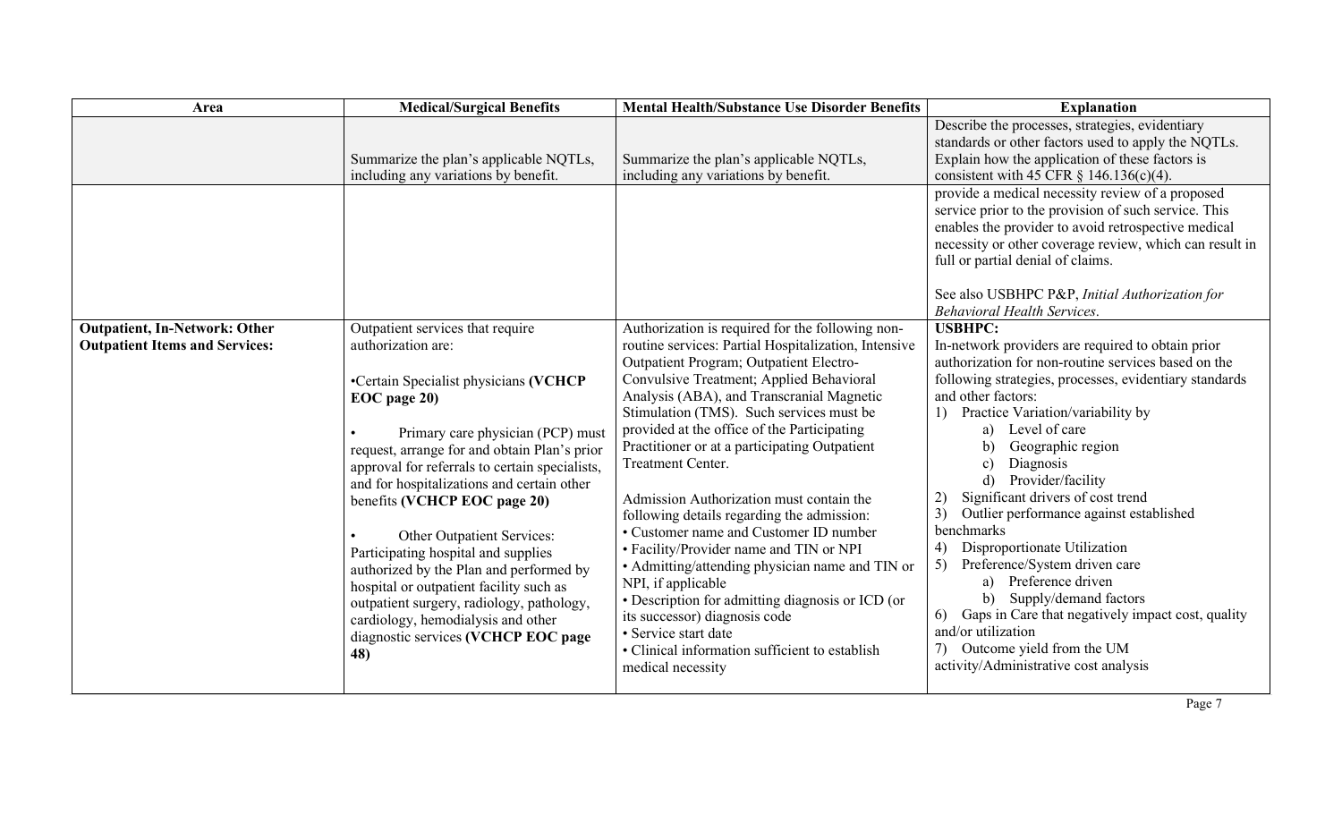| Area | Medical/Surgical Benefits | Mental Health/Substance Use Disorder Benefits | Explanation |
|---|---|---|---|
| | Summarize the plan's applicable NQTLs, including any variations by benefit. | Summarize the plan's applicable NQTLs, including any variations by benefit. | Describe the processes, strategies, evidentiary standards or other factors used to apply the NQTLs. Explain how the application of these factors is consistent with 45 CFR § 146.136(c)(4). |
| | | | provide a medical necessity review of a proposed service prior to the provision of such service. This enables the provider to avoid retrospective medical necessity or other coverage review, which can result in full or partial denial of claims.<br><br>See also USBHPC P&P, *Initial Authorization for Behavioral Health Services*. |
| **Outpatient, In-Network: Other Outpatient Items and Services:** | Outpatient services that require authorization are:<br><br>•Certain Specialist physicians **(VCHCP EOC page 20)**<br><br>• Primary care physician (PCP) must request, arrange for and obtain Plan's prior approval for referrals to certain specialists, and for hospitalizations and certain other benefits **(VCHCP EOC page 20)**<br><br>• Other Outpatient Services: Participating hospital and supplies authorized by the Plan and performed by hospital or outpatient facility such as outpatient surgery, radiology, pathology, cardiology, hemodialysis and other diagnostic services **(VCHCP EOC page 48)** | Authorization is required for the following non-routine services: Partial Hospitalization, Intensive Outpatient Program; Outpatient Electro-Convulsive Treatment; Applied Behavioral Analysis (ABA), and Transcranial Magnetic Stimulation (TMS). Such services must be provided at the office of the Participating Practitioner or at a participating Outpatient Treatment Center.<br><br>Admission Authorization must contain the following details regarding the admission:<br>• Customer name and Customer ID number<br>• Facility/Provider name and TIN or NPI<br>• Admitting/attending physician name and TIN or NPI, if applicable<br>• Description for admitting diagnosis or ICD (or its successor) diagnosis code<br>• Service start date<br>• Clinical information sufficient to establish medical necessity | **USBHPC:**<br>In-network providers are required to obtain prior authorization for non-routine services based on the following strategies, processes, evidentiary standards and other factors:<br>1) Practice Variation/variability by<br>a) Level of care<br>b) Geographic region<br>c) Diagnosis<br>d) Provider/facility<br>2) Significant drivers of cost trend<br>3) Outlier performance against established benchmarks<br>4) Disproportionate Utilization<br>5) Preference/System driven care<br>a) Preference driven<br>b) Supply/demand factors<br>6) Gaps in Care that negatively impact cost, quality and/or utilization<br>7) Outcome yield from the UM activity/Administrative cost analysis |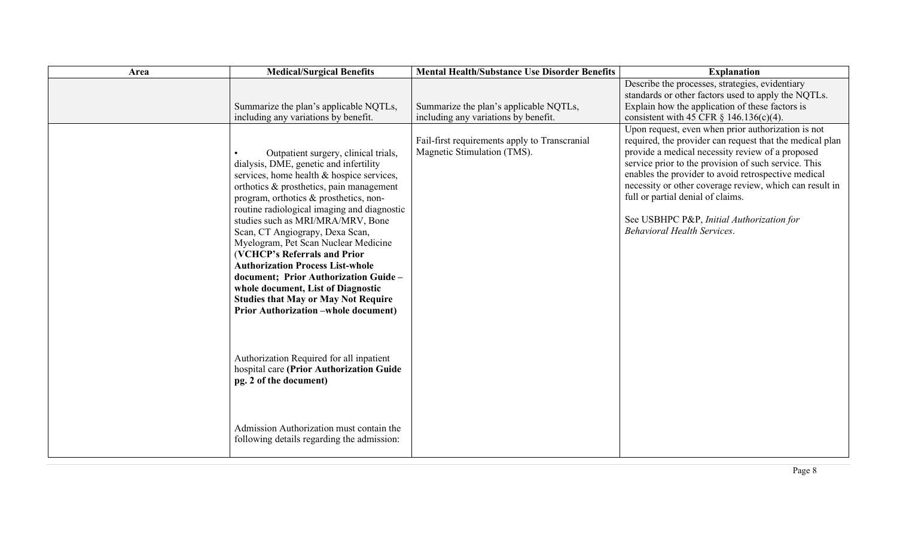| Area | Medical/Surgical Benefits | Mental Health/Substance Use Disorder Benefits | Explanation |
| --- | --- | --- | --- |
| | Summarize the plan's applicable NQTLs, including any variations by benefit. | Summarize the plan's applicable NQTLs, including any variations by benefit. | Describe the processes, strategies, evidentiary standards or other factors used to apply the NQTLs. Explain how the application of these factors is consistent with 45 CFR § 146.136(c)(4). |
| | • Outpatient surgery, clinical trials, dialysis, DME, genetic and infertility services, home health & hospice services, orthotics & prosthetics, pain management program, orthotics & prosthetics, non-routine radiological imaging and diagnostic studies such as MRI/MRA/MRV, Bone Scan, CT Angiograpy, Dexa Scan, Myelogram, Pet Scan Nuclear Medicine **(VCHCP's Referrals and Prior Authorization Process List-whole document; Prior Authorization Guide – whole document, List of Diagnostic Studies that May or May Not Require Prior Authorization –whole document)**<br><br>Authorization Required for all inpatient hospital care **(Prior Authorization Guide pg. 2 of the document)**<br><br>Admission Authorization must contain the following details regarding the admission: | Fail-first requirements apply to Transcranial Magnetic Stimulation (TMS). | Upon request, even when prior authorization is not required, the provider can request that the medical plan provide a medical necessity review of a proposed service prior to the provision of such service. This enables the provider to avoid retrospective medical necessity or other coverage review, which can result in full or partial denial of claims.<br><br>See USBHPC P&P, *Initial Authorization for Behavioral Health Services*. |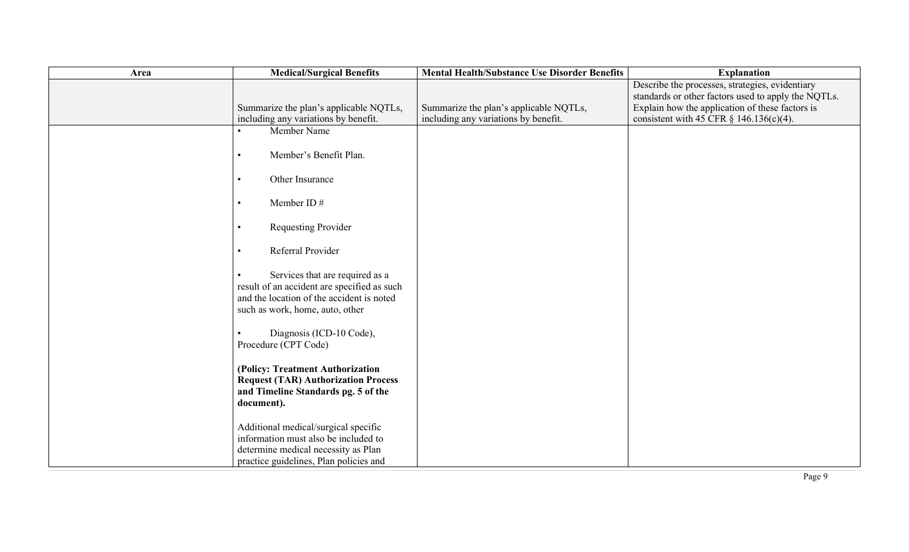| Area | Medical/Surgical Benefits | Mental Health/Substance Use Disorder Benefits | Explanation |
|---|---|---|---|
| | Summarize the plan's applicable NQTLs, including any variations by benefit. | Summarize the plan's applicable NQTLs, including any variations by benefit. | Describe the processes, strategies, evidentiary standards or other factors used to apply the NQTLs. Explain how the application of these factors is consistent with 45 CFR § 146.136(c)(4). |
| | • Member Name<br><br>• Member's Benefit Plan.<br><br>• Other Insurance<br><br>• Member ID #<br><br>• Requesting Provider<br><br>• Referral Provider<br><br>• Services that are required as a result of an accident are specified as such and the location of the accident is noted such as work, home, auto, other<br><br>• Diagnosis (ICD-10 Code), Procedure (CPT Code)<br><br>**(Policy: Treatment Authorization Request (TAR) Authorization Process and Timeline Standards pg. 5 of the document).**<br><br>Additional medical/surgical specific information must also be included to determine medical necessity as Plan practice guidelines, Plan policies and | | |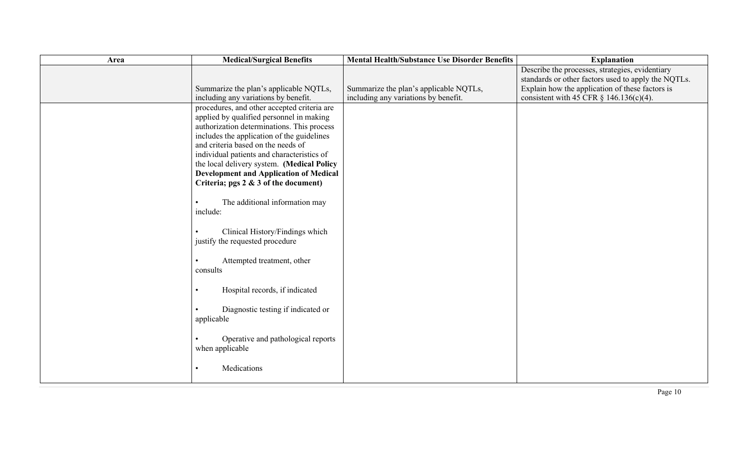| Area | Medical/Surgical Benefits | Mental Health/Substance Use Disorder Benefits | Explanation |
|---|---|---|---|
| | Summarize the plan's applicable NQTLs, including any variations by benefit. | Summarize the plan's applicable NQTLs, including any variations by benefit. | Describe the processes, strategies, evidentiary standards or other factors used to apply the NQTLs. Explain how the application of these factors is consistent with 45 CFR § 146.136(c)(4). |
| | procedures, and other accepted criteria are applied by qualified personnel in making authorization determinations. This process includes the application of the guidelines and criteria based on the needs of individual patients and characteristics of the local delivery system. **(Medical Policy Development and Application of Medical Criteria; pgs 2 & 3 of the document)**<br><br>• The additional information may include:<br><br>• Clinical History/Findings which justify the requested procedure<br><br>• Attempted treatment, other consults<br><br>• Hospital records, if indicated<br><br>• Diagnostic testing if indicated or applicable<br><br>• Operative and pathological reports when applicable<br><br>• Medications | | |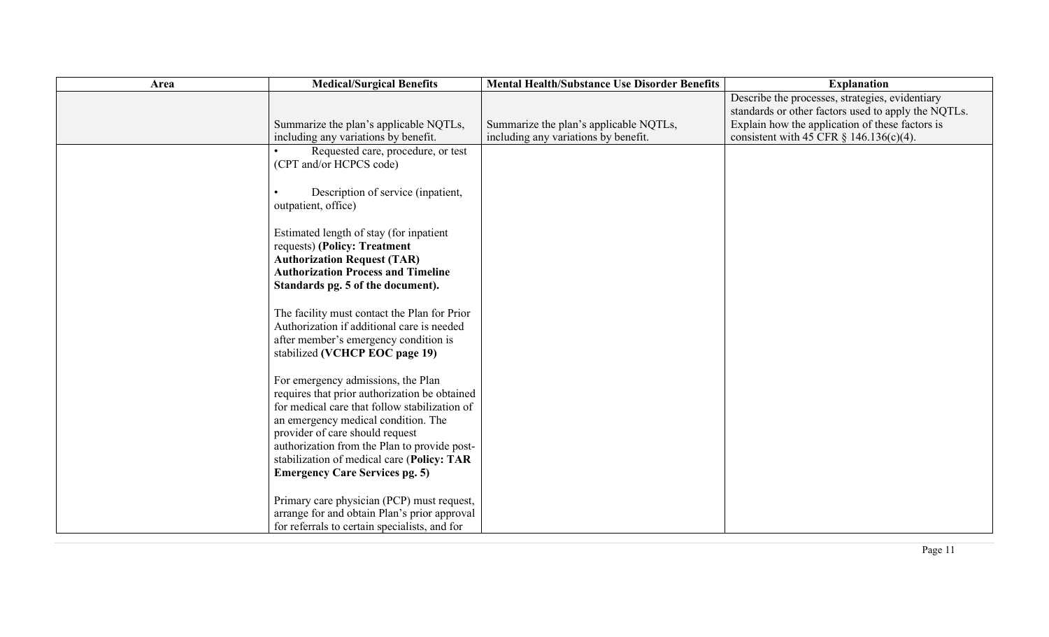| Area | Medical/Surgical Benefits | Mental Health/Substance Use Disorder Benefits | Explanation |
|---|---|---|---|
| | Summarize the plan's applicable NQTLs, including any variations by benefit. | Summarize the plan's applicable NQTLs, including any variations by benefit. | Describe the processes, strategies, evidentiary standards or other factors used to apply the NQTLs. Explain how the application of these factors is consistent with 45 CFR § 146.136(c)(4). |
| | • Requested care, procedure, or test (CPT and/or HCPCS code)<br><br>• Description of service (inpatient, outpatient, office)<br><br>Estimated length of stay (for inpatient requests) **(Policy: Treatment Authorization Request (TAR) Authorization Process and Timeline Standards pg. 5 of the document).**<br><br>The facility must contact the Plan for Prior Authorization if additional care is needed after member's emergency condition is stabilized **(VCHCP EOC page 19)**<br><br>For emergency admissions, the Plan requires that prior authorization be obtained for medical care that follow stabilization of an emergency medical condition. The provider of care should request authorization from the Plan to provide post-stabilization of medical care (**Policy: TAR Emergency Care Services pg. 5)**<br><br>Primary care physician (PCP) must request, arrange for and obtain Plan's prior approval for referrals to certain specialists, and for | | |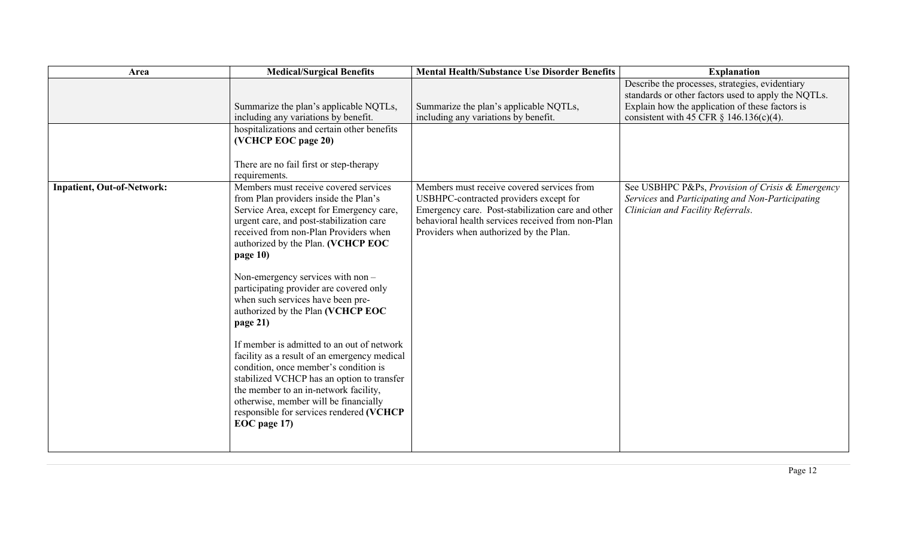| Area | Medical/Surgical Benefits | Mental Health/Substance Use Disorder Benefits | Explanation |
|---|---|---|---|
| | Summarize the plan's applicable NQTLs, including any variations by benefit. | Summarize the plan's applicable NQTLs, including any variations by benefit. | Describe the processes, strategies, evidentiary standards or other factors used to apply the NQTLs. Explain how the application of these factors is consistent with 45 CFR § 146.136(c)(4). |
| | hospitalizations and certain other benefits **(VCHCP EOC page 20)**<br><br>There are no fail first or step-therapy requirements. | | |
| **Inpatient, Out-of-Network:** | Members must receive covered services from Plan providers inside the Plan's Service Area, except for Emergency care, urgent care, and post-stabilization care received from non-Plan Providers when authorized by the Plan. **(VCHCP EOC page 10)**<br><br>Non-emergency services with non – participating provider are covered only when such services have been pre-authorized by the Plan **(VCHCP EOC page 21)**<br><br>If member is admitted to an out of network facility as a result of an emergency medical condition, once member's condition is stabilized VCHCP has an option to transfer the member to an in-network facility, otherwise, member will be financially responsible for services rendered **(VCHCP EOC page 17)** | Members must receive covered services from USBHPC-contracted providers except for Emergency care. Post-stabilization care and other behavioral health services received from non-Plan Providers when authorized by the Plan. | See USBHPC P&Ps, *Provision of Crisis & Emergency Services* and *Participating and Non-Participating Clinician and Facility Referrals*. |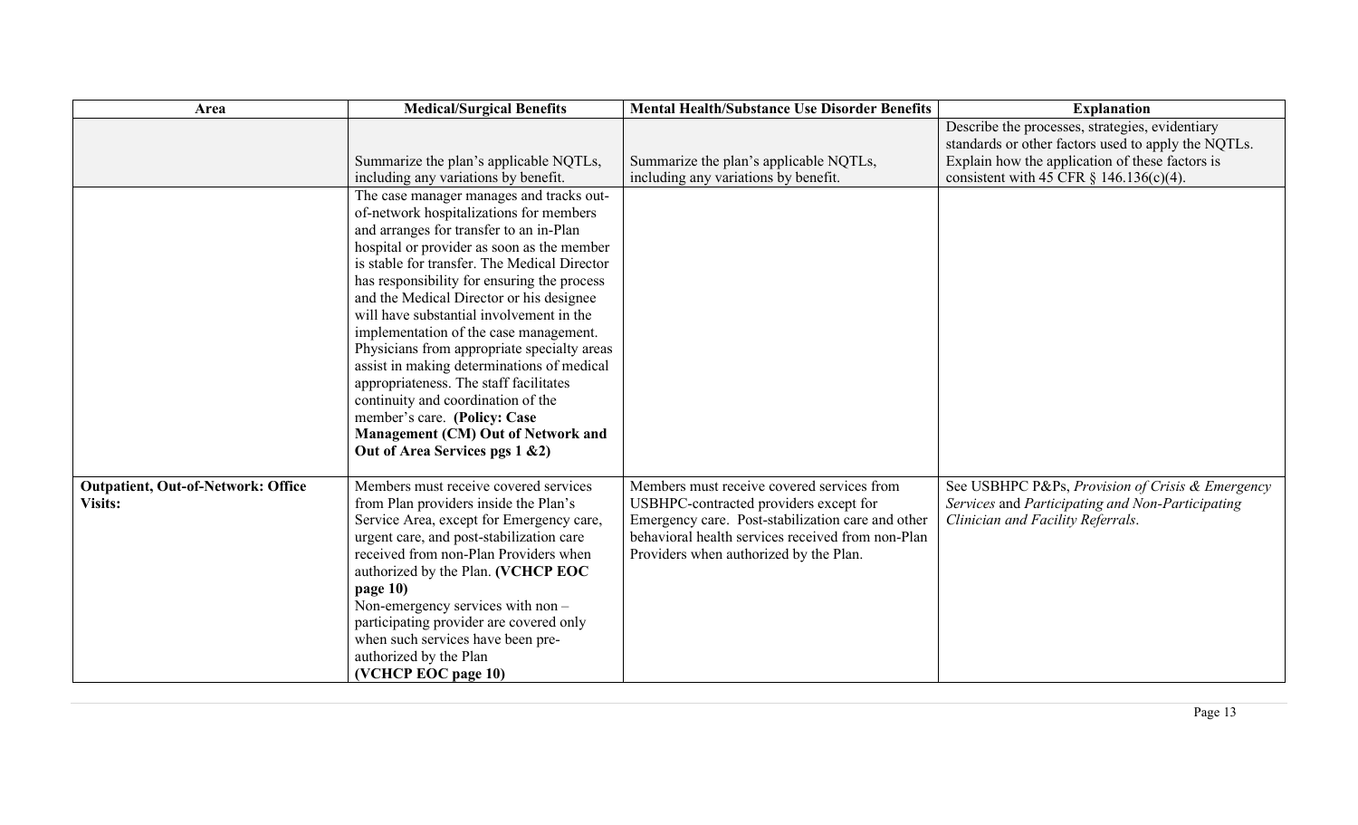| Area | Medical/Surgical Benefits | Mental Health/Substance Use Disorder Benefits | Explanation |
|---|---|---|---|
| | Summarize the plan's applicable NQTLs, including any variations by benefit. | Summarize the plan's applicable NQTLs, including any variations by benefit. | Describe the processes, strategies, evidentiary standards or other factors used to apply the NQTLs. Explain how the application of these factors is consistent with 45 CFR § 146.136(c)(4). |
| | The case manager manages and tracks out-of-network hospitalizations for members and arranges for transfer to an in-Plan hospital or provider as soon as the member is stable for transfer. The Medical Director has responsibility for ensuring the process and the Medical Director or his designee will have substantial involvement in the implementation of the case management. Physicians from appropriate specialty areas assist in making determinations of medical appropriateness. The staff facilitates continuity and coordination of the member's care. **(Policy: Case Management (CM) Out of Network and Out of Area Services pgs 1 &2)** | | |
| **Outpatient, Out-of-Network: Office Visits:** | Members must receive covered services from Plan providers inside the Plan's Service Area, except for Emergency care, urgent care, and post-stabilization care received from non-Plan Providers when authorized by the Plan. **(VCHCP EOC page 10)**<br>Non-emergency services with non – participating provider are covered only when such services have been pre-authorized by the Plan **(VCHCP EOC page 10)** | Members must receive covered services from USBHPC-contracted providers except for Emergency care. Post-stabilization care and other behavioral health services received from non-Plan Providers when authorized by the Plan. | See USBHPC P&Ps, *Provision of Crisis & Emergency Services* and *Participating and Non-Participating Clinician and Facility Referrals*. |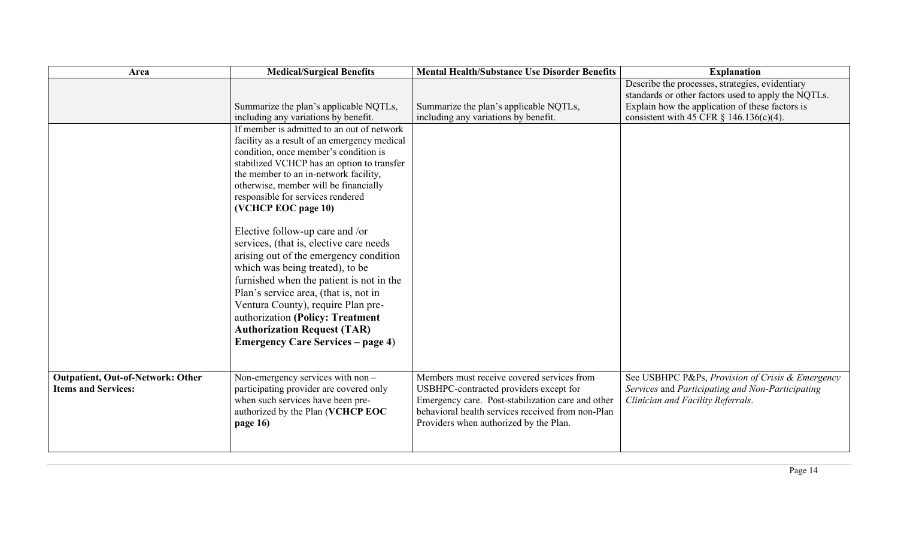| Area | Medical/Surgical Benefits | Mental Health/Substance Use Disorder Benefits | Explanation |
|---|---|---|---|
| | Summarize the plan's applicable NQTLs, including any variations by benefit. | Summarize the plan's applicable NQTLs, including any variations by benefit. | Describe the processes, strategies, evidentiary standards or other factors used to apply the NQTLs. Explain how the application of these factors is consistent with 45 CFR § 146.136(c)(4). |
| | If member is admitted to an out of network facility as a result of an emergency medical condition, once member's condition is stabilized VCHCP has an option to transfer the member to an in-network facility, otherwise, member will be financially responsible for services rendered **(VCHCP EOC page 10)**<br><br>Elective follow-up care and /or services, (that is, elective care needs arising out of the emergency condition which was being treated), to be furnished when the patient is not in the Plan's service area, (that is, not in Ventura County), require Plan pre-authorization **(Policy: Treatment Authorization Request (TAR) Emergency Care Services – page 4**) | | |
| **Outpatient, Out-of-Network: Other Items and Services:** | Non-emergency services with non – participating provider are covered only when such services have been pre-authorized by the Plan (**VCHCP EOC page 16)** | Members must receive covered services from USBHPC-contracted providers except for Emergency care. Post-stabilization care and other behavioral health services received from non-Plan Providers when authorized by the Plan. | See USBHPC P&Ps, *Provision of Crisis & Emergency Services* and *Participating and Non-Participating Clinician and Facility Referrals*. |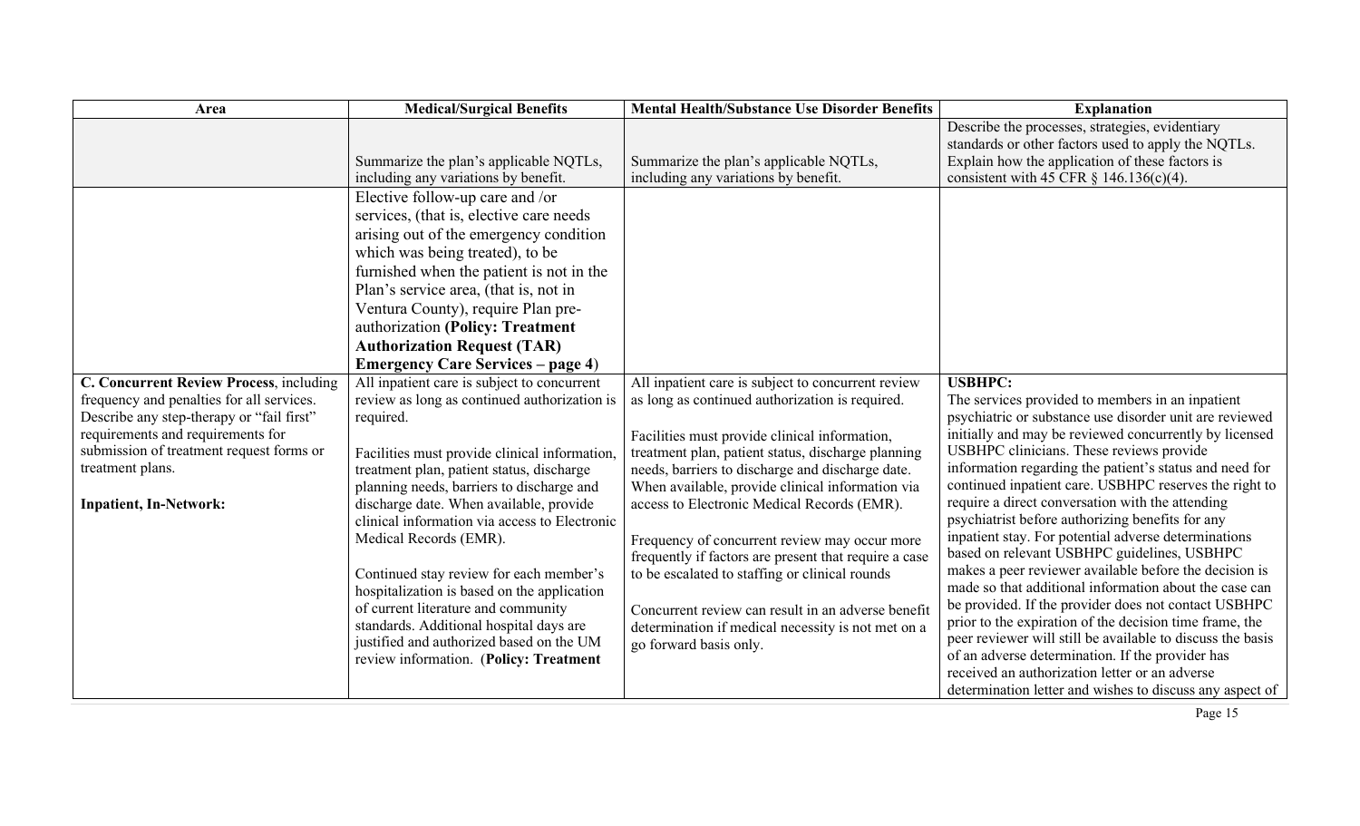| Area | Medical/Surgical Benefits | Mental Health/Substance Use Disorder Benefits | Explanation |
|---|---|---|---|
| | Summarize the plan's applicable NQTLs, including any variations by benefit. | Summarize the plan's applicable NQTLs, including any variations by benefit. | Describe the processes, strategies, evidentiary standards or other factors used to apply the NQTLs. Explain how the application of these factors is consistent with 45 CFR § 146.136(c)(4). |
| | Elective follow-up care and /or services, (that is, elective care needs arising out of the emergency condition which was being treated), to be furnished when the patient is not in the Plan's service area, (that is, not in Ventura County), require Plan pre-authorization **(Policy: Treatment Authorization Request (TAR) Emergency Care Services – page 4)** | | |
| **C. Concurrent Review Process**, including frequency and penalties for all services. Describe any step-therapy or "fail first" requirements and requirements for submission of treatment request forms or treatment plans.<br><br>**Inpatient, In-Network:** | All inpatient care is subject to concurrent review as long as continued authorization is required.<br><br>Facilities must provide clinical information, treatment plan, patient status, discharge planning needs, barriers to discharge and discharge date. When available, provide clinical information via access to Electronic Medical Records (EMR).<br><br>Continued stay review for each member's hospitalization is based on the application of current literature and community standards. Additional hospital days are justified and authorized based on the UM review information. (**Policy: Treatment** | All inpatient care is subject to concurrent review as long as continued authorization is required.<br><br>Facilities must provide clinical information, treatment plan, patient status, discharge planning needs, barriers to discharge and discharge date. When available, provide clinical information via access to Electronic Medical Records (EMR).<br><br>Frequency of concurrent review may occur more frequently if factors are present that require a case to be escalated to staffing or clinical rounds<br><br>Concurrent review can result in an adverse benefit determination if medical necessity is not met on a go forward basis only. | **USBHPC:**<br>The services provided to members in an inpatient psychiatric or substance use disorder unit are reviewed initially and may be reviewed concurrently by licensed USBHPC clinicians. These reviews provide information regarding the patient's status and need for continued inpatient care. USBHPC reserves the right to require a direct conversation with the attending psychiatrist before authorizing benefits for any inpatient stay. For potential adverse determinations based on relevant USBHPC guidelines, USBHPC makes a peer reviewer available before the decision is made so that additional information about the case can be provided. If the provider does not contact USBHPC prior to the expiration of the decision time frame, the peer reviewer will still be available to discuss the basis of an adverse determination. If the provider has received an authorization letter or an adverse determination letter and wishes to discuss any aspect of |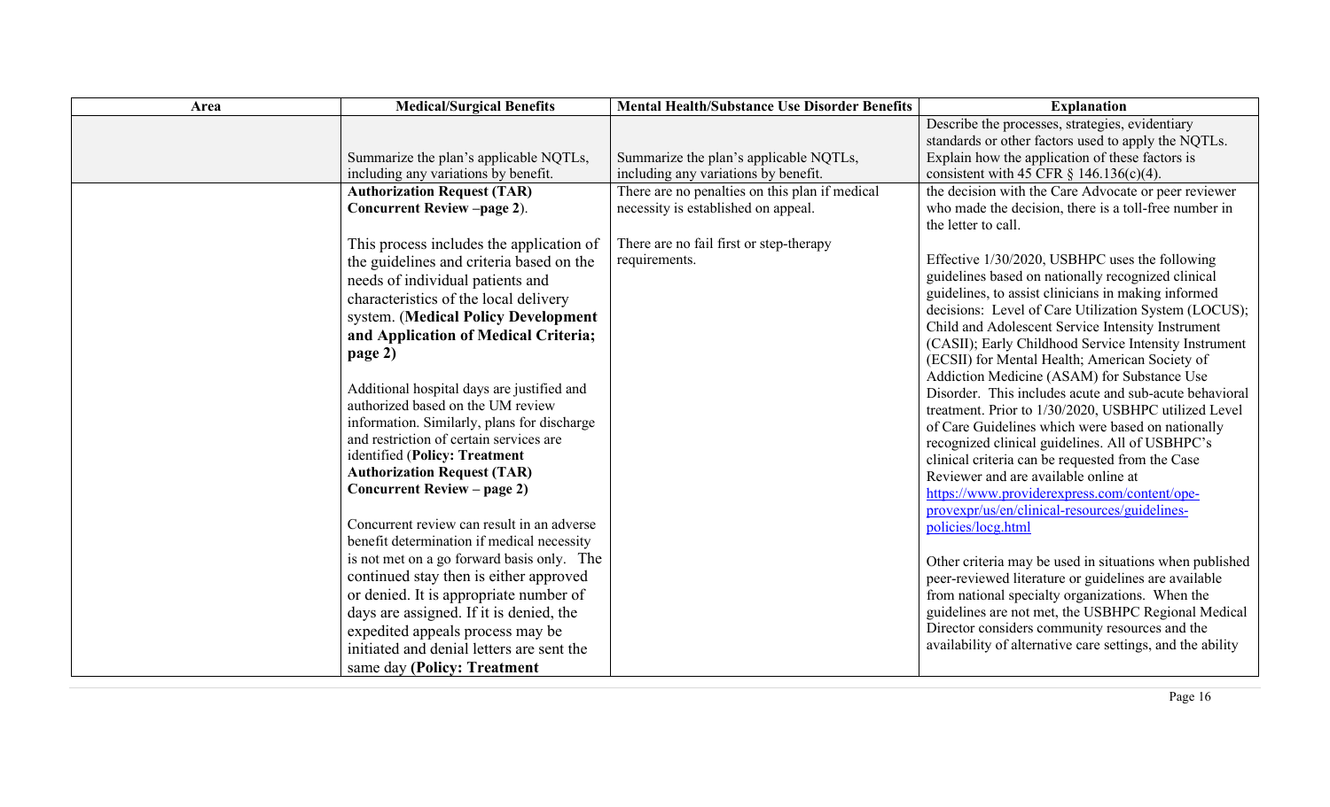| Area | Medical/Surgical Benefits | Mental Health/Substance Use Disorder Benefits | Explanation |
|---|---|---|---|
| | Summarize the plan's applicable NQTLs, including any variations by benefit. | Summarize the plan's applicable NQTLs, including any variations by benefit. | Describe the processes, strategies, evidentiary standards or other factors used to apply the NQTLs. Explain how the application of these factors is consistent with 45 CFR § 146.136(c)(4). |
| | **Authorization Request (TAR) Concurrent Review –page 2**).<br><br>This process includes the application of the guidelines and criteria based on the needs of individual patients and characteristics of the local delivery system. (**Medical Policy Development and Application of Medical Criteria; page 2)**<br><br>Additional hospital days are justified and authorized based on the UM review information. Similarly, plans for discharge and restriction of certain services are identified (**Policy: Treatment Authorization Request (TAR) Concurrent Review – page 2)**<br><br>Concurrent review can result in an adverse benefit determination if medical necessity is not met on a go forward basis only. The continued stay then is either approved or denied. It is appropriate number of days are assigned. If it is denied, the expedited appeals process may be initiated and denial letters are sent the same day **(Policy: Treatment** | There are no penalties on this plan if medical necessity is established on appeal.<br><br>There are no fail first or step-therapy requirements. | the decision with the Care Advocate or peer reviewer who made the decision, there is a toll-free number in the letter to call.<br><br>Effective 1/30/2020, USBHPC uses the following guidelines based on nationally recognized clinical guidelines, to assist clinicians in making informed decisions: Level of Care Utilization System (LOCUS); Child and Adolescent Service Intensity Instrument (CASII); Early Childhood Service Intensity Instrument (ECSII) for Mental Health; American Society of Addiction Medicine (ASAM) for Substance Use Disorder. This includes acute and sub-acute behavioral treatment. Prior to 1/30/2020, USBHPC utilized Level of Care Guidelines which were based on nationally recognized clinical guidelines. All of USBHPC's clinical criteria can be requested from the Case Reviewer and are available online at https://www.providerexpress.com/content/ope-provexpr/us/en/clinical-resources/guidelines-policies/locg.html<br><br>Other criteria may be used in situations when published peer-reviewed literature or guidelines are available from national specialty organizations. When the guidelines are not met, the USBHPC Regional Medical Director considers community resources and the availability of alternative care settings, and the ability |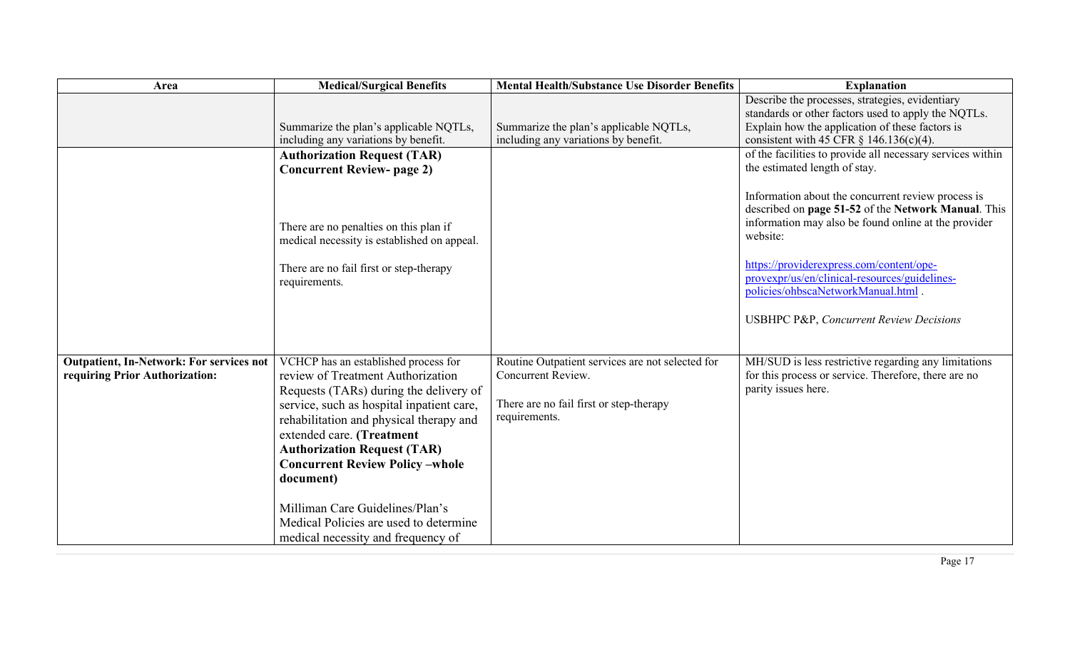| Area | Medical/Surgical Benefits | Mental Health/Substance Use Disorder Benefits | Explanation |
|---|---|---|---|
| | Summarize the plan's applicable NQTLs, including any variations by benefit. | Summarize the plan's applicable NQTLs, including any variations by benefit. | Describe the processes, strategies, evidentiary standards or other factors used to apply the NQTLs. Explain how the application of these factors is consistent with 45 CFR § 146.136(c)(4). |
| | **Authorization Request (TAR) Concurrent Review- page 2)**<br><br>There are no penalties on this plan if medical necessity is established on appeal.<br><br>There are no fail first or step-therapy requirements. | | of the facilities to provide all necessary services within the estimated length of stay.<br><br>Information about the concurrent review process is described on **page 51-52** of the **Network Manual**. This information may also be found online at the provider website:<br><br>https://providerexpress.com/content/ope-provexpr/us/en/clinical-resources/guidelines-policies/ohbscaNetworkManual.html .<br><br>USBHPC P&P, *Concurrent Review Decisions* |
| **Outpatient, In-Network: For services not requiring Prior Authorization:** | VCHCP has an established process for review of Treatment Authorization Requests (TARs) during the delivery of service, such as hospital inpatient care, rehabilitation and physical therapy and extended care. **(Treatment Authorization Request (TAR) Concurrent Review Policy –whole document)**<br><br>Milliman Care Guidelines/Plan's Medical Policies are used to determine medical necessity and frequency of | Routine Outpatient services are not selected for Concurrent Review.<br><br>There are no fail first or step-therapy requirements. | MH/SUD is less restrictive regarding any limitations for this process or service. Therefore, there are no parity issues here. |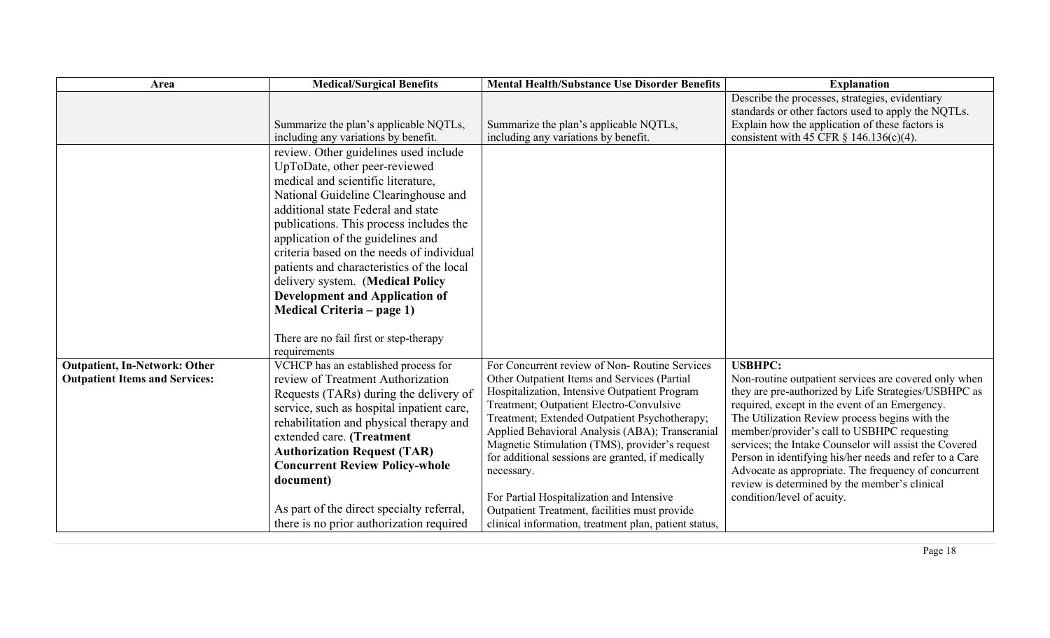| Area | Medical/Surgical Benefits | Mental Health/Substance Use Disorder Benefits | Explanation |
|---|---|---|---|
| | Summarize the plan's applicable NQTLs, including any variations by benefit. | Summarize the plan's applicable NQTLs, including any variations by benefit. | Describe the processes, strategies, evidentiary standards or other factors used to apply the NQTLs. Explain how the application of these factors is consistent with 45 CFR § 146.136(c)(4). |
| | review. Other guidelines used include UpToDate, other peer-reviewed medical and scientific literature, National Guideline Clearinghouse and additional state Federal and state publications. This process includes the application of the guidelines and criteria based on the needs of individual patients and characteristics of the local delivery system. (**Medical Policy Development and Application of Medical Criteria – page 1)**<br><br>There are no fail first or step-therapy requirements | | |
| **Outpatient, In-Network: Other Outpatient Items and Services:** | VCHCP has an established process for review of Treatment Authorization Requests (TARs) during the delivery of service, such as hospital inpatient care, rehabilitation and physical therapy and extended care. **(Treatment Authorization Request (TAR) Concurrent Review Policy-whole document)**<br><br>As part of the direct specialty referral, there is no prior authorization required | For Concurrent review of Non- Routine Services Other Outpatient Items and Services (Partial Hospitalization, Intensive Outpatient Program Treatment; Outpatient Electro-Convulsive Treatment; Extended Outpatient Psychotherapy; Applied Behavioral Analysis (ABA); Transcranial Magnetic Stimulation (TMS), provider's request for additional sessions are granted, if medically necessary.<br><br>For Partial Hospitalization and Intensive Outpatient Treatment, facilities must provide clinical information, treatment plan, patient status, | **USBHPC:**<br>Non-routine outpatient services are covered only when they are pre-authorized by Life Strategies/USBHPC as required, except in the event of an Emergency.<br>The Utilization Review process begins with the member/provider's call to USBHPC requesting services; the Intake Counselor will assist the Covered Person in identifying his/her needs and refer to a Care Advocate as appropriate. The frequency of concurrent review is determined by the member's clinical condition/level of acuity. |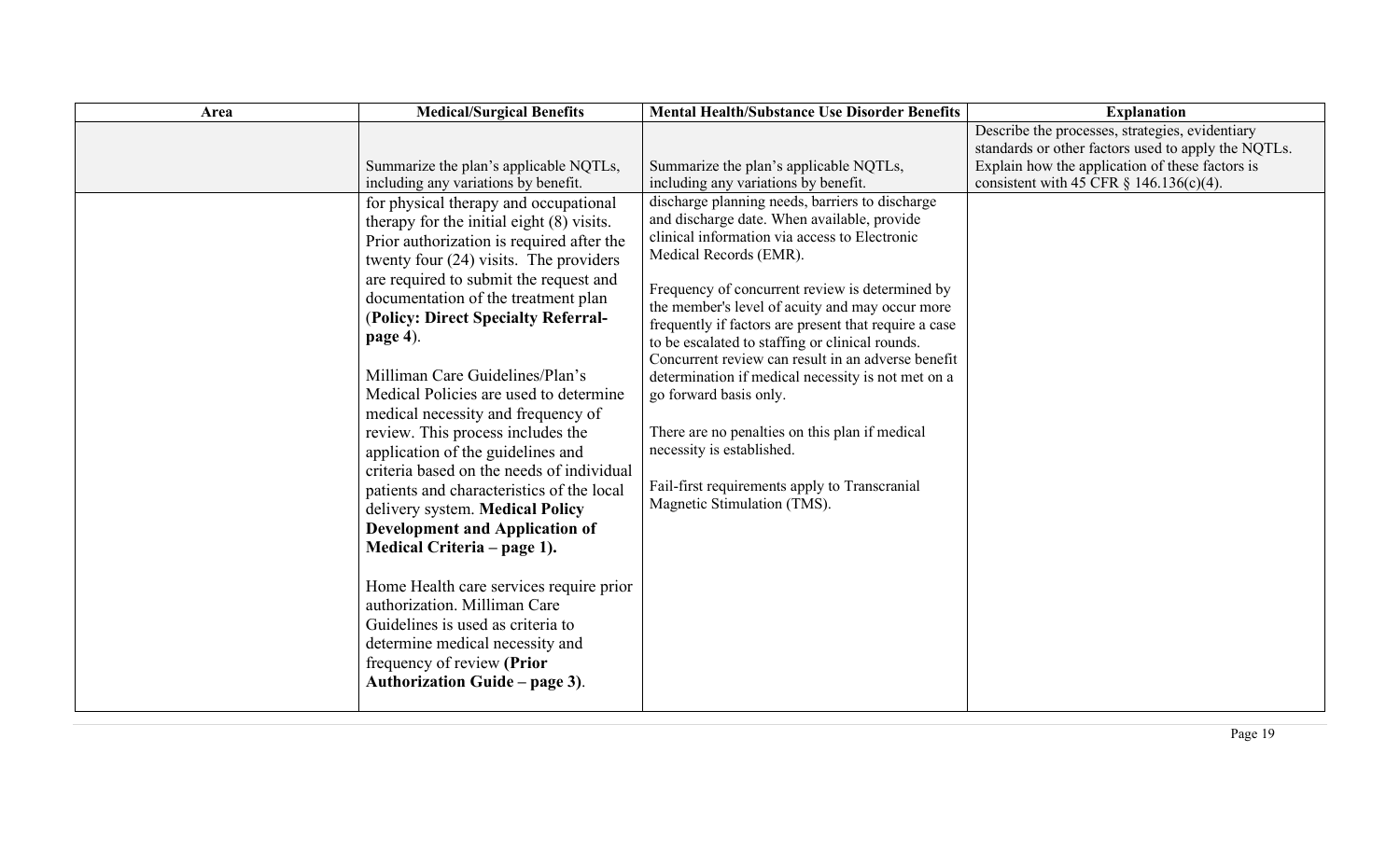| Area | Medical/Surgical Benefits | Mental Health/Substance Use Disorder Benefits | Explanation |
|---|---|---|---|
| | Summarize the plan's applicable NQTLs, including any variations by benefit. | Summarize the plan's applicable NQTLs, including any variations by benefit. | Describe the processes, strategies, evidentiary standards or other factors used to apply the NQTLs. Explain how the application of these factors is consistent with 45 CFR § 146.136(c)(4). |
| | for physical therapy and occupational therapy for the initial eight (8) visits. Prior authorization is required after the twenty four (24) visits. The providers are required to submit the request and documentation of the treatment plan (**Policy: Direct Specialty Referral- page 4**).<br><br>Milliman Care Guidelines/Plan's Medical Policies are used to determine medical necessity and frequency of review. This process includes the application of the guidelines and criteria based on the needs of individual patients and characteristics of the local delivery system. **Medical Policy Development and Application of Medical Criteria – page 1).**<br><br>Home Health care services require prior authorization. Milliman Care Guidelines is used as criteria to determine medical necessity and frequency of review **(Prior Authorization Guide – page 3)**. | discharge planning needs, barriers to discharge and discharge date. When available, provide clinical information via access to Electronic Medical Records (EMR).<br><br>Frequency of concurrent review is determined by the member's level of acuity and may occur more frequently if factors are present that require a case to be escalated to staffing or clinical rounds. Concurrent review can result in an adverse benefit determination if medical necessity is not met on a go forward basis only.<br><br>There are no penalties on this plan if medical necessity is established.<br><br>Fail-first requirements apply to Transcranial Magnetic Stimulation (TMS). | |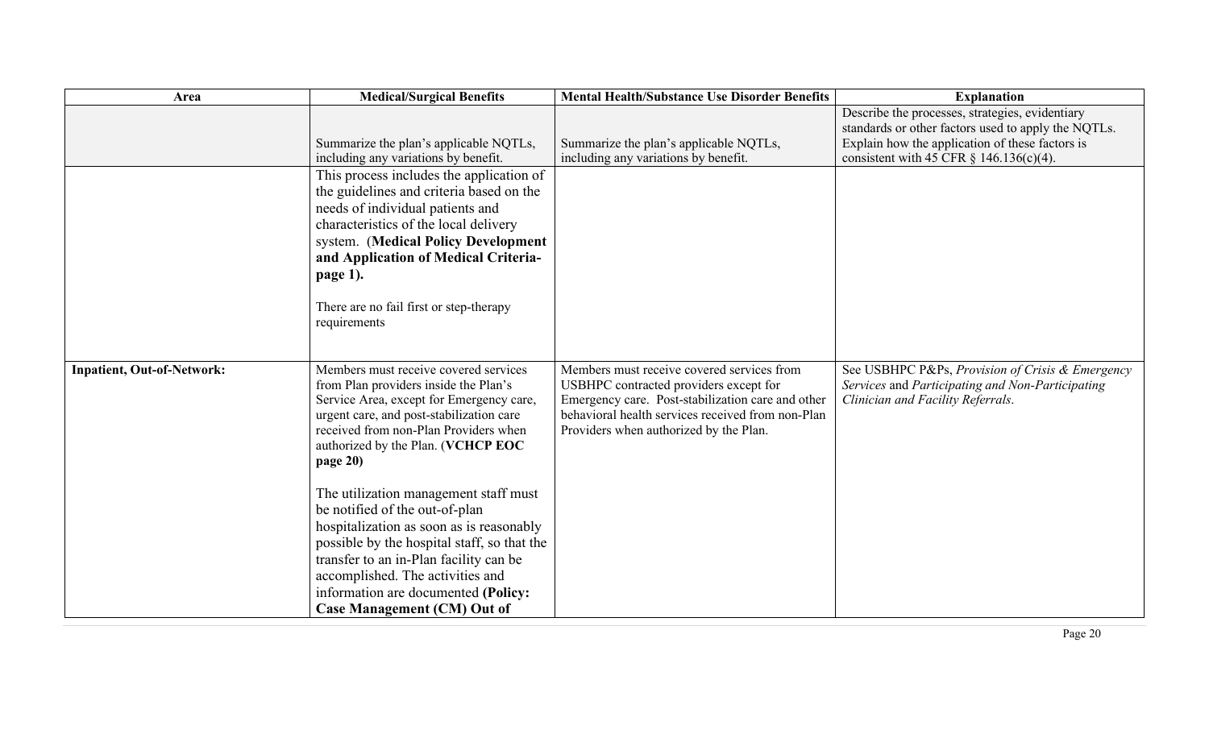| Area | Medical/Surgical Benefits | Mental Health/Substance Use Disorder Benefits | Explanation |
|---|---|---|---|
| | Summarize the plan's applicable NQTLs, including any variations by benefit. | Summarize the plan's applicable NQTLs, including any variations by benefit. | Describe the processes, strategies, evidentiary standards or other factors used to apply the NQTLs. Explain how the application of these factors is consistent with 45 CFR § 146.136(c)(4). |
| | This process includes the application of the guidelines and criteria based on the needs of individual patients and characteristics of the local delivery system. (**Medical Policy Development and Application of Medical Criteria- page 1).**<br><br>There are no fail first or step-therapy requirements | | |
| **Inpatient, Out-of-Network:** | Members must receive covered services from Plan providers inside the Plan's Service Area, except for Emergency care, urgent care, and post-stabilization care received from non-Plan Providers when authorized by the Plan. (**VCHCP EOC page 20)**<br><br>The utilization management staff must be notified of the out-of-plan hospitalization as soon as is reasonably possible by the hospital staff, so that the transfer to an in-Plan facility can be accomplished. The activities and information are documented **(Policy: Case Management (CM) Out of** | Members must receive covered services from USBHPC contracted providers except for Emergency care. Post-stabilization care and other behavioral health services received from non-Plan Providers when authorized by the Plan. | See USBHPC P&Ps, *Provision of Crisis & Emergency Services* and *Participating and Non-Participating Clinician and Facility Referrals*. |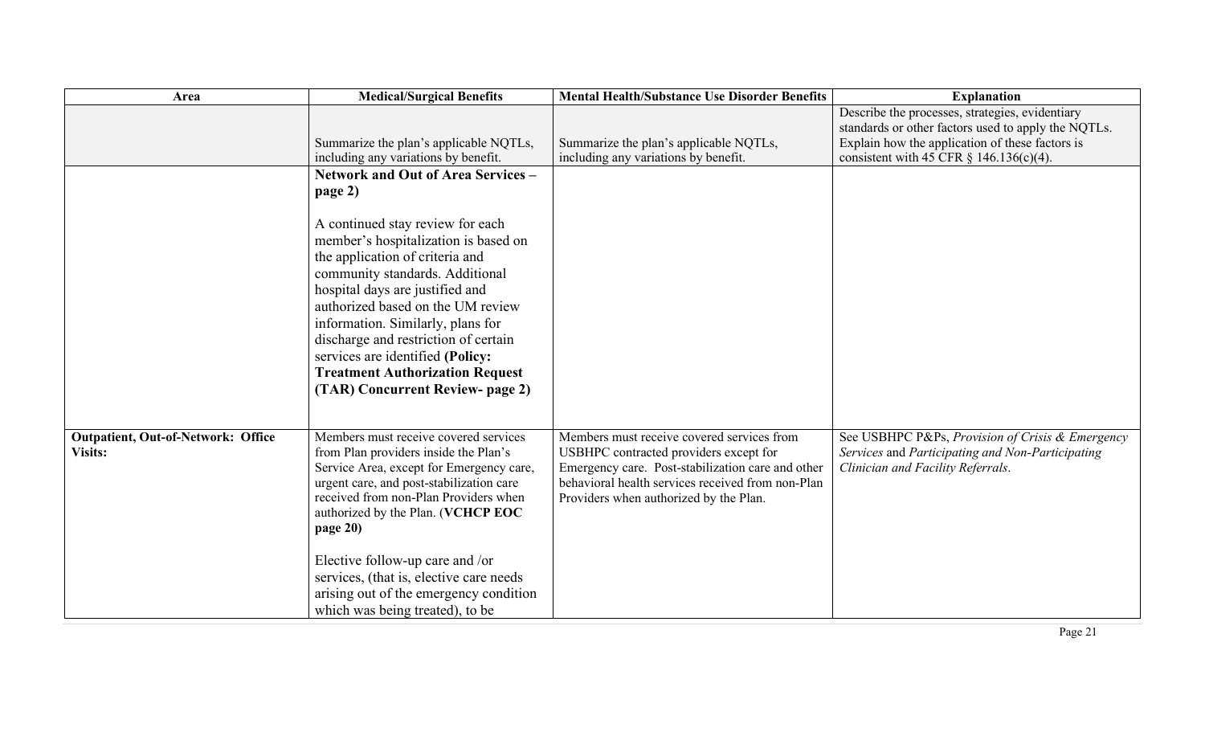| Area | Medical/Surgical Benefits | Mental Health/Substance Use Disorder Benefits | Explanation |
|---|---|---|---|
| | Summarize the plan's applicable NQTLs, including any variations by benefit. | Summarize the plan's applicable NQTLs, including any variations by benefit. | Describe the processes, strategies, evidentiary standards or other factors used to apply the NQTLs. Explain how the application of these factors is consistent with 45 CFR § 146.136(c)(4). |
| | **Network and Out of Area Services – page 2)**<br><br>A continued stay review for each member's hospitalization is based on the application of criteria and community standards. Additional hospital days are justified and authorized based on the UM review information. Similarly, plans for discharge and restriction of certain services are identified **(Policy: Treatment Authorization Request (TAR) Concurrent Review- page 2)** | | |
| **Outpatient, Out-of-Network: Office Visits:** | Members must receive covered services from Plan providers inside the Plan's Service Area, except for Emergency care, urgent care, and post-stabilization care received from non-Plan Providers when authorized by the Plan. (**VCHCP EOC page 20)**<br><br>Elective follow-up care and /or services, (that is, elective care needs arising out of the emergency condition which was being treated), to be | Members must receive covered services from USBHPC contracted providers except for Emergency care. Post-stabilization care and other behavioral health services received from non-Plan Providers when authorized by the Plan. | See USBHPC P&Ps, *Provision of Crisis & Emergency Services* and *Participating and Non-Participating Clinician and Facility Referrals*. |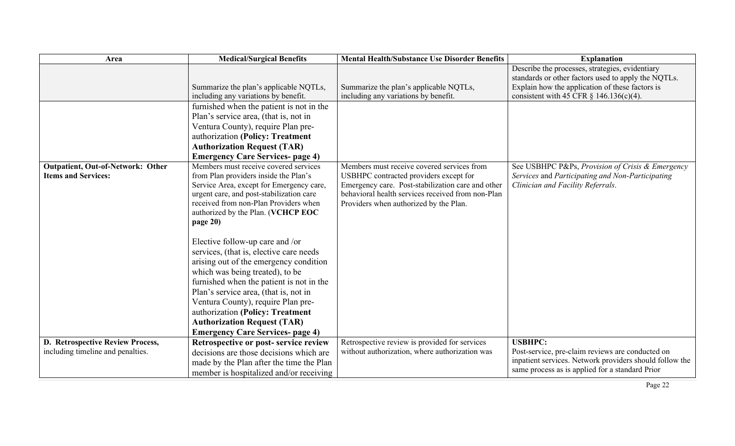| Area | Medical/Surgical Benefits | Mental Health/Substance Use Disorder Benefits | Explanation |
|---|---|---|---|
| | Summarize the plan's applicable NQTLs, including any variations by benefit. | Summarize the plan's applicable NQTLs, including any variations by benefit. | Describe the processes, strategies, evidentiary standards or other factors used to apply the NQTLs. Explain how the application of these factors is consistent with 45 CFR § 146.136(c)(4). |
| | furnished when the patient is not in the Plan's service area, (that is, not in Ventura County), require Plan pre-authorization **(Policy: Treatment Authorization Request (TAR) Emergency Care Services- page 4)** | | |
| **Outpatient, Out-of-Network: Other Items and Services:** | Members must receive covered services from Plan providers inside the Plan's Service Area, except for Emergency care, urgent care, and post-stabilization care received from non-Plan Providers when authorized by the Plan. (**VCHCP EOC page 20)**<br><br>Elective follow-up care and /or services, (that is, elective care needs arising out of the emergency condition which was being treated), to be furnished when the patient is not in the Plan's service area, (that is, not in Ventura County), require Plan pre-authorization **(Policy: Treatment Authorization Request (TAR) Emergency Care Services- page 4)** | Members must receive covered services from USBHPC contracted providers except for Emergency care. Post-stabilization care and other behavioral health services received from non-Plan Providers when authorized by the Plan. | See USBHPC P&Ps, *Provision of Crisis & Emergency Services* and *Participating and Non-Participating Clinician and Facility Referrals*. |
| **D. Retrospective Review Process,** including timeline and penalties. | **Retrospective or post- service review** decisions are those decisions which are made by the Plan after the time the Plan member is hospitalized and/or receiving | Retrospective review is provided for services without authorization, where authorization was | **USBHPC:**<br>Post-service, pre-claim reviews are conducted on inpatient services. Network providers should follow the same process as is applied for a standard Prior |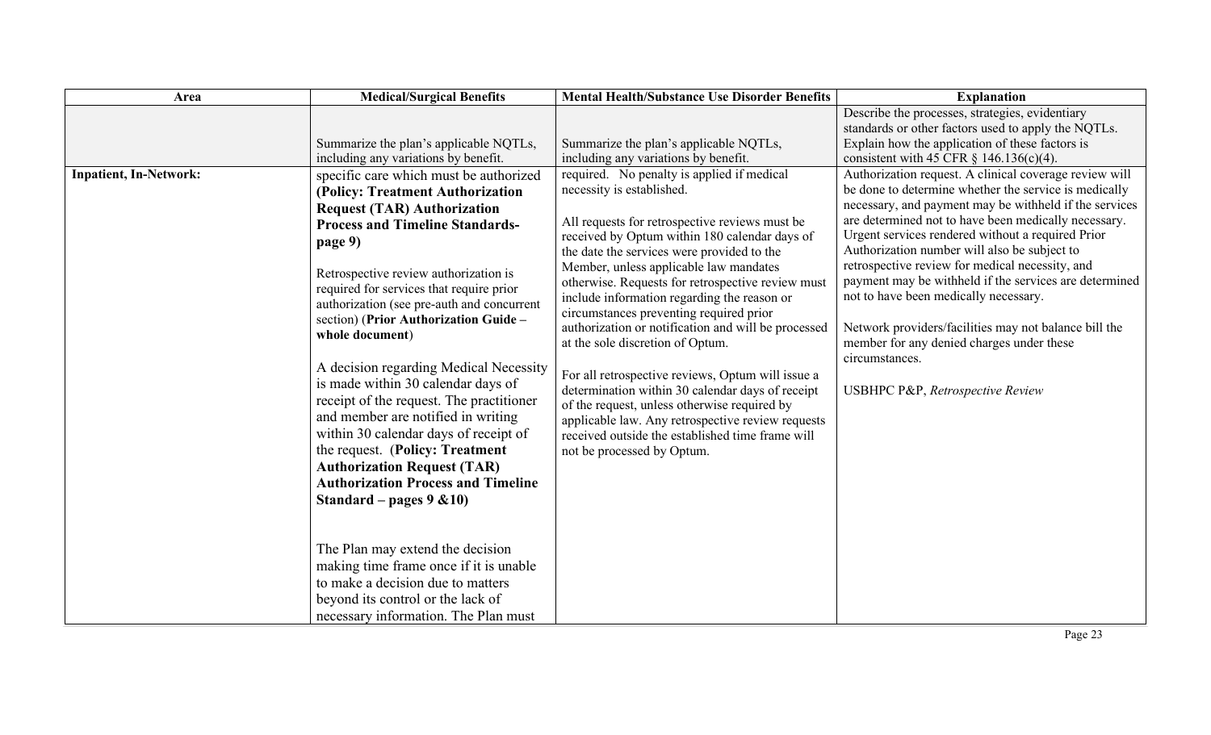| Area | Medical/Surgical Benefits | Mental Health/Substance Use Disorder Benefits | Explanation |
|---|---|---|---|
| | Summarize the plan's applicable NQTLs, including any variations by benefit. | Summarize the plan's applicable NQTLs, including any variations by benefit. | Describe the processes, strategies, evidentiary standards or other factors used to apply the NQTLs. Explain how the application of these factors is consistent with 45 CFR § 146.136(c)(4). |
| **Inpatient, In-Network:** | specific care which must be authorized **(Policy: Treatment Authorization Request (TAR) Authorization Process and Timeline Standards- page 9)**<br><br>Retrospective review authorization is required for services that require prior authorization (see pre-auth and concurrent section) (**Prior Authorization Guide – whole document**)<br><br>A decision regarding Medical Necessity is made within 30 calendar days of receipt of the request. The practitioner and member are notified in writing within 30 calendar days of receipt of the request. (**Policy: Treatment Authorization Request (TAR) Authorization Process and Timeline Standard – pages 9 &10)**<br><br>The Plan may extend the decision making time frame once if it is unable to make a decision due to matters beyond its control or the lack of necessary information. The Plan must | required. No penalty is applied if medical necessity is established.<br><br>All requests for retrospective reviews must be received by Optum within 180 calendar days of the date the services were provided to the Member, unless applicable law mandates otherwise. Requests for retrospective review must include information regarding the reason or circumstances preventing required prior authorization or notification and will be processed at the sole discretion of Optum.<br><br>For all retrospective reviews, Optum will issue a determination within 30 calendar days of receipt of the request, unless otherwise required by applicable law. Any retrospective review requests received outside the established time frame will not be processed by Optum. | Authorization request. A clinical coverage review will be done to determine whether the service is medically necessary, and payment may be withheld if the services are determined not to have been medically necessary. Urgent services rendered without a required Prior Authorization number will also be subject to retrospective review for medical necessity, and payment may be withheld if the services are determined not to have been medically necessary.<br><br>Network providers/facilities may not balance bill the member for any denied charges under these circumstances.<br><br>USBHPC P&P, *Retrospective Review* |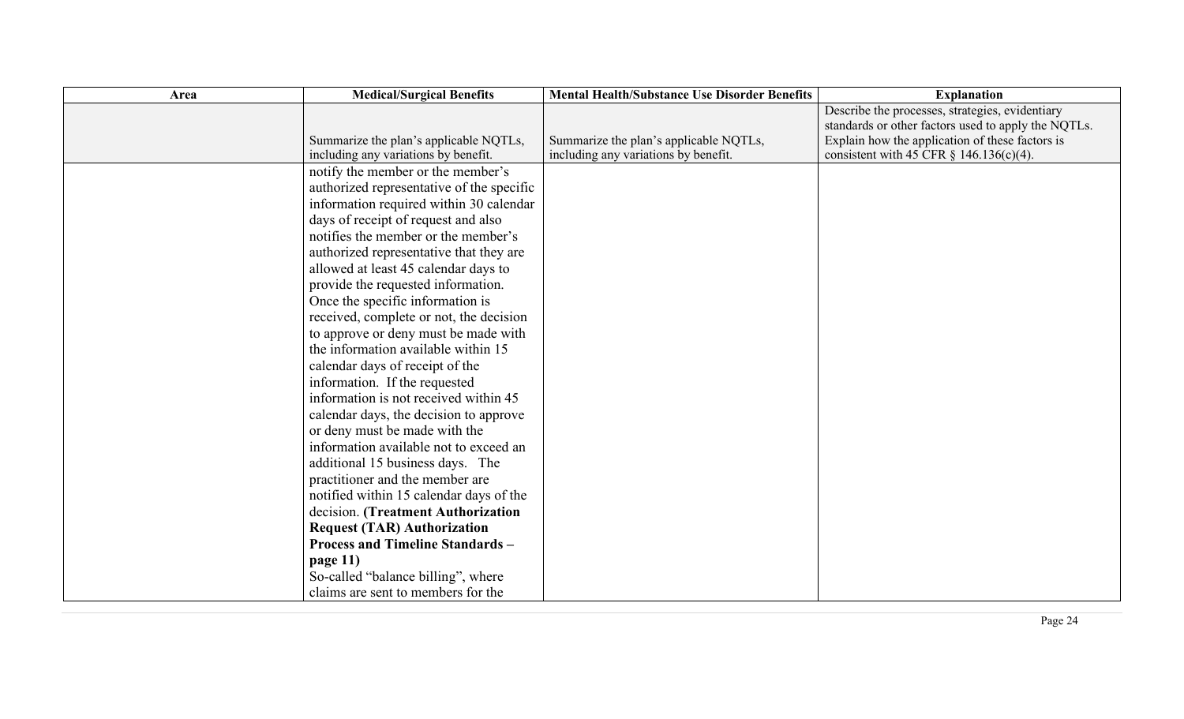| Area | Medical/Surgical Benefits | Mental Health/Substance Use Disorder Benefits | Explanation |
|---|---|---|---|
| | Summarize the plan's applicable NQTLs, including any variations by benefit. | Summarize the plan's applicable NQTLs, including any variations by benefit. | Describe the processes, strategies, evidentiary standards or other factors used to apply the NQTLs. Explain how the application of these factors is consistent with 45 CFR § 146.136(c)(4). |
| | notify the member or the member's authorized representative of the specific information required within 30 calendar days of receipt of request and also notifies the member or the member's authorized representative that they are allowed at least 45 calendar days to provide the requested information. Once the specific information is received, complete or not, the decision to approve or deny must be made with the information available within 15 calendar days of receipt of the information. If the requested information is not received within 45 calendar days, the decision to approve or deny must be made with the information available not to exceed an additional 15 business days. The practitioner and the member are notified within 15 calendar days of the decision. **(Treatment Authorization Request (TAR) Authorization Process and Timeline Standards – page 11)**<br>So-called "balance billing", where claims are sent to members for the | | |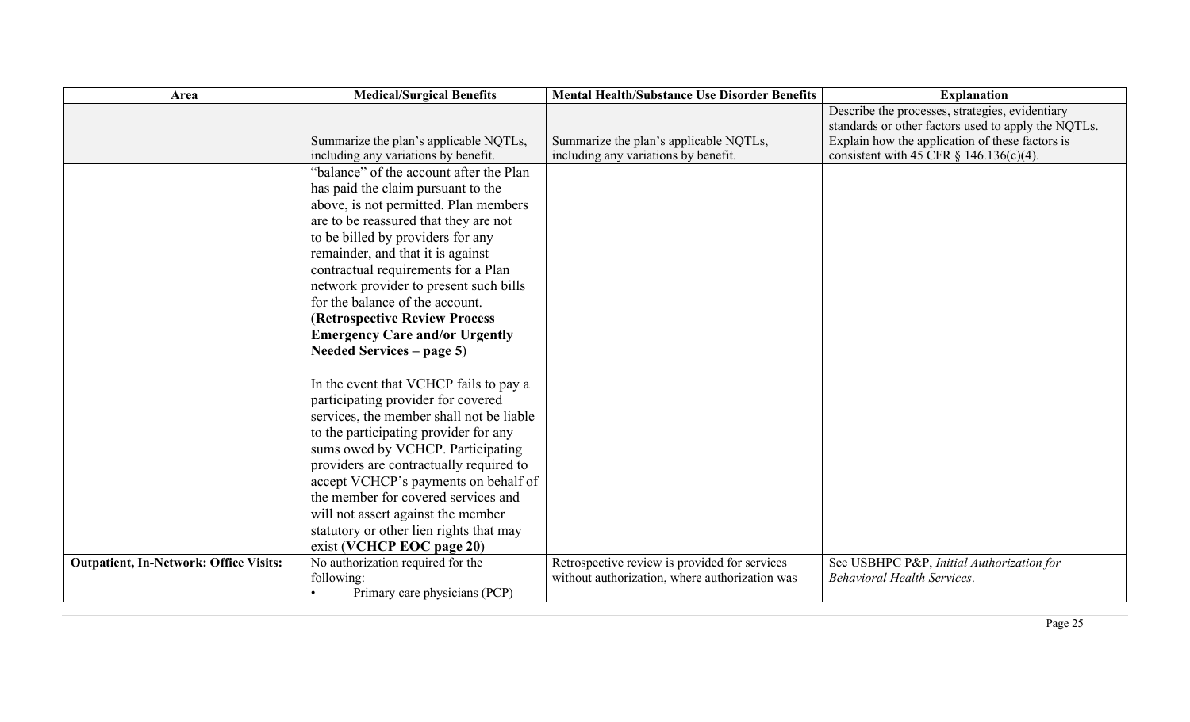| Area | Medical/Surgical Benefits | Mental Health/Substance Use Disorder Benefits | Explanation |
| --- | --- | --- | --- |
| | Summarize the plan's applicable NQTLs, including any variations by benefit. | Summarize the plan's applicable NQTLs, including any variations by benefit. | Describe the processes, strategies, evidentiary standards or other factors used to apply the NQTLs. Explain how the application of these factors is consistent with 45 CFR § 146.136(c)(4). |
| | "balance" of the account after the Plan has paid the claim pursuant to the above, is not permitted. Plan members are to be reassured that they are not to be billed by providers for any remainder, and that it is against contractual requirements for a Plan network provider to present such bills for the balance of the account. (**Retrospective Review Process Emergency Care and/or Urgently Needed Services – page 5**)<br><br>In the event that VCHCP fails to pay a participating provider for covered services, the member shall not be liable to the participating provider for any sums owed by VCHCP. Participating providers are contractually required to accept VCHCP's payments on behalf of the member for covered services and will not assert against the member statutory or other lien rights that may exist (**VCHCP EOC page 20**) | | |
| **Outpatient, In-Network: Office Visits:** | No authorization required for the following:<br>• Primary care physicians (PCP) | Retrospective review is provided for services without authorization, where authorization was | See USBHPC P&P, *Initial Authorization for Behavioral Health Services*. |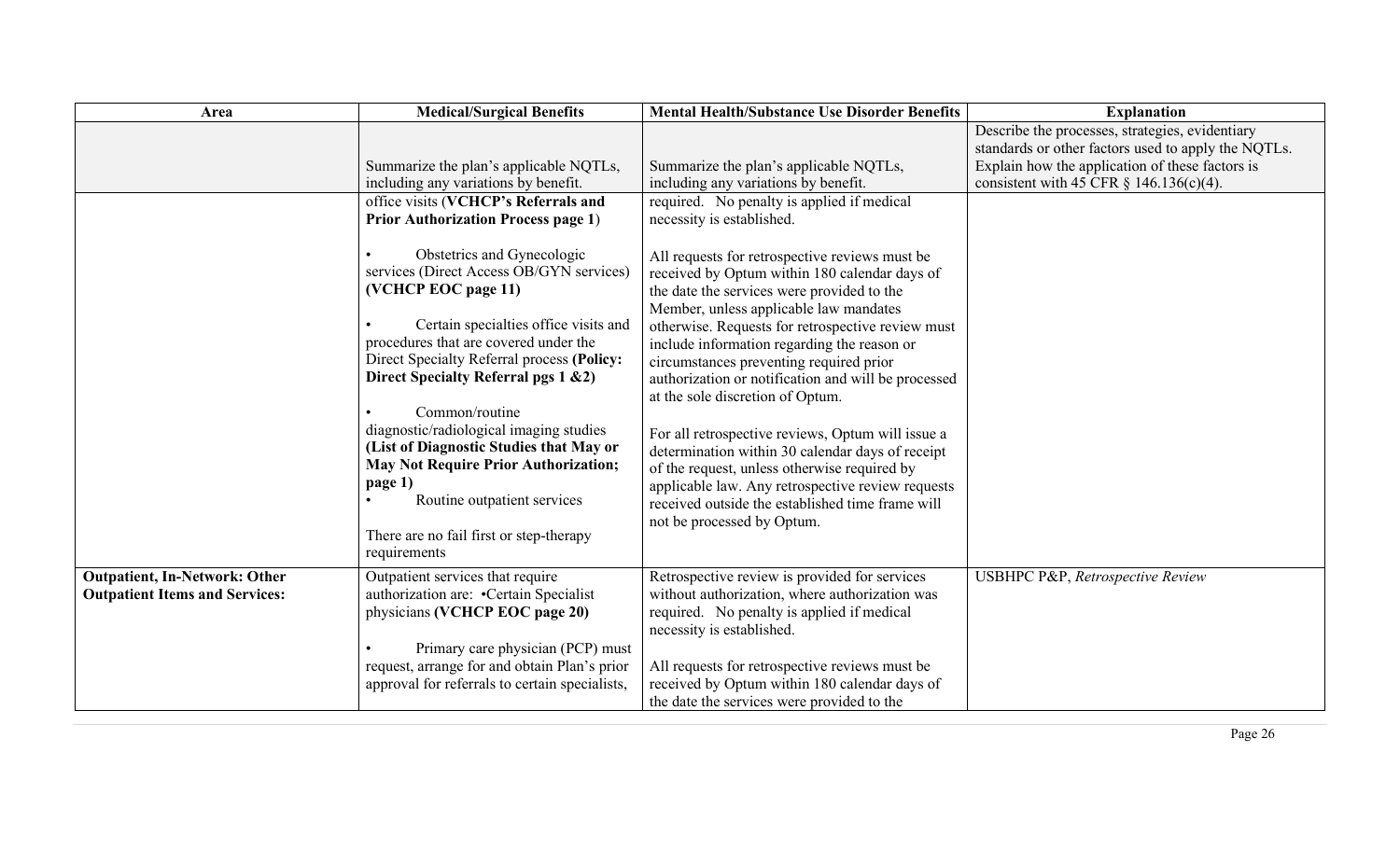| Area | Medical/Surgical Benefits | Mental Health/Substance Use Disorder Benefits | Explanation |
|---|---|---|---|
| | Summarize the plan's applicable NQTLs, including any variations by benefit. | Summarize the plan's applicable NQTLs, including any variations by benefit. | Describe the processes, strategies, evidentiary standards or other factors used to apply the NQTLs. Explain how the application of these factors is consistent with 45 CFR § 146.136(c)(4). |
| | office visits (**VCHCP's Referrals and Prior Authorization Process page 1**)<br><br>• Obstetrics and Gynecologic services (Direct Access OB/GYN services) **(VCHCP EOC page 11)**<br><br>• Certain specialties office visits and procedures that are covered under the Direct Specialty Referral process **(Policy: Direct Specialty Referral pgs 1 &2)**<br><br>• Common/routine diagnostic/radiological imaging studies **(List of Diagnostic Studies that May or May Not Require Prior Authorization; page 1)**<br>• Routine outpatient services<br><br>There are no fail first or step-therapy requirements | required. No penalty is applied if medical necessity is established.<br><br>All requests for retrospective reviews must be received by Optum within 180 calendar days of the date the services were provided to the Member, unless applicable law mandates otherwise. Requests for retrospective review must include information regarding the reason or circumstances preventing required prior authorization or notification and will be processed at the sole discretion of Optum.<br><br>For all retrospective reviews, Optum will issue a determination within 30 calendar days of receipt of the request, unless otherwise required by applicable law. Any retrospective review requests received outside the established time frame will not be processed by Optum. | |
| **Outpatient, In-Network: Other Outpatient Items and Services:** | Outpatient services that require authorization are: •Certain Specialist physicians **(VCHCP EOC page 20)**<br><br>• Primary care physician (PCP) must request, arrange for and obtain Plan's prior approval for referrals to certain specialists, | Retrospective review is provided for services without authorization, where authorization was required. No penalty is applied if medical necessity is established.<br><br>All requests for retrospective reviews must be received by Optum within 180 calendar days of the date the services were provided to the | USBHPC P&P, *Retrospective Review* |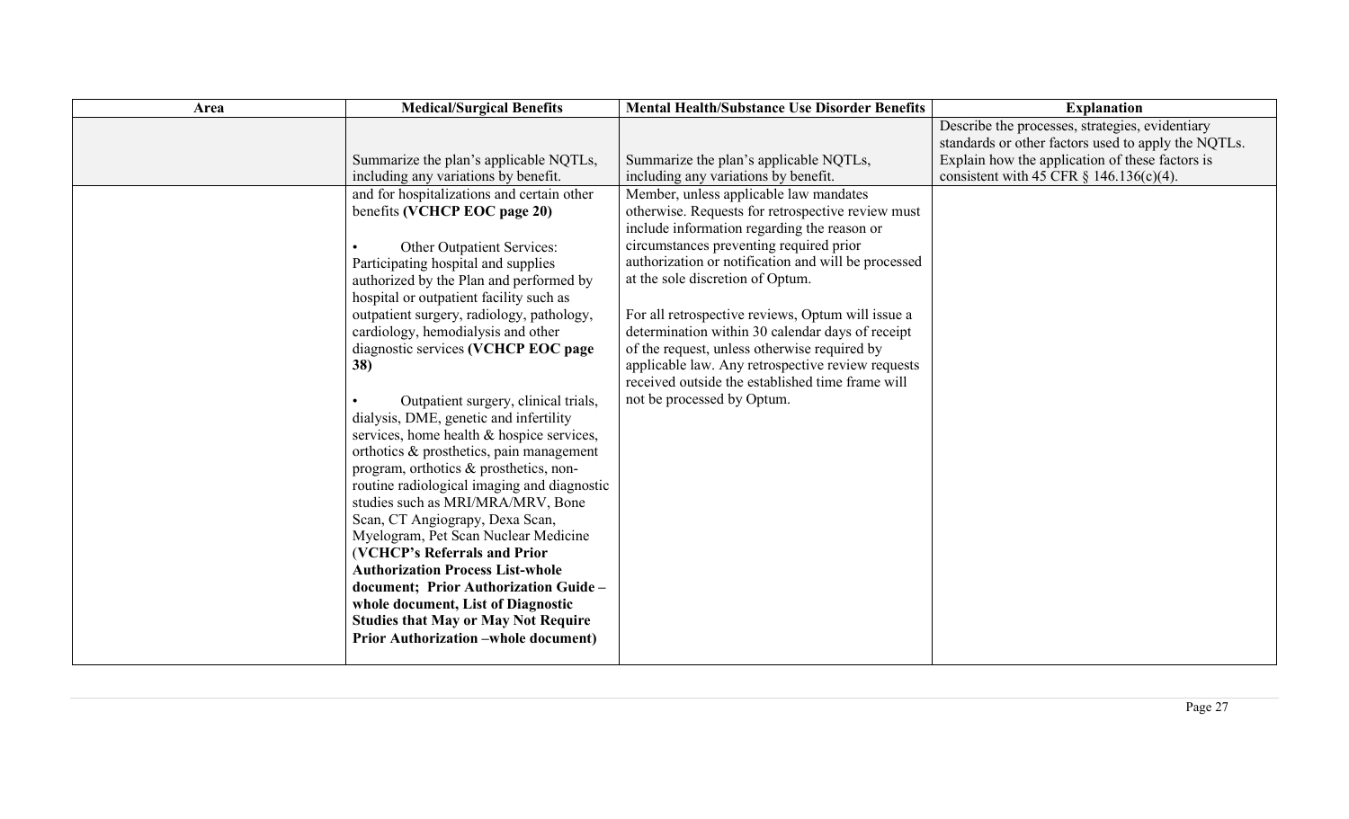| Area | Medical/Surgical Benefits | Mental Health/Substance Use Disorder Benefits | Explanation |
| --- | --- | --- | --- |
| | Summarize the plan's applicable NQTLs, including any variations by benefit. | Summarize the plan's applicable NQTLs, including any variations by benefit. | Describe the processes, strategies, evidentiary standards or other factors used to apply the NQTLs. Explain how the application of these factors is consistent with 45 CFR § 146.136(c)(4). |
| | and for hospitalizations and certain other benefits **(VCHCP EOC page 20)**<br><br>• Other Outpatient Services: Participating hospital and supplies authorized by the Plan and performed by hospital or outpatient facility such as outpatient surgery, radiology, pathology, cardiology, hemodialysis and other diagnostic services **(VCHCP EOC page 38)**<br><br>• Outpatient surgery, clinical trials, dialysis, DME, genetic and infertility services, home health & hospice services, orthotics & prosthetics, pain management program, orthotics & prosthetics, non-routine radiological imaging and diagnostic studies such as MRI/MRA/MRV, Bone Scan, CT Angiograpy, Dexa Scan, Myelogram, Pet Scan Nuclear Medicine **(VCHCP's Referrals and Prior Authorization Process List-whole document; Prior Authorization Guide – whole document, List of Diagnostic Studies that May or May Not Require Prior Authorization –whole document)** | Member, unless applicable law mandates otherwise. Requests for retrospective review must include information regarding the reason or circumstances preventing required prior authorization or notification and will be processed at the sole discretion of Optum.<br><br>For all retrospective reviews, Optum will issue a determination within 30 calendar days of receipt of the request, unless otherwise required by applicable law. Any retrospective review requests received outside the established time frame will not be processed by Optum. | |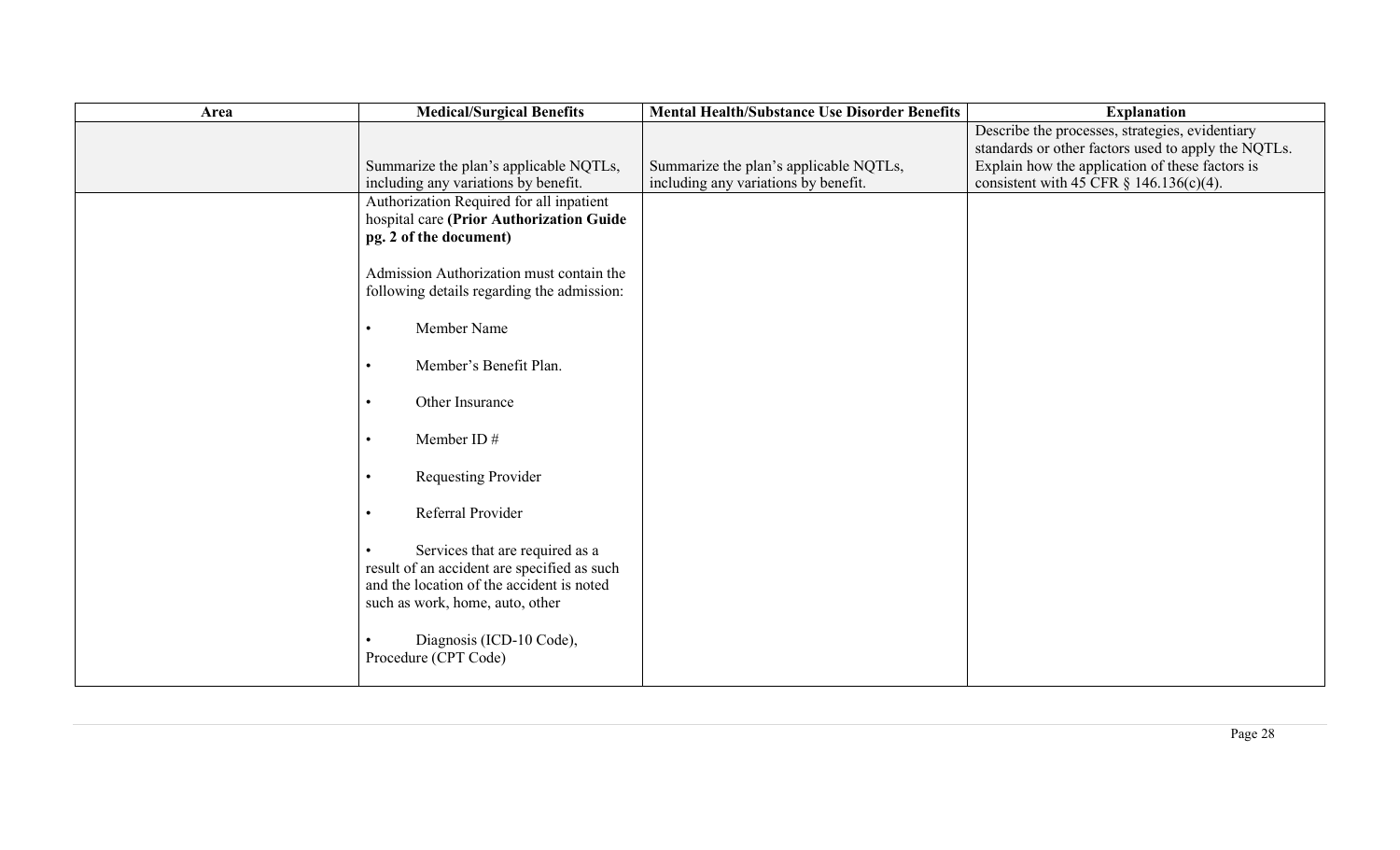| Area | Medical/Surgical Benefits | Mental Health/Substance Use Disorder Benefits | Explanation |
|---|---|---|---|
| | Summarize the plan's applicable NQTLs, including any variations by benefit. | Summarize the plan's applicable NQTLs, including any variations by benefit. | Describe the processes, strategies, evidentiary standards or other factors used to apply the NQTLs. Explain how the application of these factors is consistent with 45 CFR § 146.136(c)(4). |
| | Authorization Required for all inpatient hospital care **(Prior Authorization Guide pg. 2 of the document)**<br><br>Admission Authorization must contain the following details regarding the admission:<br><br>• Member Name<br><br>• Member's Benefit Plan.<br><br>• Other Insurance<br><br>• Member ID #<br><br>• Requesting Provider<br><br>• Referral Provider<br><br>• Services that are required as a result of an accident are specified as such and the location of the accident is noted such as work, home, auto, other<br><br>• Diagnosis (ICD-10 Code), Procedure (CPT Code) | | |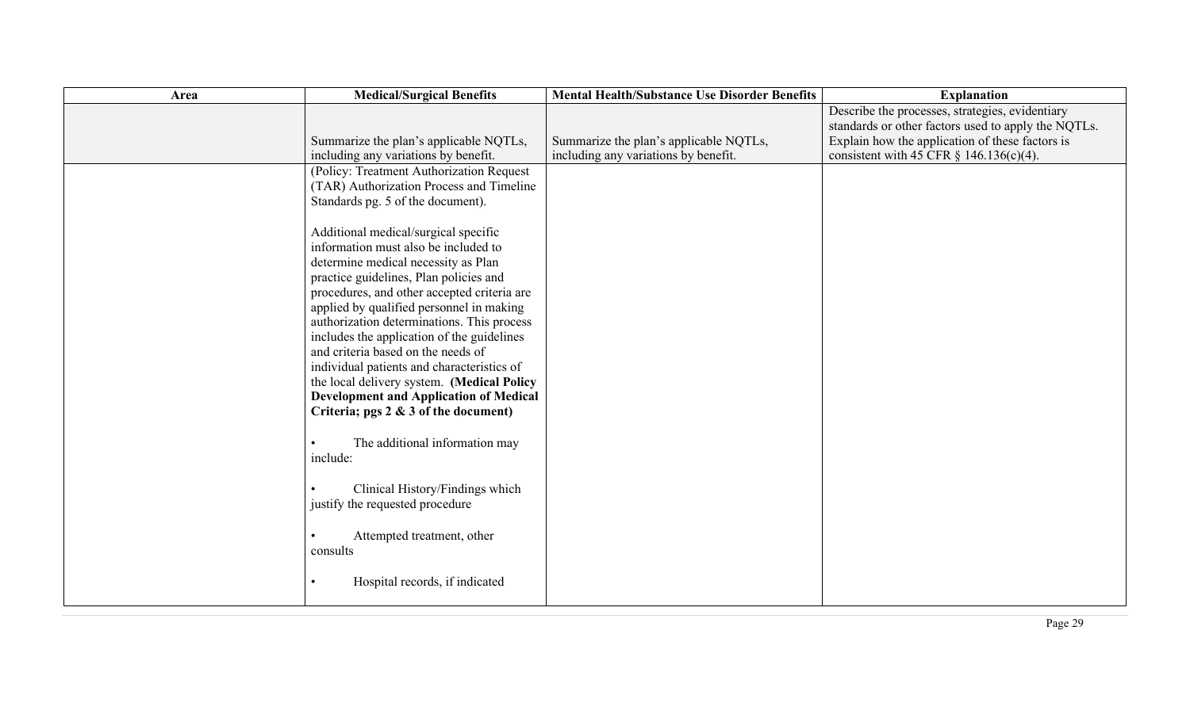| Area | Medical/Surgical Benefits | Mental Health/Substance Use Disorder Benefits | Explanation |
|---|---|---|---|
| | Summarize the plan's applicable NQTLs, including any variations by benefit. | Summarize the plan's applicable NQTLs, including any variations by benefit. | Describe the processes, strategies, evidentiary standards or other factors used to apply the NQTLs. Explain how the application of these factors is consistent with 45 CFR § 146.136(c)(4). |
| | (Policy: Treatment Authorization Request (TAR) Authorization Process and Timeline Standards pg. 5 of the document).<br><br>Additional medical/surgical specific information must also be included to determine medical necessity as Plan practice guidelines, Plan policies and procedures, and other accepted criteria are applied by qualified personnel in making authorization determinations. This process includes the application of the guidelines and criteria based on the needs of individual patients and characteristics of the local delivery system. **(Medical Policy Development and Application of Medical Criteria; pgs 2 & 3 of the document)**<br><br>• The additional information may include:<br><br>• Clinical History/Findings which justify the requested procedure<br><br>• Attempted treatment, other consults<br><br>• Hospital records, if indicated | | |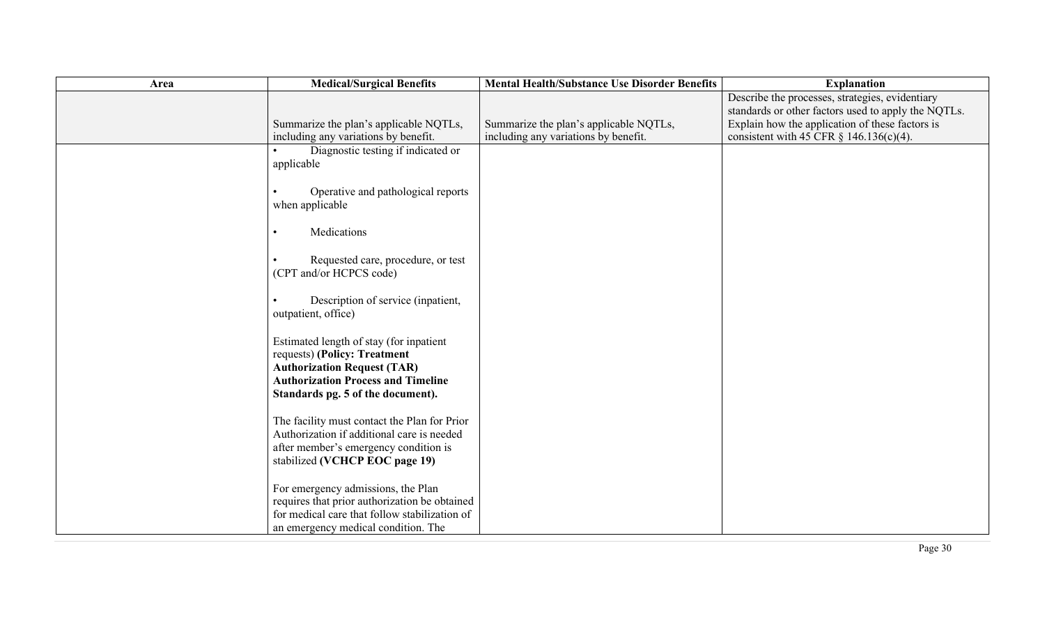| Area | Medical/Surgical Benefits | Mental Health/Substance Use Disorder Benefits | Explanation |
|---|---|---|---|
| | Summarize the plan's applicable NQTLs, including any variations by benefit. | Summarize the plan's applicable NQTLs, including any variations by benefit. | Describe the processes, strategies, evidentiary standards or other factors used to apply the NQTLs. Explain how the application of these factors is consistent with 45 CFR § 146.136(c)(4). |
| | • Diagnostic testing if indicated or applicable<br><br>• Operative and pathological reports when applicable<br><br>• Medications<br><br>• Requested care, procedure, or test (CPT and/or HCPCS code)<br><br>• Description of service (inpatient, outpatient, office)<br><br>Estimated length of stay (for inpatient requests) **(Policy: Treatment Authorization Request (TAR) Authorization Process and Timeline Standards pg. 5 of the document).**<br><br>The facility must contact the Plan for Prior Authorization if additional care is needed after member's emergency condition is stabilized **(VCHCP EOC page 19)**<br><br>For emergency admissions, the Plan requires that prior authorization be obtained for medical care that follow stabilization of an emergency medical condition. The | | |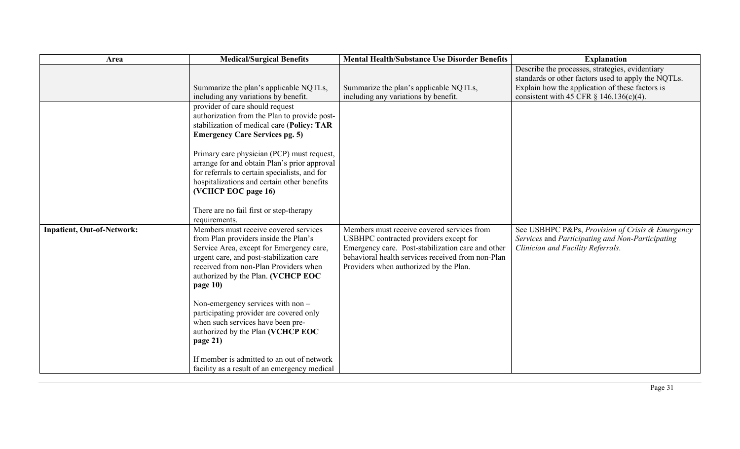| Area | Medical/Surgical Benefits | Mental Health/Substance Use Disorder Benefits | Explanation |
|---|---|---|---|
| | Summarize the plan's applicable NQTLs, including any variations by benefit. | Summarize the plan's applicable NQTLs, including any variations by benefit. | Describe the processes, strategies, evidentiary standards or other factors used to apply the NQTLs. Explain how the application of these factors is consistent with 45 CFR § 146.136(c)(4). |
| | provider of care should request authorization from the Plan to provide post-stabilization of medical care (**Policy: TAR Emergency Care Services pg. 5)**<br><br>Primary care physician (PCP) must request, arrange for and obtain Plan's prior approval for referrals to certain specialists, and for hospitalizations and certain other benefits **(VCHCP EOC page 16)**<br><br>There are no fail first or step-therapy requirements. | | |
| **Inpatient, Out-of-Network:** | Members must receive covered services from Plan providers inside the Plan's Service Area, except for Emergency care, urgent care, and post-stabilization care received from non-Plan Providers when authorized by the Plan. **(VCHCP EOC page 10)**<br><br>Non-emergency services with non – participating provider are covered only when such services have been pre-authorized by the Plan **(VCHCP EOC page 21)**<br><br>If member is admitted to an out of network facility as a result of an emergency medical | Members must receive covered services from USBHPC contracted providers except for Emergency care. Post-stabilization care and other behavioral health services received from non-Plan Providers when authorized by the Plan. | See USBHPC P&Ps, *Provision of Crisis & Emergency Services* and *Participating and Non-Participating Clinician and Facility Referrals*. |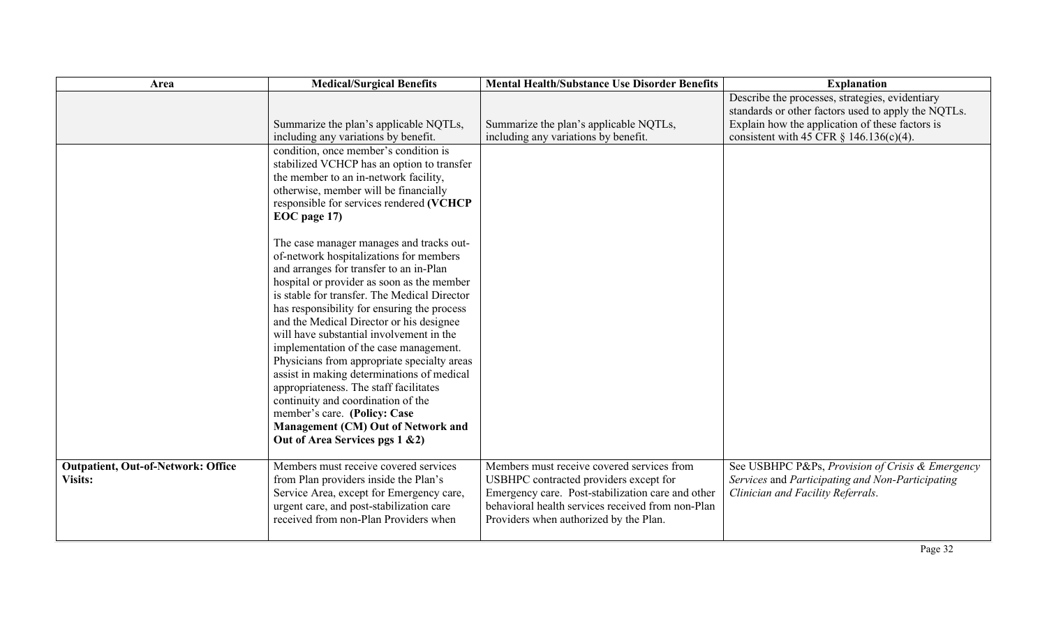| Area | Medical/Surgical Benefits | Mental Health/Substance Use Disorder Benefits | Explanation |
|---|---|---|---|
| | Summarize the plan's applicable NQTLs, including any variations by benefit. | Summarize the plan's applicable NQTLs, including any variations by benefit. | Describe the processes, strategies, evidentiary standards or other factors used to apply the NQTLs. Explain how the application of these factors is consistent with 45 CFR § 146.136(c)(4). |
| | condition, once member's condition is stabilized VCHCP has an option to transfer the member to an in-network facility, otherwise, member will be financially responsible for services rendered **(VCHCP EOC page 17)**<br><br>The case manager manages and tracks out-of-network hospitalizations for members and arranges for transfer to an in-Plan hospital or provider as soon as the member is stable for transfer. The Medical Director has responsibility for ensuring the process and the Medical Director or his designee will have substantial involvement in the implementation of the case management. Physicians from appropriate specialty areas assist in making determinations of medical appropriateness. The staff facilitates continuity and coordination of the member's care. **(Policy: Case Management (CM) Out of Network and Out of Area Services pgs 1 &2)** | | |
| **Outpatient, Out-of-Network: Office Visits:** | Members must receive covered services from Plan providers inside the Plan's Service Area, except for Emergency care, urgent care, and post-stabilization care received from non-Plan Providers when | Members must receive covered services from USBHPC contracted providers except for Emergency care. Post-stabilization care and other behavioral health services received from non-Plan Providers when authorized by the Plan. | See USBHPC P&Ps, *Provision of Crisis & Emergency Services* and *Participating and Non-Participating Clinician and Facility Referrals*. |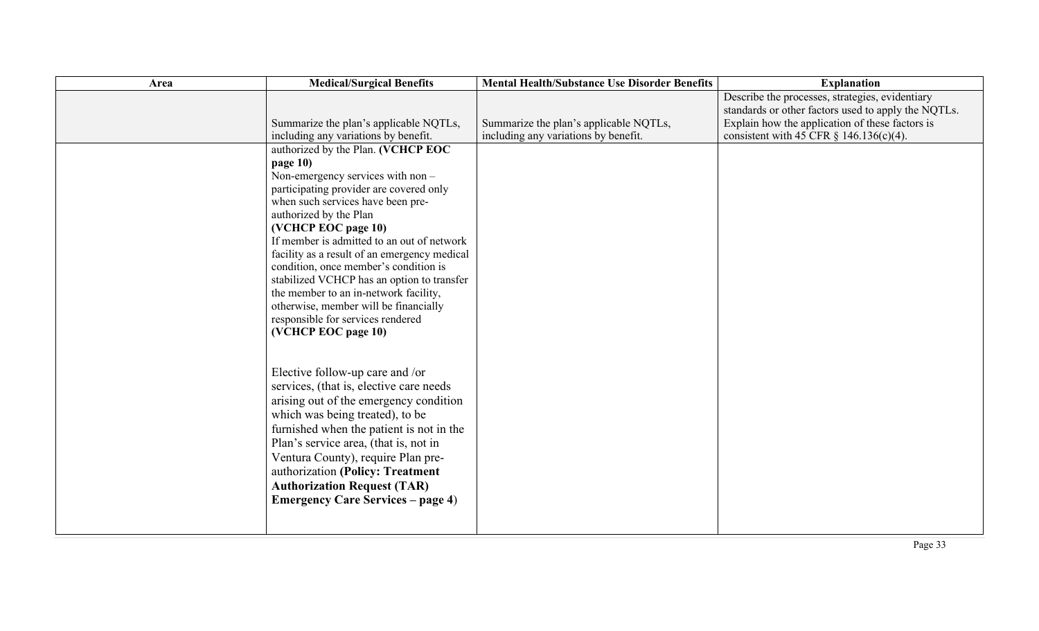| Area | Medical/Surgical Benefits | Mental Health/Substance Use Disorder Benefits | Explanation |
| --- | --- | --- | --- |
| | Summarize the plan's applicable NQTLs, including any variations by benefit. | Summarize the plan's applicable NQTLs, including any variations by benefit. | Describe the processes, strategies, evidentiary standards or other factors used to apply the NQTLs. Explain how the application of these factors is consistent with 45 CFR § 146.136(c)(4). |
| | authorized by the Plan. **(VCHCP EOC page 10)**<br>Non-emergency services with non – participating provider are covered only when such services have been pre-authorized by the Plan<br>**(VCHCP EOC page 10)**<br>If member is admitted to an out of network facility as a result of an emergency medical condition, once member's condition is stabilized VCHCP has an option to transfer the member to an in-network facility, otherwise, member will be financially responsible for services rendered<br>**(VCHCP EOC page 10)**<br><br>Elective follow-up care and /or services, (that is, elective care needs arising out of the emergency condition which was being treated), to be furnished when the patient is not in the Plan's service area, (that is, not in Ventura County), require Plan pre-authorization **(Policy: Treatment Authorization Request (TAR) Emergency Care Services – page 4)** | | |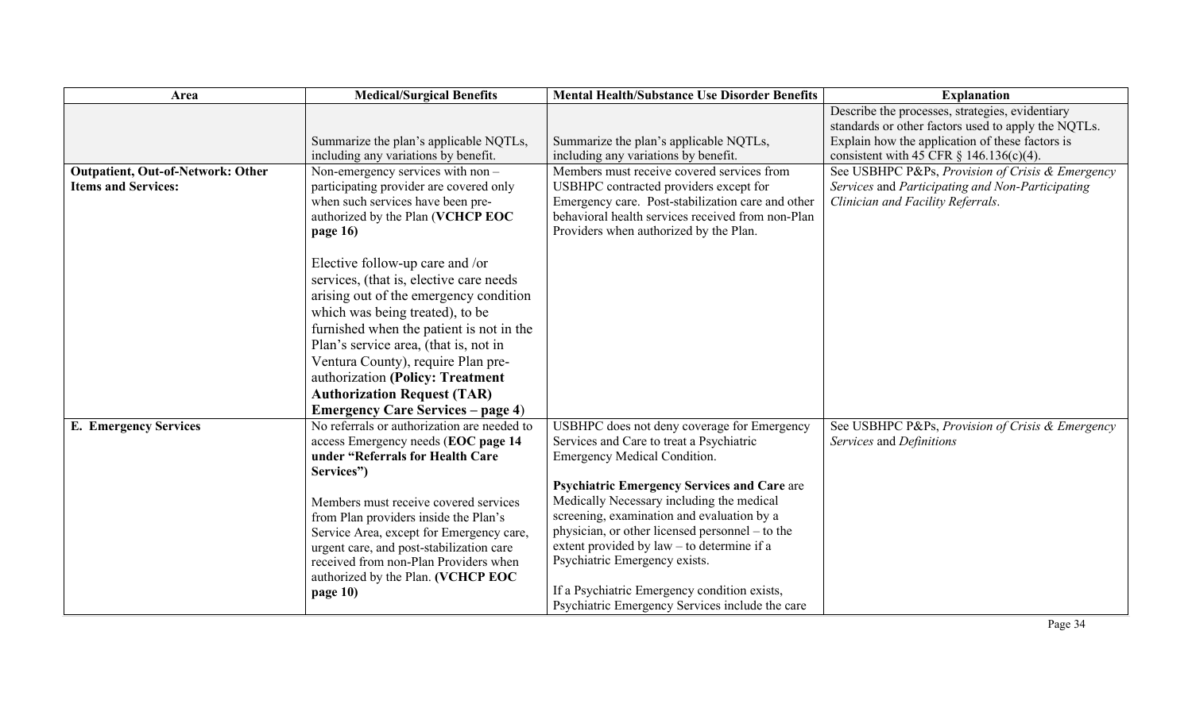| Area | Medical/Surgical Benefits | Mental Health/Substance Use Disorder Benefits | Explanation |
|---|---|---|---|
| | Summarize the plan's applicable NQTLs, including any variations by benefit. | Summarize the plan's applicable NQTLs, including any variations by benefit. | Describe the processes, strategies, evidentiary standards or other factors used to apply the NQTLs. Explain how the application of these factors is consistent with 45 CFR § 146.136(c)(4). |
| **Outpatient, Out-of-Network: Other Items and Services:** | Non-emergency services with non – participating provider are covered only when such services have been pre-authorized by the Plan (**VCHCP EOC page 16**)<br><br>Elective follow-up care and /or services, (that is, elective care needs arising out of the emergency condition which was being treated), to be furnished when the patient is not in the Plan's service area, (that is, not in Ventura County), require Plan pre-authorization **(Policy: Treatment Authorization Request (TAR) Emergency Care Services – page 4**) | Members must receive covered services from USBHPC contracted providers except for Emergency care. Post-stabilization care and other behavioral health services received from non-Plan Providers when authorized by the Plan. | See USBHPC P&Ps, *Provision of Crisis & Emergency Services* and *Participating and Non-Participating Clinician and Facility Referrals*. |
| **E. Emergency Services** | No referrals or authorization are needed to access Emergency needs (**EOC page 14 under "Referrals for Health Care Services"**)<br><br>Members must receive covered services from Plan providers inside the Plan's Service Area, except for Emergency care, urgent care, and post-stabilization care received from non-Plan Providers when authorized by the Plan. (**VCHCP EOC page 10**) | USBHPC does not deny coverage for Emergency Services and Care to treat a Psychiatric Emergency Medical Condition.<br><br>**Psychiatric Emergency Services and Care** are Medically Necessary including the medical screening, examination and evaluation by a physician, or other licensed personnel – to the extent provided by law – to determine if a Psychiatric Emergency exists.<br><br>If a Psychiatric Emergency condition exists, Psychiatric Emergency Services include the care | See USBHPC P&Ps, *Provision of Crisis & Emergency Services* and *Definitions* |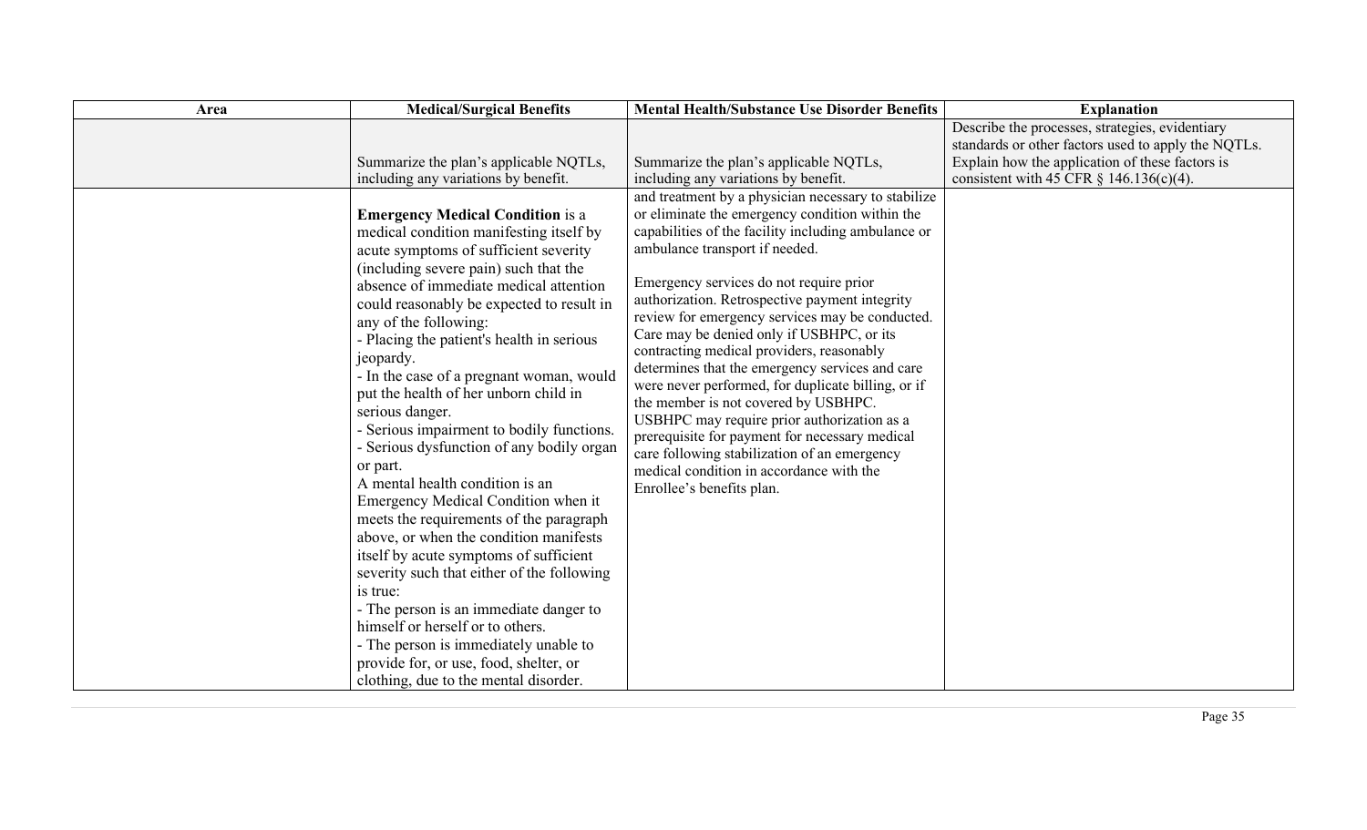| Area | Medical/Surgical Benefits | Mental Health/Substance Use Disorder Benefits | Explanation |
|---|---|---|---|
| | Summarize the plan's applicable NQTLs, including any variations by benefit. | Summarize the plan's applicable NQTLs, including any variations by benefit. | Describe the processes, strategies, evidentiary standards or other factors used to apply the NQTLs. Explain how the application of these factors is consistent with 45 CFR § 146.136(c)(4). |
| | **Emergency Medical Condition** is a medical condition manifesting itself by acute symptoms of sufficient severity (including severe pain) such that the absence of immediate medical attention could reasonably be expected to result in any of the following:<br>- Placing the patient's health in serious jeopardy.<br>- In the case of a pregnant woman, would put the health of her unborn child in serious danger.<br>- Serious impairment to bodily functions.<br>- Serious dysfunction of any bodily organ or part.<br>A mental health condition is an Emergency Medical Condition when it meets the requirements of the paragraph above, or when the condition manifests itself by acute symptoms of sufficient severity such that either of the following is true:<br>- The person is an immediate danger to himself or herself or to others.<br>- The person is immediately unable to provide for, or use, food, shelter, or clothing, due to the mental disorder. | and treatment by a physician necessary to stabilize or eliminate the emergency condition within the capabilities of the facility including ambulance or ambulance transport if needed.<br><br>Emergency services do not require prior authorization. Retrospective payment integrity review for emergency services may be conducted. Care may be denied only if USBHPC, or its contracting medical providers, reasonably determines that the emergency services and care were never performed, for duplicate billing, or if the member is not covered by USBHPC. USBHPC may require prior authorization as a prerequisite for payment for necessary medical care following stabilization of an emergency medical condition in accordance with the Enrollee's benefits plan. | |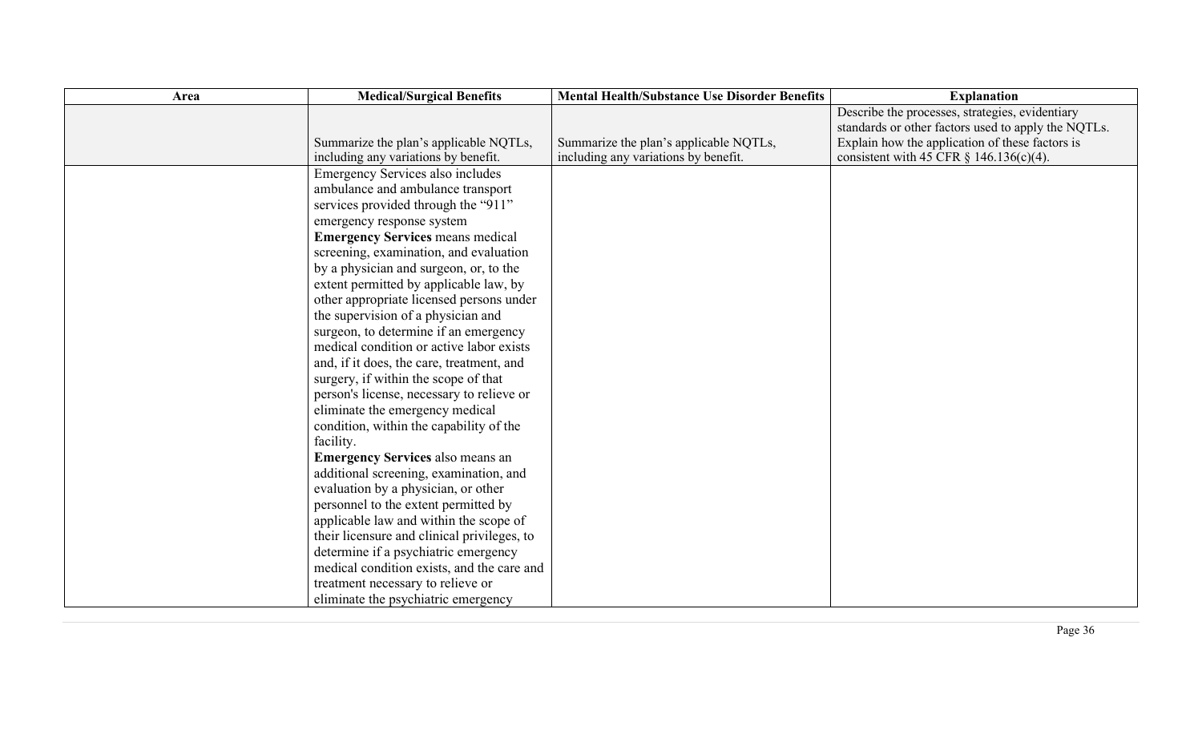| Area | Medical/Surgical Benefits | Mental Health/Substance Use Disorder Benefits | Explanation |
|---|---|---|---|
| | Summarize the plan's applicable NQTLs, including any variations by benefit. | Summarize the plan's applicable NQTLs, including any variations by benefit. | Describe the processes, strategies, evidentiary standards or other factors used to apply the NQTLs. Explain how the application of these factors is consistent with 45 CFR § 146.136(c)(4). |
| | Emergency Services also includes ambulance and ambulance transport services provided through the "911" emergency response system<br>**Emergency Services** means medical screening, examination, and evaluation by a physician and surgeon, or, to the extent permitted by applicable law, by other appropriate licensed persons under the supervision of a physician and surgeon, to determine if an emergency medical condition or active labor exists and, if it does, the care, treatment, and surgery, if within the scope of that person's license, necessary to relieve or eliminate the emergency medical condition, within the capability of the facility.<br>**Emergency Services** also means an additional screening, examination, and evaluation by a physician, or other personnel to the extent permitted by applicable law and within the scope of their licensure and clinical privileges, to determine if a psychiatric emergency medical condition exists, and the care and treatment necessary to relieve or eliminate the psychiatric emergency | | |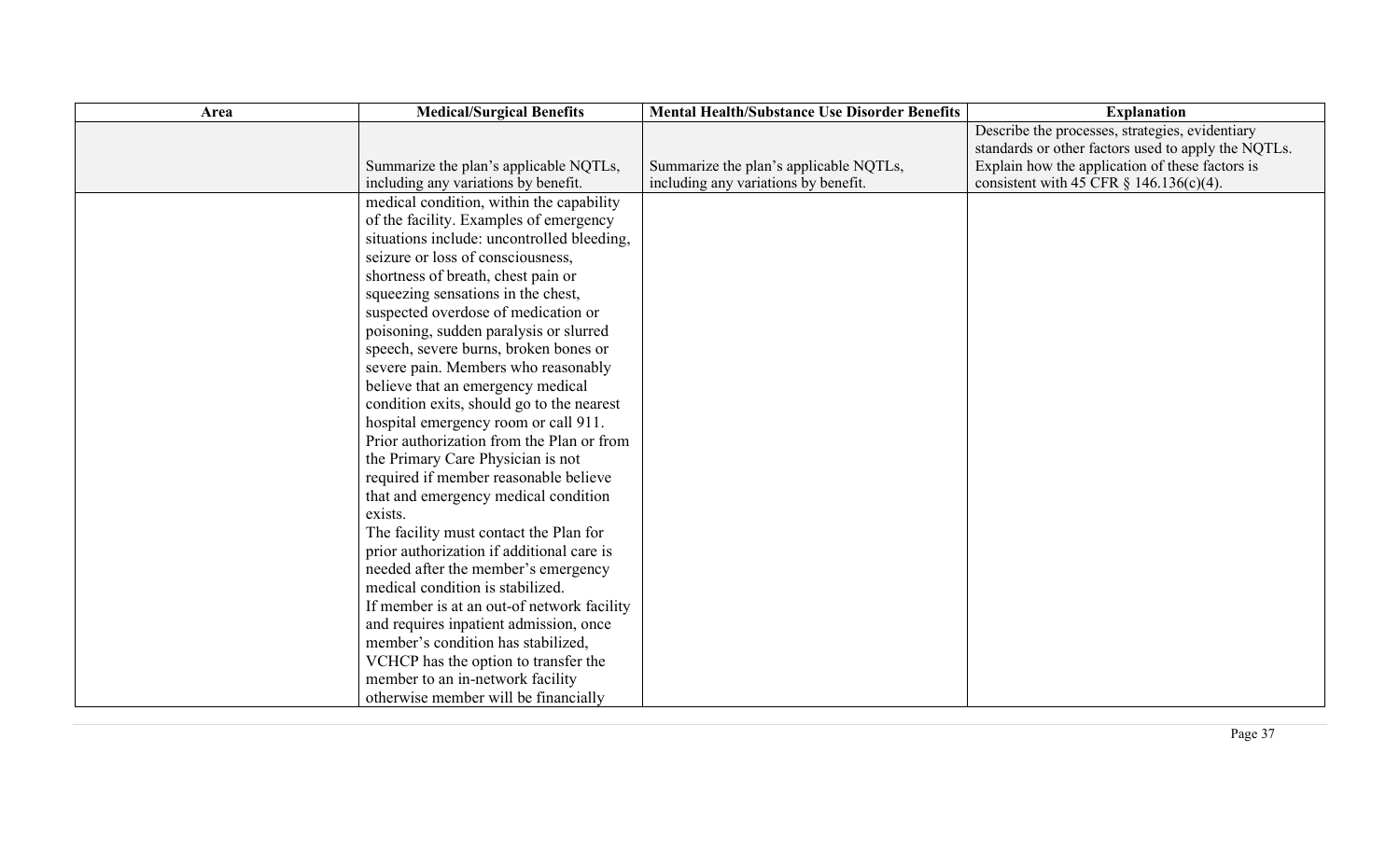| Area | Medical/Surgical Benefits | Mental Health/Substance Use Disorder Benefits | Explanation |
|---|---|---|---|
| | Summarize the plan's applicable NQTLs, including any variations by benefit. | Summarize the plan's applicable NQTLs, including any variations by benefit. | Describe the processes, strategies, evidentiary standards or other factors used to apply the NQTLs. Explain how the application of these factors is consistent with 45 CFR § 146.136(c)(4). |
| | medical condition, within the capability of the facility. Examples of emergency situations include: uncontrolled bleeding, seizure or loss of consciousness, shortness of breath, chest pain or squeezing sensations in the chest, suspected overdose of medication or poisoning, sudden paralysis or slurred speech, severe burns, broken bones or severe pain. Members who reasonably believe that an emergency medical condition exits, should go to the nearest hospital emergency room or call 911. Prior authorization from the Plan or from the Primary Care Physician is not required if member reasonable believe that and emergency medical condition exists.<br>The facility must contact the Plan for prior authorization if additional care is needed after the member's emergency medical condition is stabilized.<br>If member is at an out-of network facility and requires inpatient admission, once member's condition has stabilized, VCHCP has the option to transfer the member to an in-network facility otherwise member will be financially | | |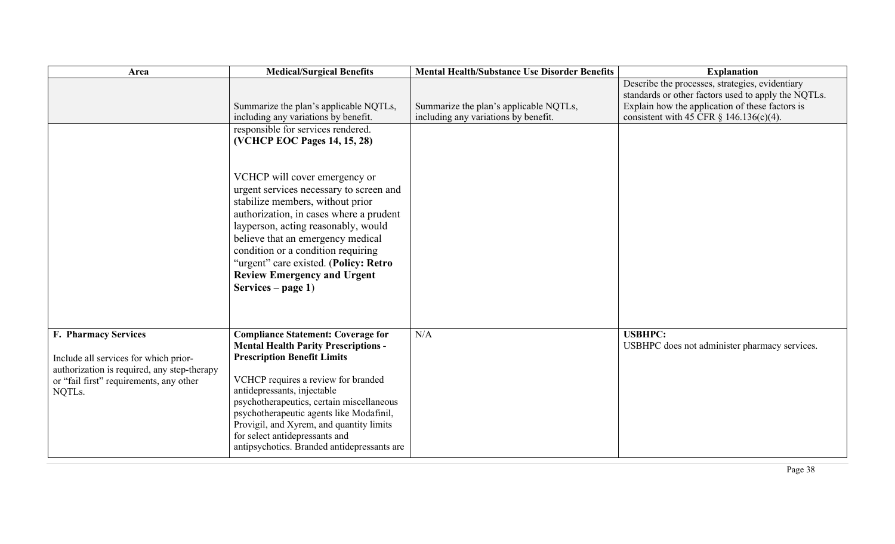| Area | Medical/Surgical Benefits | Mental Health/Substance Use Disorder Benefits | Explanation |
|---|---|---|---|
| | Summarize the plan's applicable NQTLs, including any variations by benefit. | Summarize the plan's applicable NQTLs, including any variations by benefit. | Describe the processes, strategies, evidentiary standards or other factors used to apply the NQTLs. Explain how the application of these factors is consistent with 45 CFR § 146.136(c)(4). |
| | responsible for services rendered. **(VCHCP EOC Pages 14, 15, 28)**<br><br>VCHCP will cover emergency or urgent services necessary to screen and stabilize members, without prior authorization, in cases where a prudent layperson, acting reasonably, would believe that an emergency medical condition or a condition requiring "urgent" care existed. (**Policy: Retro Review Emergency and Urgent Services – page 1**) | | |
| **F. Pharmacy Services**<br><br>Include all services for which prior-authorization is required, any step-therapy or "fail first" requirements, any other NQTLs. | **Compliance Statement: Coverage for Mental Health Parity Prescriptions - Prescription Benefit Limits**<br><br>VCHCP requires a review for branded antidepressants, injectable psychotherapeutics, certain miscellaneous psychotherapeutic agents like Modafinil, Provigil, and Xyrem, and quantity limits for select antidepressants and antipsychotics. Branded antidepressants are | N/A | **USBHPC:**<br>USBHPC does not administer pharmacy services. |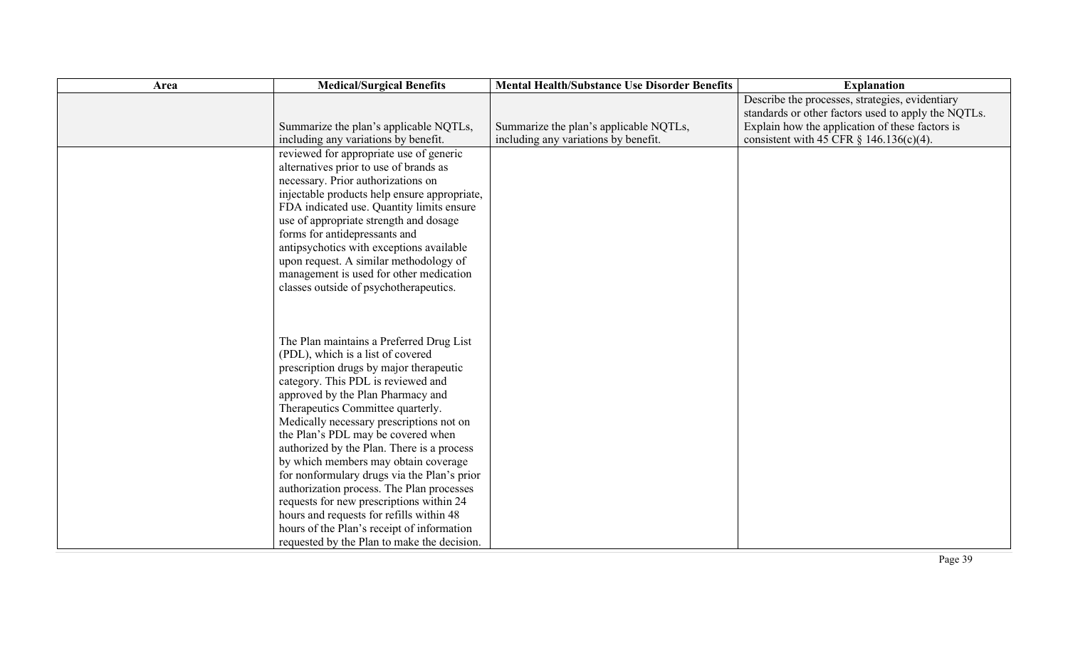| Area | Medical/Surgical Benefits | Mental Health/Substance Use Disorder Benefits | Explanation |
|---|---|---|---|
| | Summarize the plan's applicable NQTLs, including any variations by benefit. | Summarize the plan's applicable NQTLs, including any variations by benefit. | Describe the processes, strategies, evidentiary standards or other factors used to apply the NQTLs. Explain how the application of these factors is consistent with 45 CFR § 146.136(c)(4). |
| | reviewed for appropriate use of generic alternatives prior to use of brands as necessary. Prior authorizations on injectable products help ensure appropriate, FDA indicated use. Quantity limits ensure use of appropriate strength and dosage forms for antidepressants and antipsychotics with exceptions available upon request. A similar methodology of management is used for other medication classes outside of psychotherapeutics.<br><br>The Plan maintains a Preferred Drug List (PDL), which is a list of covered prescription drugs by major therapeutic category. This PDL is reviewed and approved by the Plan Pharmacy and Therapeutics Committee quarterly. Medically necessary prescriptions not on the Plan's PDL may be covered when authorized by the Plan. There is a process by which members may obtain coverage for nonformulary drugs via the Plan's prior authorization process. The Plan processes requests for new prescriptions within 24 hours and requests for refills within 48 hours of the Plan's receipt of information requested by the Plan to make the decision. | | |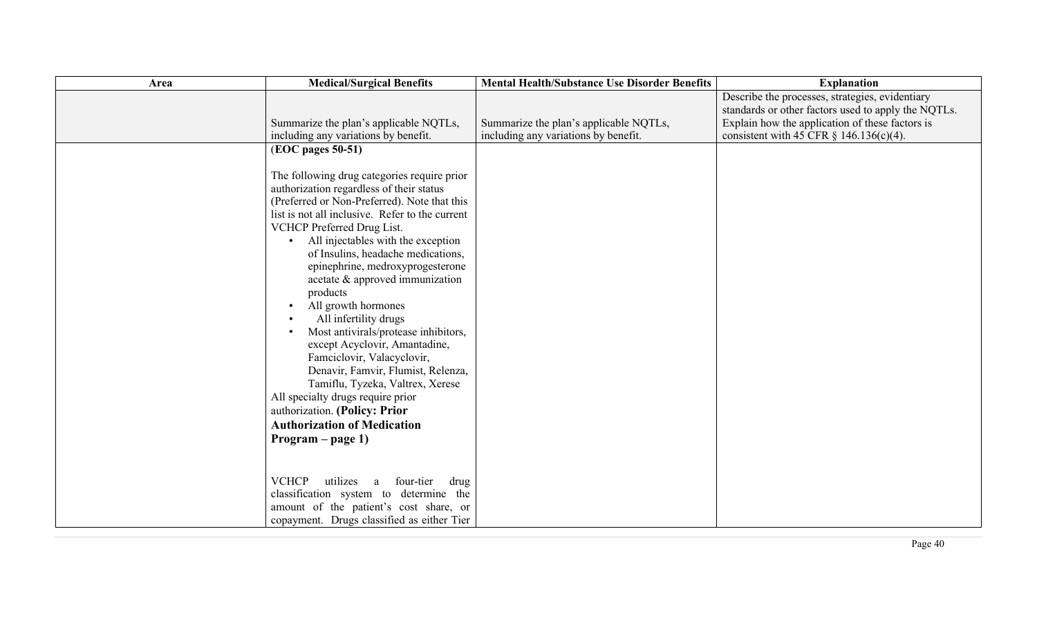| Area | Medical/Surgical Benefits | Mental Health/Substance Use Disorder Benefits | Explanation |
|---|---|---|---|
| | Summarize the plan's applicable NQTLs, including any variations by benefit. | Summarize the plan's applicable NQTLs, including any variations by benefit. | Describe the processes, strategies, evidentiary standards or other factors used to apply the NQTLs. Explain how the application of these factors is consistent with 45 CFR § 146.136(c)(4). |
| | (**EOC pages 50-51)**<br><br>The following drug categories require prior authorization regardless of their status (Preferred or Non-Preferred). Note that this list is not all inclusive. Refer to the current VCHCP Preferred Drug List.<br>• All injectables with the exception of Insulins, headache medications, epinephrine, medroxyprogesterone acetate & approved immunization products<br>• All growth hormones<br>• All infertility drugs<br>• Most antivirals/protease inhibitors, except Acyclovir, Amantadine, Famciclovir, Valacyclovir, Denavir, Famvir, Flumist, Relenza, Tamiflu, Tyzeka, Valtrex, Xerese<br>All specialty drugs require prior authorization. **(Policy: Prior Authorization of Medication Program – page 1)**<br><br>VCHCP utilizes a four-tier drug classification system to determine the amount of the patient's cost share, or copayment. Drugs classified as either Tier | | |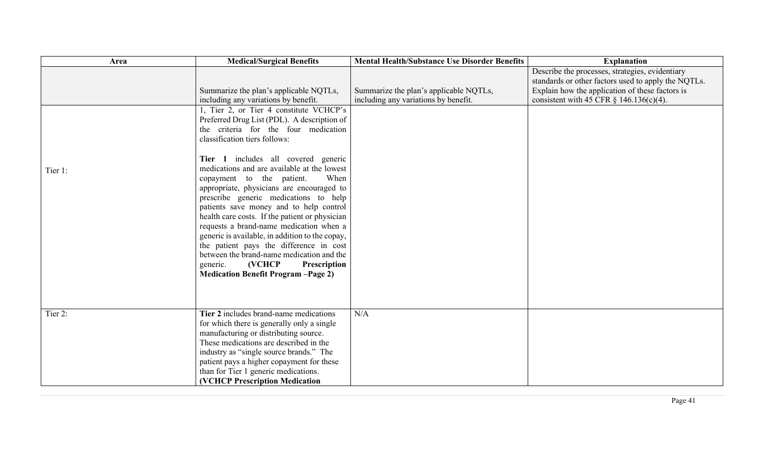| Area | Medical/Surgical Benefits | Mental Health/Substance Use Disorder Benefits | Explanation |
| --- | --- | --- | --- |
| | Summarize the plan's applicable NQTLs, including any variations by benefit. | Summarize the plan's applicable NQTLs, including any variations by benefit. | Describe the processes, strategies, evidentiary standards or other factors used to apply the NQTLs. Explain how the application of these factors is consistent with 45 CFR § 146.136(c)(4). |
| Tier 1: | 1, Tier 2, or Tier 4 constitute VCHCP's Preferred Drug List (PDL). A description of the criteria for the four medication classification tiers follows:<br><br>**Tier 1** includes all covered generic medications and are available at the lowest copayment to the patient. When appropriate, physicians are encouraged to prescribe generic medications to help patients save money and to help control health care costs. If the patient or physician requests a brand-name medication when a generic is available, in addition to the copay, the patient pays the difference in cost between the brand-name medication and the generic. **(VCHCP Prescription Medication Benefit Program –Page 2)** | | |
| Tier 2: | **Tier 2** includes brand-name medications for which there is generally only a single manufacturing or distributing source. These medications are described in the industry as "single source brands." The patient pays a higher copayment for these than for Tier 1 generic medications. **(VCHCP Prescription Medication** | N/A | |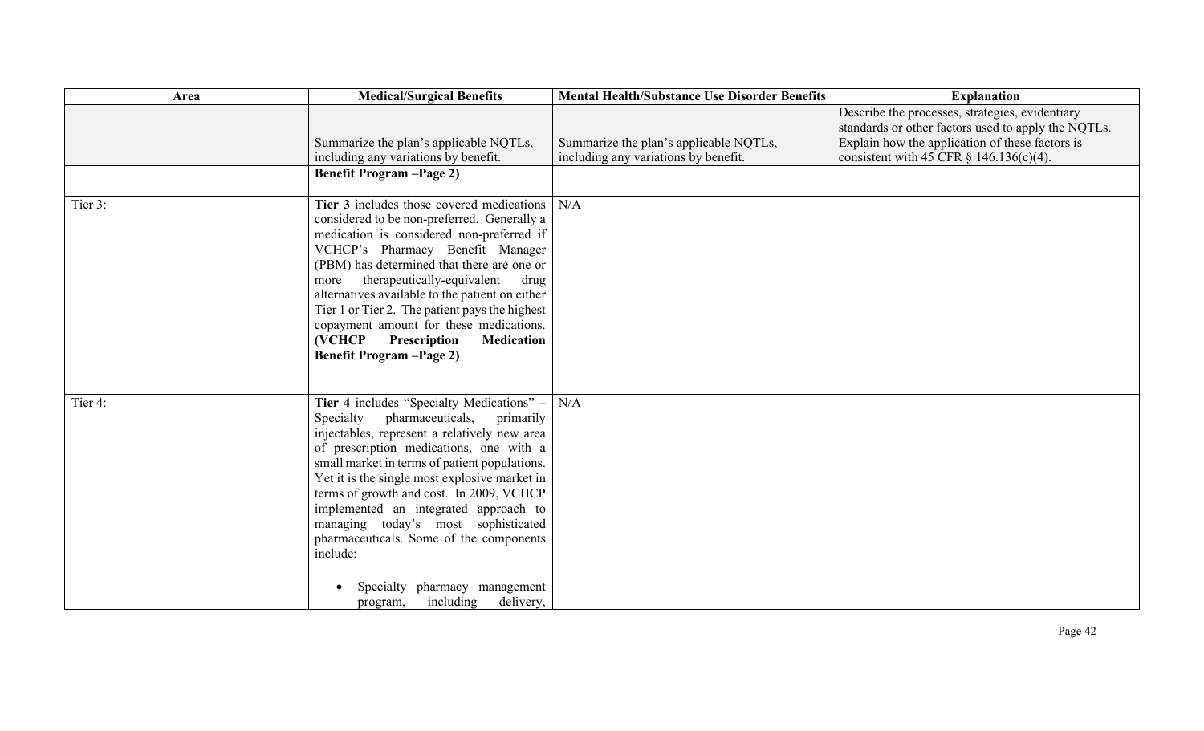| Area | Medical/Surgical Benefits | Mental Health/Substance Use Disorder Benefits | Explanation |
|---|---|---|---|
| | Summarize the plan's applicable NQTLs, including any variations by benefit. | Summarize the plan's applicable NQTLs, including any variations by benefit. | Describe the processes, strategies, evidentiary standards or other factors used to apply the NQTLs. Explain how the application of these factors is consistent with 45 CFR § 146.136(c)(4). |
| | **Benefit Program –Page 2)** | | |
| Tier 3: | **Tier 3** includes those covered medications considered to be non-preferred. Generally a medication is considered non-preferred if VCHCP's Pharmacy Benefit Manager (PBM) has determined that there are one or more therapeutically-equivalent drug alternatives available to the patient on either Tier 1 or Tier 2. The patient pays the highest copayment amount for these medications. **(VCHCP Prescription Medication Benefit Program –Page 2)** | N/A | |
| Tier 4: | **Tier 4** includes "Specialty Medications" – Specialty pharmaceuticals, primarily injectables, represent a relatively new area of prescription medications, one with a small market in terms of patient populations. Yet it is the single most explosive market in terms of growth and cost. In 2009, VCHCP implemented an integrated approach to managing today's most sophisticated pharmaceuticals. Some of the components include:<br><br>• Specialty pharmacy management program, including delivery, | N/A | |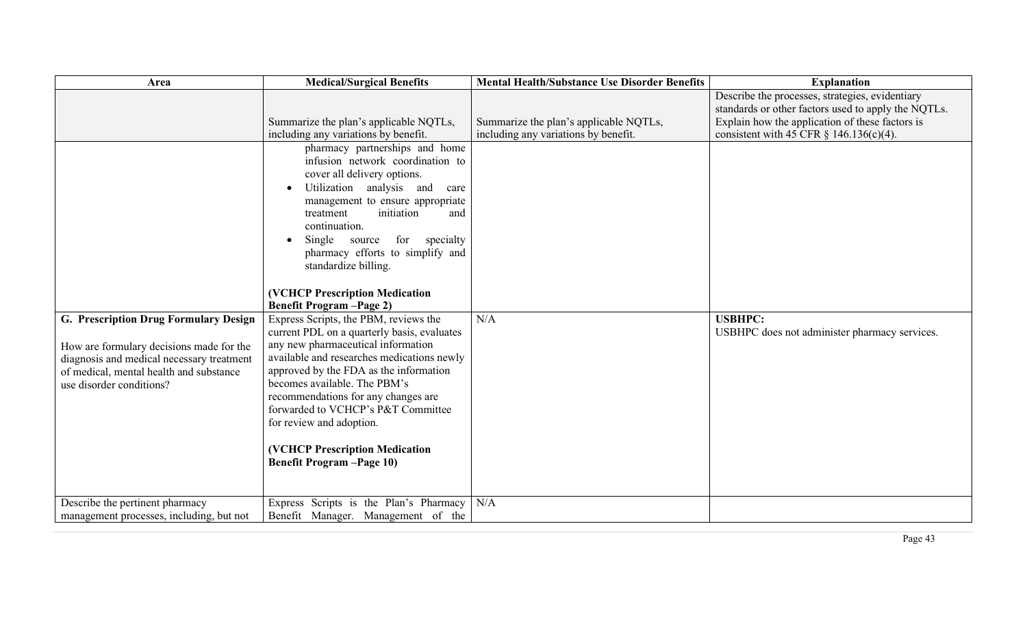| Area | Medical/Surgical Benefits | Mental Health/Substance Use Disorder Benefits | Explanation |
|---|---|---|---|
| | Summarize the plan's applicable NQTLs, including any variations by benefit. | Summarize the plan's applicable NQTLs, including any variations by benefit. | Describe the processes, strategies, evidentiary standards or other factors used to apply the NQTLs. Explain how the application of these factors is consistent with 45 CFR § 146.136(c)(4). |
| | pharmacy partnerships and home infusion network coordination to cover all delivery options.<br>• Utilization analysis and care management to ensure appropriate treatment initiation and continuation.<br>• Single source for specialty pharmacy efforts to simplify and standardize billing.<br><br>**(VCHCP Prescription Medication Benefit Program –Page 2)** | | |
| **G. Prescription Drug Formulary Design**<br><br>How are formulary decisions made for the diagnosis and medical necessary treatment of medical, mental health and substance use disorder conditions? | Express Scripts, the PBM, reviews the current PDL on a quarterly basis, evaluates any new pharmaceutical information available and researches medications newly approved by the FDA as the information becomes available. The PBM's recommendations for any changes are forwarded to VCHCP's P&T Committee for review and adoption.<br><br>**(VCHCP Prescription Medication Benefit Program –Page 10)** | N/A | **USBHPC:**<br>USBHPC does not administer pharmacy services. |
| Describe the pertinent pharmacy management processes, including, but not | Express Scripts is the Plan's Pharmacy Benefit Manager. Management of the | N/A | |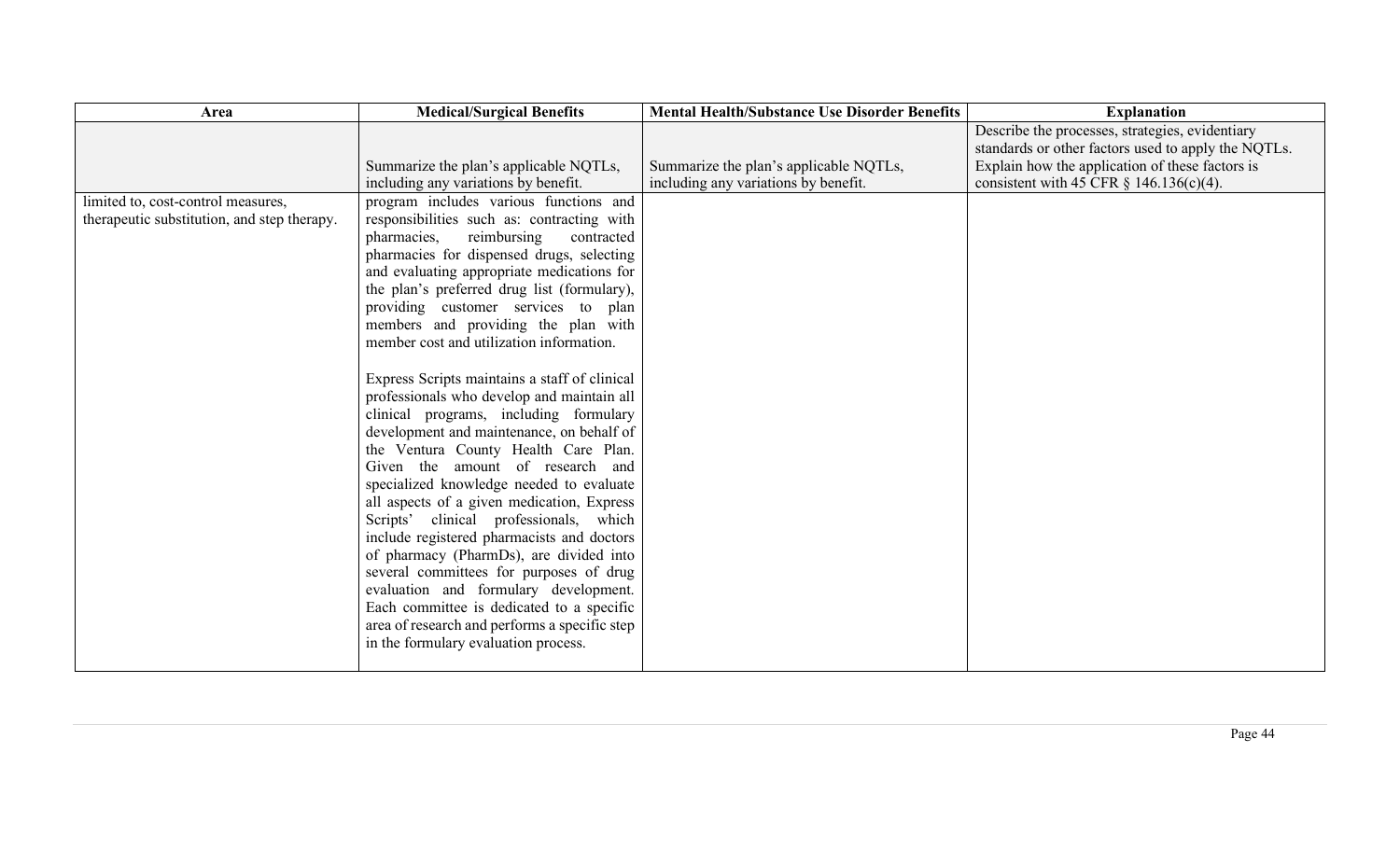| Area | Medical/Surgical Benefits | Mental Health/Substance Use Disorder Benefits | Explanation |
|---|---|---|---|
| | Summarize the plan's applicable NQTLs, including any variations by benefit. | Summarize the plan's applicable NQTLs, including any variations by benefit. | Describe the processes, strategies, evidentiary standards or other factors used to apply the NQTLs. Explain how the application of these factors is consistent with 45 CFR § 146.136(c)(4). |
| limited to, cost-control measures, therapeutic substitution, and step therapy. | program includes various functions and responsibilities such as: contracting with pharmacies, reimbursing contracted pharmacies for dispensed drugs, selecting and evaluating appropriate medications for the plan's preferred drug list (formulary), providing customer services to plan members and providing the plan with member cost and utilization information.<br><br>Express Scripts maintains a staff of clinical professionals who develop and maintain all clinical programs, including formulary development and maintenance, on behalf of the Ventura County Health Care Plan. Given the amount of research and specialized knowledge needed to evaluate all aspects of a given medication, Express Scripts' clinical professionals, which include registered pharmacists and doctors of pharmacy (PharmDs), are divided into several committees for purposes of drug evaluation and formulary development. Each committee is dedicated to a specific area of research and performs a specific step in the formulary evaluation process. | | |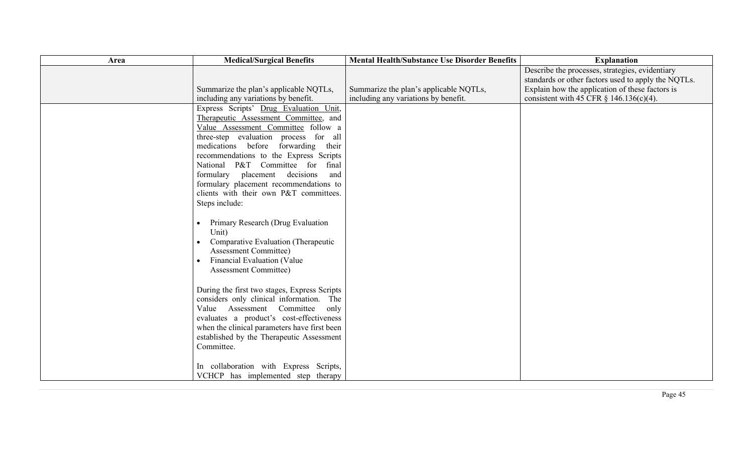| Area | Medical/Surgical Benefits | Mental Health/Substance Use Disorder Benefits | Explanation |
| --- | --- | --- | --- |
| | Summarize the plan's applicable NQTLs, including any variations by benefit. | Summarize the plan's applicable NQTLs, including any variations by benefit. | Describe the processes, strategies, evidentiary standards or other factors used to apply the NQTLs. Explain how the application of these factors is consistent with 45 CFR § 146.136(c)(4). |
| | Express Scripts' Drug Evaluation Unit, Therapeutic Assessment Committee, and Value Assessment Committee follow a three-step evaluation process for all medications before forwarding their recommendations to the Express Scripts National P&T Committee for final formulary placement decisions and formulary placement recommendations to clients with their own P&T committees. Steps include:<br><br>• Primary Research (Drug Evaluation Unit)<br>• Comparative Evaluation (Therapeutic Assessment Committee)<br>• Financial Evaluation (Value Assessment Committee)<br><br>During the first two stages, Express Scripts considers only clinical information. The Value Assessment Committee only evaluates a product's cost-effectiveness when the clinical parameters have first been established by the Therapeutic Assessment Committee.<br><br>In collaboration with Express Scripts, VCHCP has implemented step therapy | | |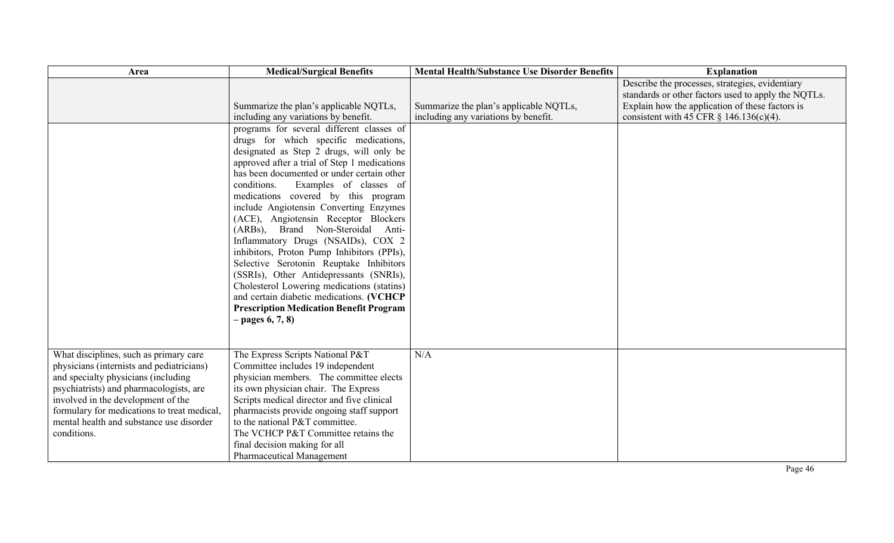| Area | Medical/Surgical Benefits | Mental Health/Substance Use Disorder Benefits | Explanation |
|---|---|---|---|
| | Summarize the plan's applicable NQTLs, including any variations by benefit. | Summarize the plan's applicable NQTLs, including any variations by benefit. | Describe the processes, strategies, evidentiary standards or other factors used to apply the NQTLs. Explain how the application of these factors is consistent with 45 CFR § 146.136(c)(4). |
| | programs for several different classes of drugs for which specific medications, designated as Step 2 drugs, will only be approved after a trial of Step 1 medications has been documented or under certain other conditions. Examples of classes of medications covered by this program include Angiotensin Converting Enzymes (ACE), Angiotensin Receptor Blockers (ARBs), Brand Non-Steroidal Anti-Inflammatory Drugs (NSAIDs), COX 2 inhibitors, Proton Pump Inhibitors (PPIs), Selective Serotonin Reuptake Inhibitors (SSRIs), Other Antidepressants (SNRIs), Cholesterol Lowering medications (statins) and certain diabetic medications. **(VCHCP Prescription Medication Benefit Program – pages 6, 7, 8)** | | |
| What disciplines, such as primary care physicians (internists and pediatricians) and specialty physicians (including psychiatrists) and pharmacologists, are involved in the development of the formulary for medications to treat medical, mental health and substance use disorder conditions. | The Express Scripts National P&T Committee includes 19 independent physician members. The committee elects its own physician chair. The Express Scripts medical director and five clinical pharmacists provide ongoing staff support to the national P&T committee. The VCHCP P&T Committee retains the final decision making for all Pharmaceutical Management | N/A | |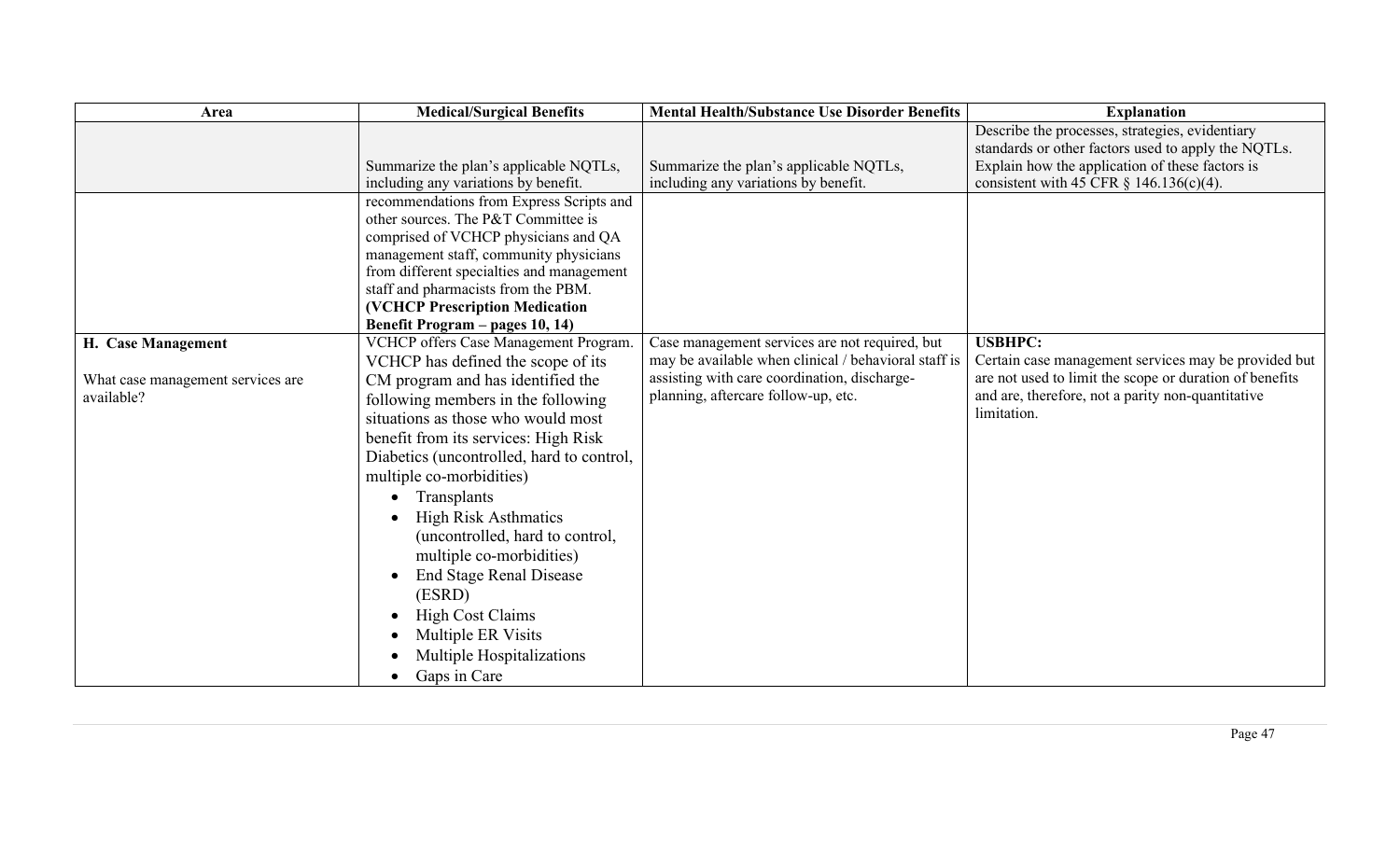| Area | Medical/Surgical Benefits | Mental Health/Substance Use Disorder Benefits | Explanation |
|---|---|---|---|
| | Summarize the plan's applicable NQTLs, including any variations by benefit. | Summarize the plan's applicable NQTLs, including any variations by benefit. | Describe the processes, strategies, evidentiary standards or other factors used to apply the NQTLs. Explain how the application of these factors is consistent with 45 CFR § 146.136(c)(4). |
| | recommendations from Express Scripts and other sources. The P&T Committee is comprised of VCHCP physicians and QA management staff, community physicians from different specialties and management staff and pharmacists from the PBM. **(VCHCP Prescription Medication Benefit Program – pages 10, 14)** | | |
| **H. Case Management**<br><br>What case management services are available? | VCHCP offers Case Management Program. VCHCP has defined the scope of its CM program and has identified the following members in the following situations as those who would most benefit from its services: High Risk Diabetics (uncontrolled, hard to control, multiple co-morbidities)<br>• Transplants<br>• High Risk Asthmatics (uncontrolled, hard to control, multiple co-morbidities)<br>• End Stage Renal Disease (ESRD)<br>• High Cost Claims<br>• Multiple ER Visits<br>• Multiple Hospitalizations<br>• Gaps in Care | Case management services are not required, but may be available when clinical / behavioral staff is assisting with care coordination, discharge-planning, aftercare follow-up, etc. | **USBHPC:**<br>Certain case management services may be provided but are not used to limit the scope or duration of benefits and are, therefore, not a parity non-quantitative limitation. |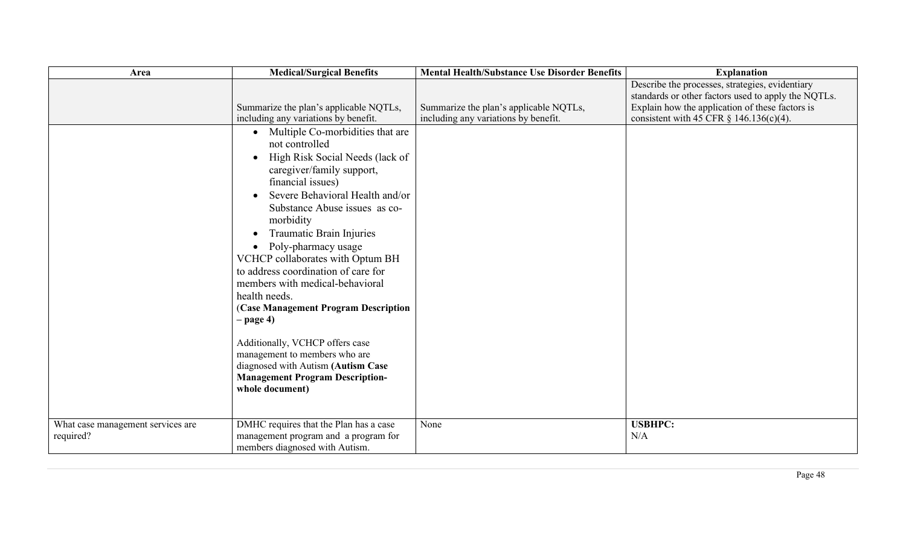| Area | Medical/Surgical Benefits | Mental Health/Substance Use Disorder Benefits | Explanation |
|---|---|---|---|
| | Summarize the plan's applicable NQTLs, including any variations by benefit. | Summarize the plan's applicable NQTLs, including any variations by benefit. | Describe the processes, strategies, evidentiary standards or other factors used to apply the NQTLs. Explain how the application of these factors is consistent with 45 CFR § 146.136(c)(4). |
| | • Multiple Co-morbidities that are not controlled<br>• High Risk Social Needs (lack of caregiver/family support, financial issues)<br>• Severe Behavioral Health and/or Substance Abuse issues as co-morbidity<br>• Traumatic Brain Injuries<br>• Poly-pharmacy usage<br>VCHCP collaborates with Optum BH to address coordination of care for members with medical-behavioral health needs.<br>(**Case Management Program Description – page 4)**<br><br>Additionally, VCHCP offers case management to members who are diagnosed with Autism **(Autism Case Management Program Description- whole document)** | | |
| What case management services are required? | DMHC requires that the Plan has a case management program and a program for members diagnosed with Autism. | None | **USBHPC:**<br>N/A |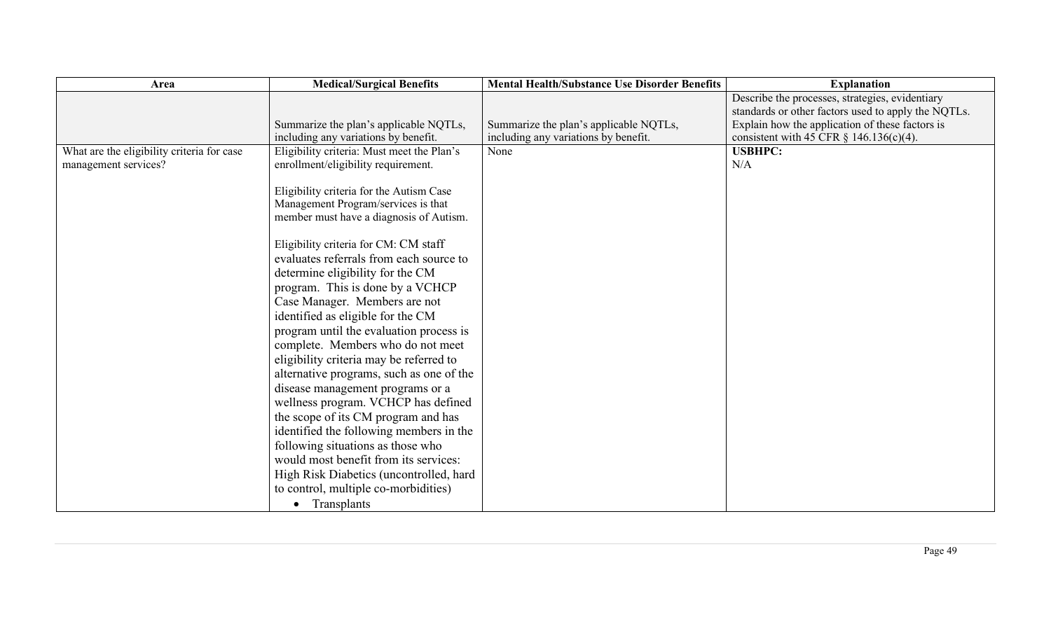| Area | Medical/Surgical Benefits | Mental Health/Substance Use Disorder Benefits | Explanation |
|---|---|---|---|
| | Summarize the plan's applicable NQTLs, including any variations by benefit. | Summarize the plan's applicable NQTLs, including any variations by benefit. | Describe the processes, strategies, evidentiary standards or other factors used to apply the NQTLs. Explain how the application of these factors is consistent with 45 CFR § 146.136(c)(4). |
| What are the eligibility criteria for case management services? | Eligibility criteria: Must meet the Plan's enrollment/eligibility requirement.<br><br>Eligibility criteria for the Autism Case Management Program/services is that member must have a diagnosis of Autism.<br><br>Eligibility criteria for CM: CM staff evaluates referrals from each source to determine eligibility for the CM program. This is done by a VCHCP Case Manager. Members are not identified as eligible for the CM program until the evaluation process is complete. Members who do not meet eligibility criteria may be referred to alternative programs, such as one of the disease management programs or a wellness program. VCHCP has defined the scope of its CM program and has identified the following members in the following situations as those who would most benefit from its services: High Risk Diabetics (uncontrolled, hard to control, multiple co-morbidities)<br>• Transplants | None | **USBHPC:**<br>N/A |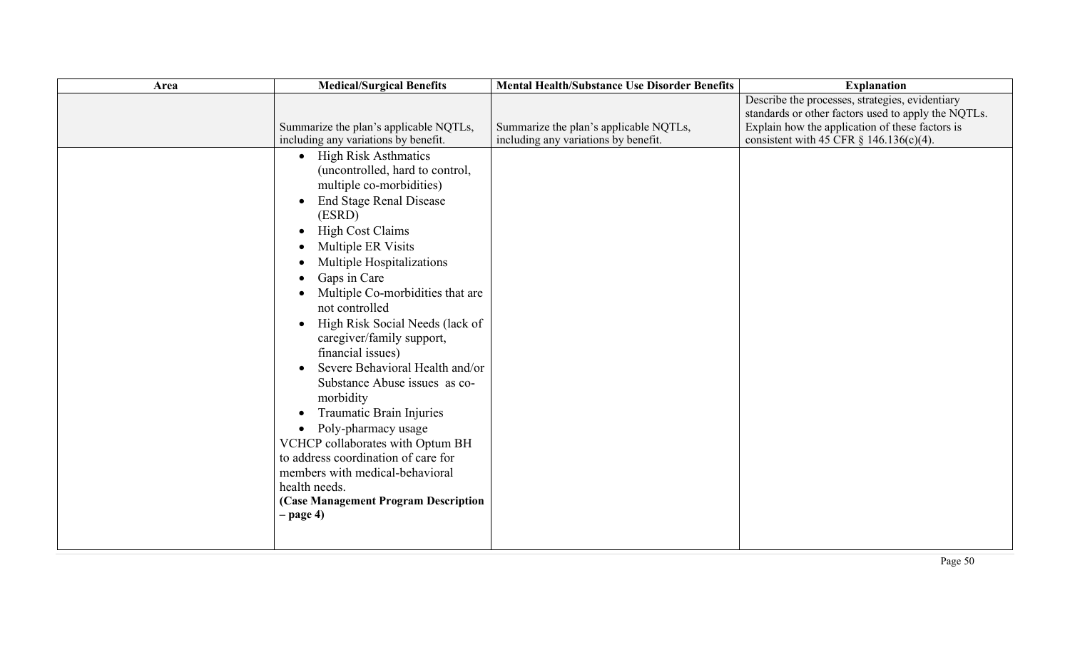| Area | Medical/Surgical Benefits | Mental Health/Substance Use Disorder Benefits | Explanation |
|---|---|---|---|
| | Summarize the plan's applicable NQTLs, including any variations by benefit. | Summarize the plan's applicable NQTLs, including any variations by benefit. | Describe the processes, strategies, evidentiary standards or other factors used to apply the NQTLs. Explain how the application of these factors is consistent with 45 CFR § 146.136(c)(4). |
| | • High Risk Asthmatics (uncontrolled, hard to control, multiple co-morbidities)<br>• End Stage Renal Disease (ESRD)<br>• High Cost Claims<br>• Multiple ER Visits<br>• Multiple Hospitalizations<br>• Gaps in Care<br>• Multiple Co-morbidities that are not controlled<br>• High Risk Social Needs (lack of caregiver/family support, financial issues)<br>• Severe Behavioral Health and/or Substance Abuse issues as co-morbidity<br>• Traumatic Brain Injuries<br>• Poly-pharmacy usage<br>VCHCP collaborates with Optum BH to address coordination of care for members with medical-behavioral health needs.<br>**(Case Management Program Description – page 4)** | | |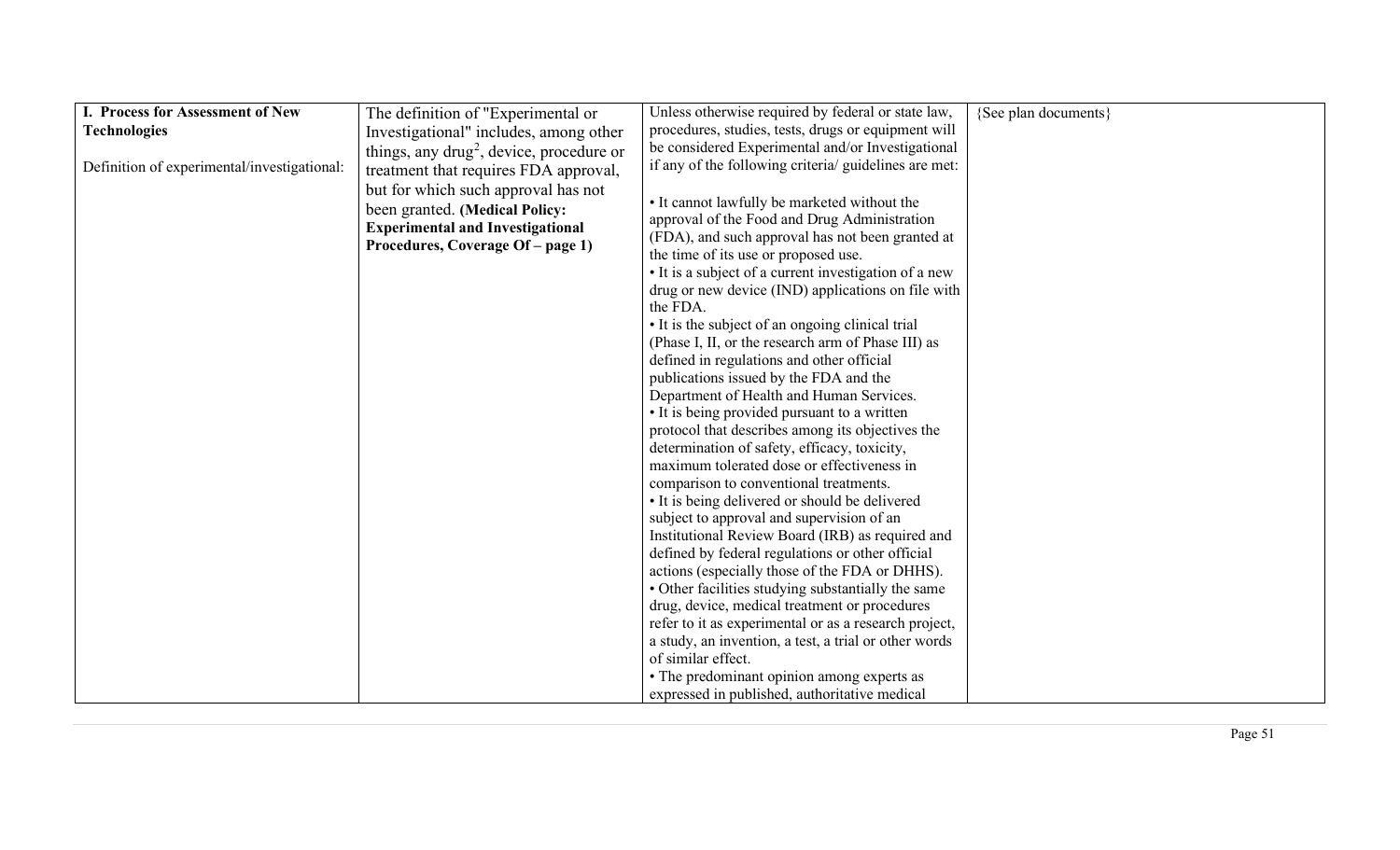| | | | |
|---|---|---|---|
| **I. Process for Assessment of New Technologies**<br><br>Definition of experimental/investigational: | The definition of "Experimental or Investigational" includes, among other things, any drug[2], device, procedure or treatment that requires FDA approval, but for which such approval has not been granted. **(Medical Policy: Experimental and Investigational Procedures, Coverage Of – page 1)** | Unless otherwise required by federal or state law, procedures, studies, tests, drugs or equipment will be considered Experimental and/or Investigational if any of the following criteria/ guidelines are met:<br><br>• It cannot lawfully be marketed without the approval of the Food and Drug Administration (FDA), and such approval has not been granted at the time of its use or proposed use.<br>• It is a subject of a current investigation of a new drug or new device (IND) applications on file with the FDA.<br>• It is the subject of an ongoing clinical trial (Phase I, II, or the research arm of Phase III) as defined in regulations and other official publications issued by the FDA and the Department of Health and Human Services.<br>• It is being provided pursuant to a written protocol that describes among its objectives the determination of safety, efficacy, toxicity, maximum tolerated dose or effectiveness in comparison to conventional treatments.<br>• It is being delivered or should be delivered subject to approval and supervision of an Institutional Review Board (IRB) as required and defined by federal regulations or other official actions (especially those of the FDA or DHHS).<br>• Other facilities studying substantially the same drug, device, medical treatment or procedures refer to it as experimental or as a research project, a study, an invention, a test, a trial or other words of similar effect.<br>• The predominant opinion among experts as expressed in published, authoritative medical | {See plan documents} |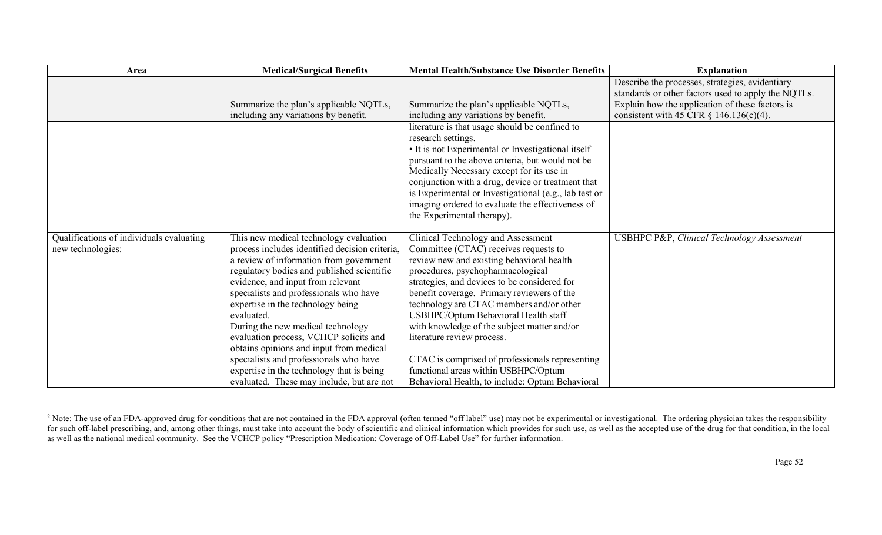| Area | Medical/Surgical Benefits | Mental Health/Substance Use Disorder Benefits | Explanation |
|---|---|---|---|
| | Summarize the plan's applicable NQTLs, including any variations by benefit. | Summarize the plan's applicable NQTLs, including any variations by benefit. | Describe the processes, strategies, evidentiary standards or other factors used to apply the NQTLs. Explain how the application of these factors is consistent with 45 CFR § 146.136(c)(4). |
| | | literature is that usage should be confined to research settings.<br>• It is not Experimental or Investigational itself pursuant to the above criteria, but would not be Medically Necessary except for its use in conjunction with a drug, device or treatment that is Experimental or Investigational (e.g., lab test or imaging ordered to evaluate the effectiveness of the Experimental therapy). | |
| Qualifications of individuals evaluating new technologies: | This new medical technology evaluation process includes identified decision criteria, a review of information from government regulatory bodies and published scientific evidence, and input from relevant specialists and professionals who have expertise in the technology being evaluated.<br>During the new medical technology evaluation process, VCHCP solicits and obtains opinions and input from medical specialists and professionals who have expertise in the technology that is being evaluated. These may include, but are not | Clinical Technology and Assessment Committee (CTAC) receives requests to review new and existing behavioral health procedures, psychopharmacological strategies, and devices to be considered for benefit coverage. Primary reviewers of the technology are CTAC members and/or other USBHPC/Optum Behavioral Health staff with knowledge of the subject matter and/or literature review process.<br><br>CTAC is comprised of professionals representing functional areas within USBHPC/Optum Behavioral Health, to include: Optum Behavioral | USBHPC P&P, *Clinical Technology Assessment* |

[2] Note: The use of an FDA-approved drug for conditions that are not contained in the FDA approval (often termed "off label" use) may not be experimental or investigational. The ordering physician takes the responsibility for such off-label prescribing, and, among other things, must take into account the body of scientific and clinical information which provides for such use, as well as the accepted use of the drug for that condition, in the local as well as the national medical community. See the VCHCP policy "Prescription Medication: Coverage of Off-Label Use" for further information.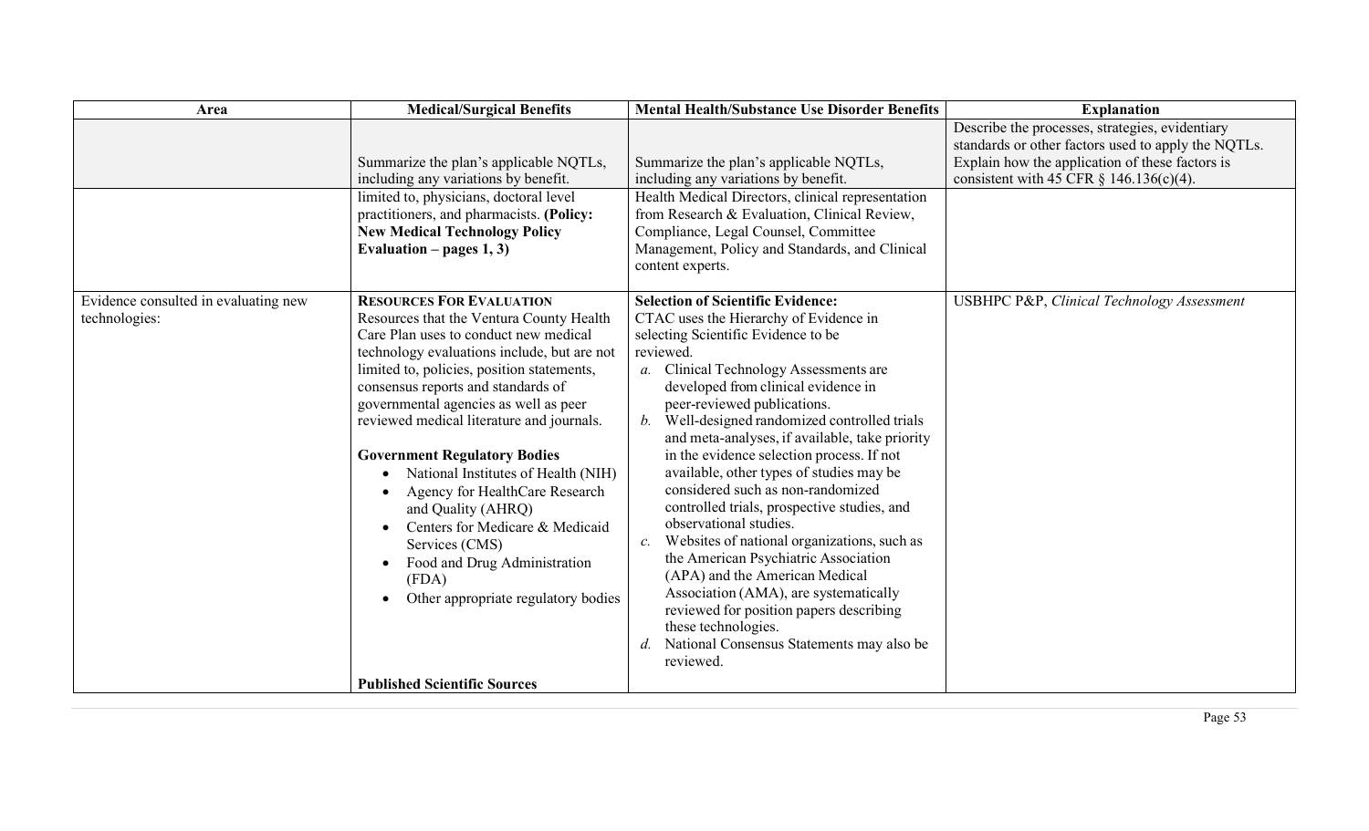| Area | Medical/Surgical Benefits | Mental Health/Substance Use Disorder Benefits | Explanation |
|---|---|---|---|
| | Summarize the plan's applicable NQTLs, including any variations by benefit. | Summarize the plan's applicable NQTLs, including any variations by benefit. | Describe the processes, strategies, evidentiary standards or other factors used to apply the NQTLs. Explain how the application of these factors is consistent with 45 CFR § 146.136(c)(4). |
| | limited to, physicians, doctoral level practitioners, and pharmacists. **(Policy: New Medical Technology Policy Evaluation – pages 1, 3)** | Health Medical Directors, clinical representation from Research & Evaluation, Clinical Review, Compliance, Legal Counsel, Committee Management, Policy and Standards, and Clinical content experts. | |
| Evidence consulted in evaluating new technologies: | **RESOURCES FOR EVALUATION**<br>Resources that the Ventura County Health Care Plan uses to conduct new medical technology evaluations include, but are not limited to, policies, position statements, consensus reports and standards of governmental agencies as well as peer reviewed medical literature and journals.<br><br>**Government Regulatory Bodies**<br>• National Institutes of Health (NIH)<br>• Agency for HealthCare Research and Quality (AHRQ)<br>• Centers for Medicare & Medicaid Services (CMS)<br>• Food and Drug Administration (FDA)<br>• Other appropriate regulatory bodies<br><br>**Published Scientific Sources** | **Selection of Scientific Evidence:**<br>CTAC uses the Hierarchy of Evidence in selecting Scientific Evidence to be reviewed.<br>*a.* Clinical Technology Assessments are developed from clinical evidence in peer-reviewed publications.<br>*b.* Well-designed randomized controlled trials and meta-analyses, if available, take priority in the evidence selection process. If not available, other types of studies may be considered such as non-randomized controlled trials, prospective studies, and observational studies.<br>*c.* Websites of national organizations, such as the American Psychiatric Association (APA) and the American Medical Association (AMA), are systematically reviewed for position papers describing these technologies.<br>*d.* National Consensus Statements may also be reviewed. | USBHPC P&P, *Clinical Technology Assessment* |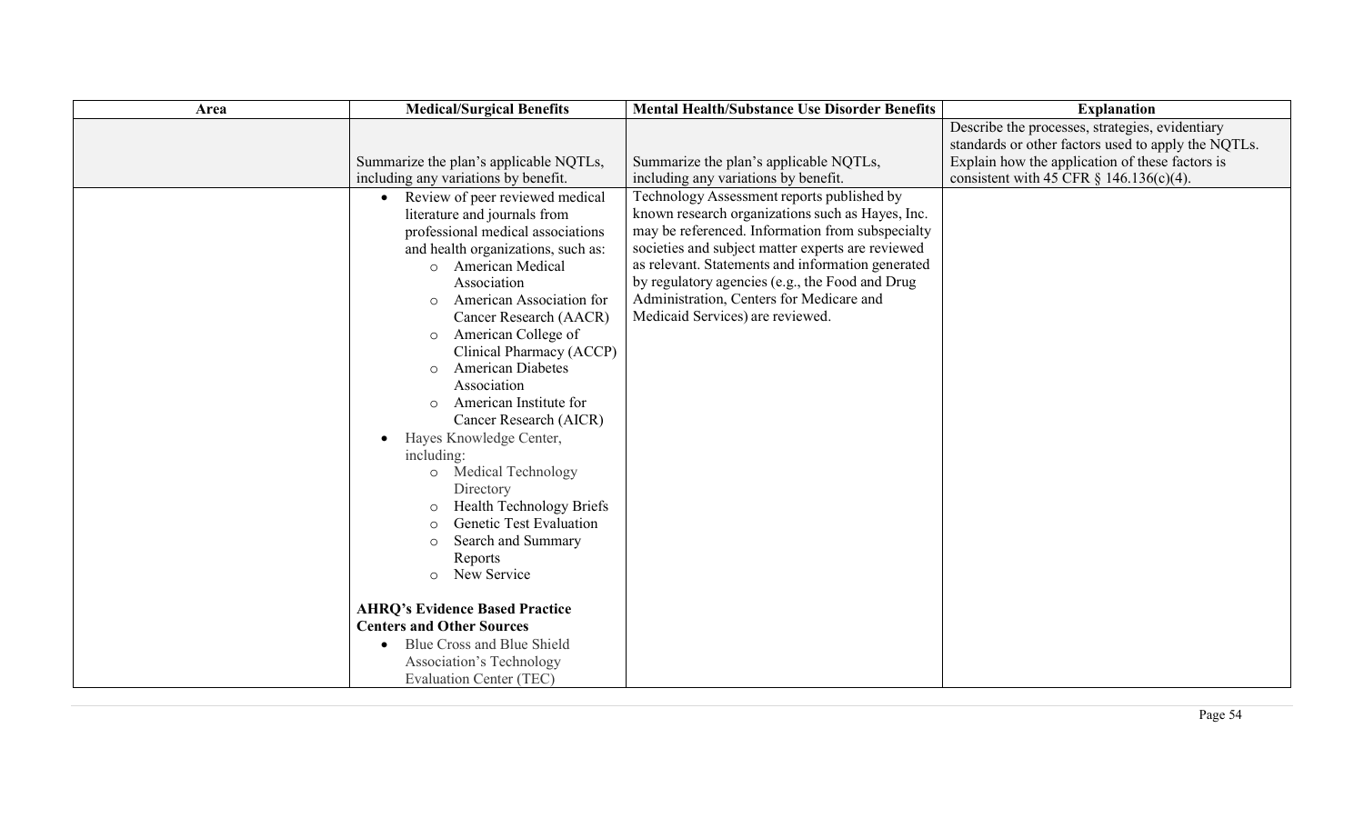| Area | Medical/Surgical Benefits | Mental Health/Substance Use Disorder Benefits | Explanation |
|---|---|---|---|
| | Summarize the plan's applicable NQTLs, including any variations by benefit. | Summarize the plan's applicable NQTLs, including any variations by benefit. | Describe the processes, strategies, evidentiary standards or other factors used to apply the NQTLs. Explain how the application of these factors is consistent with 45 CFR § 146.136(c)(4). |
| | • Review of peer reviewed medical literature and journals from professional medical associations and health organizations, such as:<br>  ○ American Medical Association<br>  ○ American Association for Cancer Research (AACR)<br>  ○ American College of Clinical Pharmacy (ACCP)<br>  ○ American Diabetes Association<br>  ○ American Institute for Cancer Research (AICR)<br>• Hayes Knowledge Center, including:<br>  ○ Medical Technology Directory<br>  ○ Health Technology Briefs<br>  ○ Genetic Test Evaluation<br>  ○ Search and Summary Reports<br>  ○ New Service<br><br>**AHRQ's Evidence Based Practice Centers and Other Sources**<br>• Blue Cross and Blue Shield Association's Technology Evaluation Center (TEC) | Technology Assessment reports published by known research organizations such as Hayes, Inc. may be referenced. Information from subspecialty societies and subject matter experts are reviewed as relevant. Statements and information generated by regulatory agencies (e.g., the Food and Drug Administration, Centers for Medicare and Medicaid Services) are reviewed. | |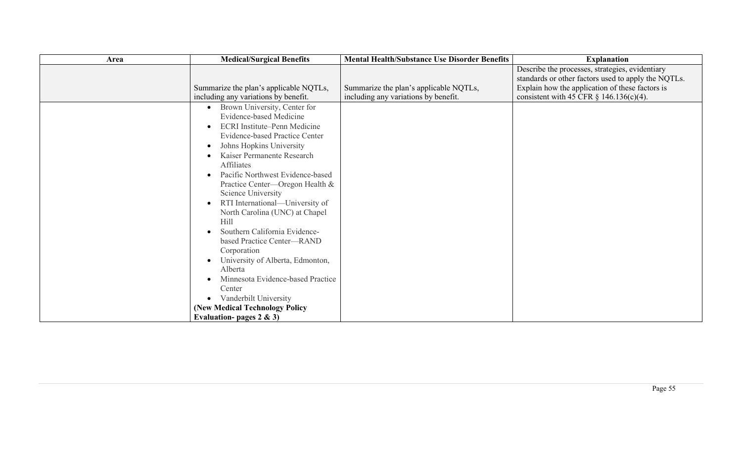| Area | Medical/Surgical Benefits | Mental Health/Substance Use Disorder Benefits | Explanation |
|---|---|---|---|
| | Summarize the plan's applicable NQTLs, including any variations by benefit. | Summarize the plan's applicable NQTLs, including any variations by benefit. | Describe the processes, strategies, evidentiary standards or other factors used to apply the NQTLs. Explain how the application of these factors is consistent with 45 CFR § 146.136(c)(4). |
| | • Brown University, Center for Evidence-based Medicine<br>• ECRI Institute–Penn Medicine Evidence-based Practice Center<br>• Johns Hopkins University<br>• Kaiser Permanente Research Affiliates<br>• Pacific Northwest Evidence-based Practice Center—Oregon Health & Science University<br>• RTI International—University of North Carolina (UNC) at Chapel Hill<br>• Southern California Evidence-based Practice Center—RAND Corporation<br>• University of Alberta, Edmonton, Alberta<br>• Minnesota Evidence-based Practice Center<br>• Vanderbilt University<br>**(New Medical Technology Policy Evaluation- pages 2 & 3)** | | |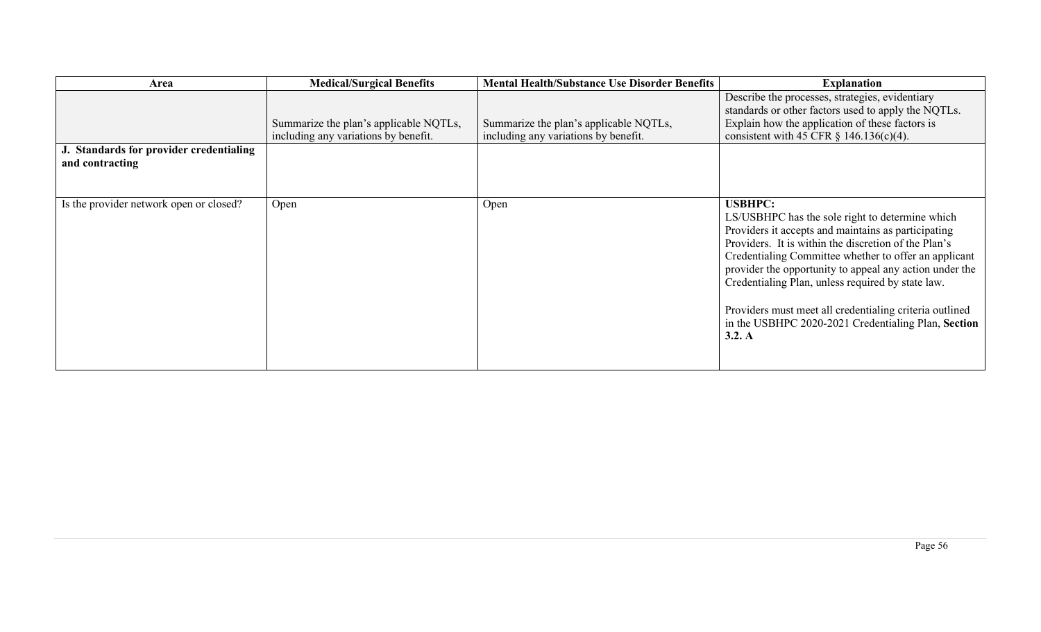| Area | Medical/Surgical Benefits | Mental Health/Substance Use Disorder Benefits | Explanation |
|---|---|---|---|
| | Summarize the plan's applicable NQTLs, including any variations by benefit. | Summarize the plan's applicable NQTLs, including any variations by benefit. | Describe the processes, strategies, evidentiary standards or other factors used to apply the NQTLs. Explain how the application of these factors is consistent with 45 CFR § 146.136(c)(4). |
| **J. Standards for provider credentialing and contracting** | | | |
| Is the provider network open or closed? | Open | Open | **USBHPC:**<br>LS/USBHPC has the sole right to determine which Providers it accepts and maintains as participating Providers. It is within the discretion of the Plan's Credentialing Committee whether to offer an applicant provider the opportunity to appeal any action under the Credentialing Plan, unless required by state law.<br><br>Providers must meet all credentialing criteria outlined in the USBHPC 2020-2021 Credentialing Plan, **Section 3.2. A** |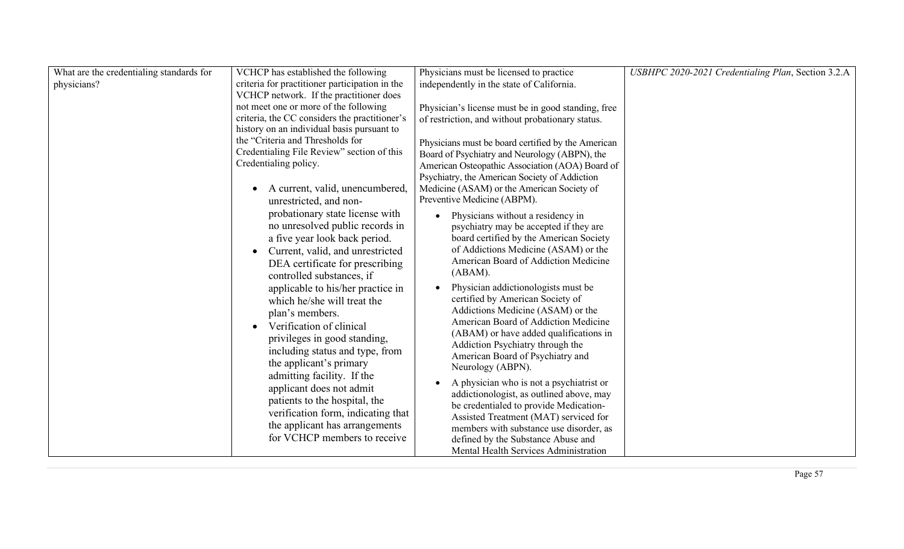| | | | |
|---|---|---|---|
| What are the credentialing standards for physicians? | VCHCP has established the following criteria for practitioner participation in the VCHCP network. If the practitioner does not meet one or more of the following criteria, the CC considers the practitioner's history on an individual basis pursuant to the "Criteria and Thresholds for Credentialing File Review" section of this Credentialing policy.<br><br>• A current, valid, unencumbered, unrestricted, and non-probationary state license with no unresolved public records in a five year look back period.<br>• Current, valid, and unrestricted DEA certificate for prescribing controlled substances, if applicable to his/her practice in which he/she will treat the plan's members.<br>• Verification of clinical privileges in good standing, including status and type, from the applicant's primary admitting facility. If the applicant does not admit patients to the hospital, the verification form, indicating that the applicant has arrangements for VCHCP members to receive | Physicians must be licensed to practice independently in the state of California.<br><br>Physician's license must be in good standing, free of restriction, and without probationary status.<br><br>Physicians must be board certified by the American Board of Psychiatry and Neurology (ABPN), the American Osteopathic Association (AOA) Board of Psychiatry, the American Society of Addiction Medicine (ASAM) or the American Society of Preventive Medicine (ABPM).<br><br>• Physicians without a residency in psychiatry may be accepted if they are board certified by the American Society of Addictions Medicine (ASAM) or the American Board of Addiction Medicine (ABAM).<br>• Physician addictionologists must be certified by American Society of Addictions Medicine (ASAM) or the American Board of Addiction Medicine (ABAM) or have added qualifications in Addiction Psychiatry through the American Board of Psychiatry and Neurology (ABPN).<br>• A physician who is not a psychiatrist or addictionologist, as outlined above, may be credentialed to provide Medication-Assisted Treatment (MAT) serviced for members with substance use disorder, as defined by the Substance Abuse and Mental Health Services Administration | *USBHPC 2020-2021 Credentialing Plan*, Section 3.2.A |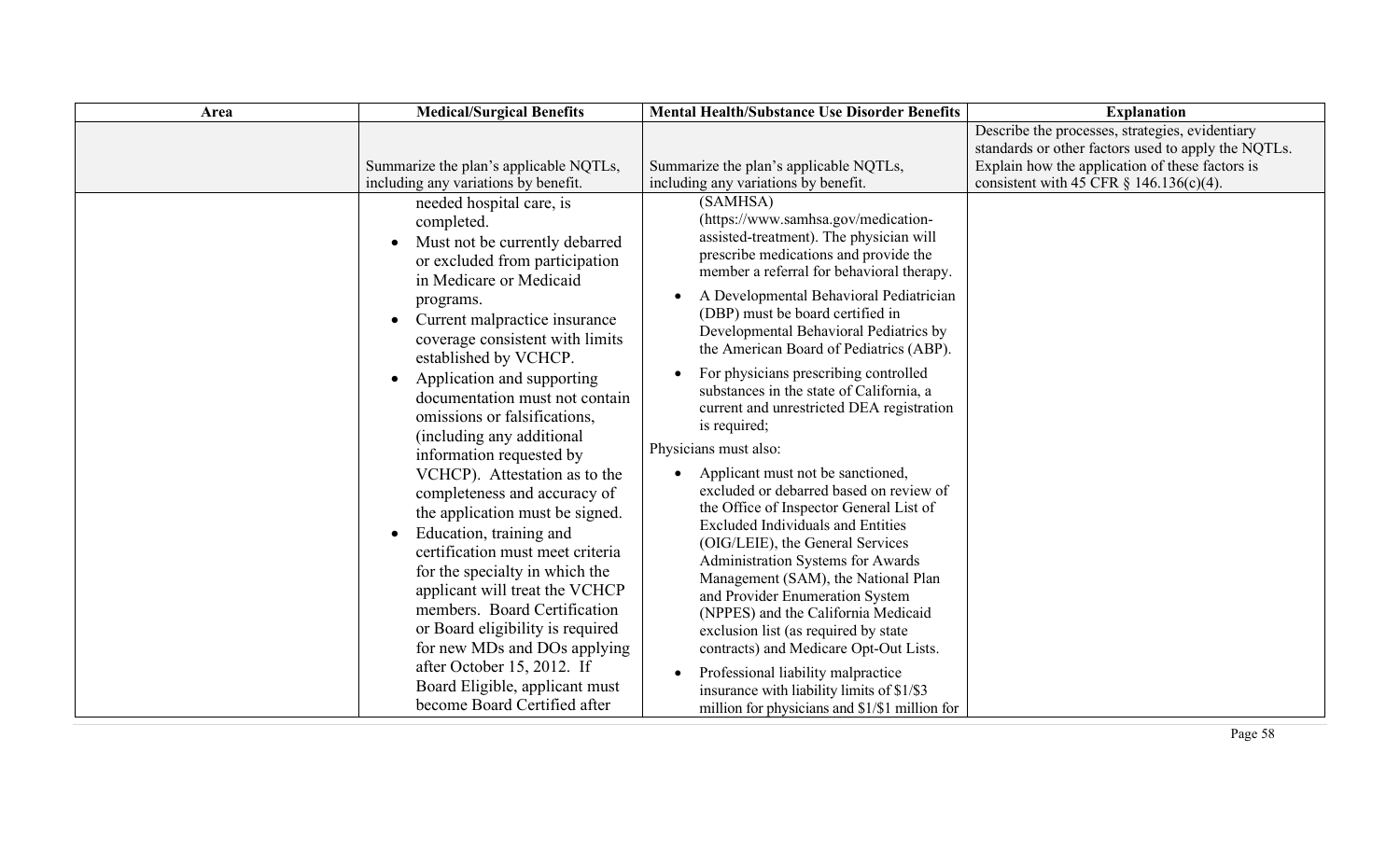| Area | Medical/Surgical Benefits | Mental Health/Substance Use Disorder Benefits | Explanation |
|---|---|---|---|
| | Summarize the plan's applicable NQTLs, including any variations by benefit. | Summarize the plan's applicable NQTLs, including any variations by benefit. | Describe the processes, strategies, evidentiary standards or other factors used to apply the NQTLs. Explain how the application of these factors is consistent with 45 CFR § 146.136(c)(4). |
| | needed hospital care, is completed.<br>• Must not be currently debarred or excluded from participation in Medicare or Medicaid programs.<br>• Current malpractice insurance coverage consistent with limits established by VCHCP.<br>• Application and supporting documentation must not contain omissions or falsifications, (including any additional information requested by VCHCP). Attestation as to the completeness and accuracy of the application must be signed.<br>• Education, training and certification must meet criteria for the specialty in which the applicant will treat the VCHCP members. Board Certification or Board eligibility is required for new MDs and DOs applying after October 15, 2012. If Board Eligible, applicant must become Board Certified after | (SAMHSA) (https://www.samhsa.gov/medication-assisted-treatment). The physician will prescribe medications and provide the member a referral for behavioral therapy.<br>• A Developmental Behavioral Pediatrician (DBP) must be board certified in Developmental Behavioral Pediatrics by the American Board of Pediatrics (ABP).<br>• For physicians prescribing controlled substances in the state of California, a current and unrestricted DEA registration is required;<br>Physicians must also:<br>• Applicant must not be sanctioned, excluded or debarred based on review of the Office of Inspector General List of Excluded Individuals and Entities (OIG/LEIE), the General Services Administration Systems for Awards Management (SAM), the National Plan and Provider Enumeration System (NPPES) and the California Medicaid exclusion list (as required by state contracts) and Medicare Opt-Out Lists.<br>• Professional liability malpractice insurance with liability limits of $1/$3 million for physicians and $1/$1 million for | |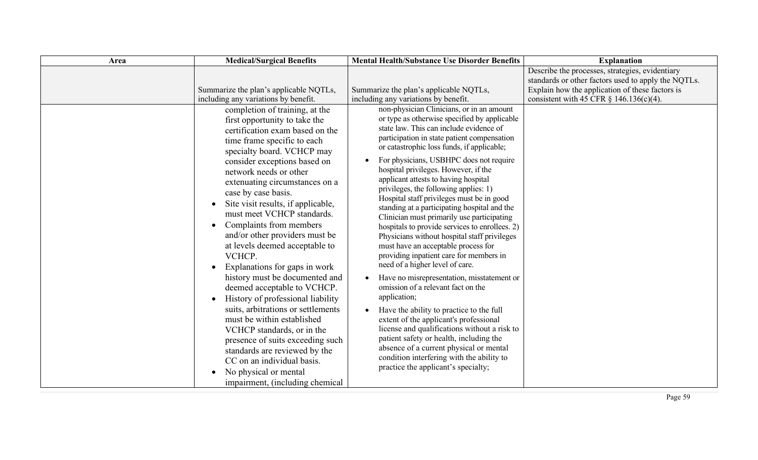| Area | Medical/Surgical Benefits | Mental Health/Substance Use Disorder Benefits | Explanation |
|---|---|---|---|
| | Summarize the plan's applicable NQTLs, including any variations by benefit. | Summarize the plan's applicable NQTLs, including any variations by benefit. | Describe the processes, strategies, evidentiary standards or other factors used to apply the NQTLs. Explain how the application of these factors is consistent with 45 CFR § 146.136(c)(4). |
| | completion of training, at the first opportunity to take the certification exam based on the time frame specific to each specialty board. VCHCP may consider exceptions based on network needs or other extenuating circumstances on a case by case basis.<br>• Site visit results, if applicable, must meet VCHCP standards.<br>• Complaints from members and/or other providers must be at levels deemed acceptable to VCHCP.<br>• Explanations for gaps in work history must be documented and deemed acceptable to VCHCP.<br>• History of professional liability suits, arbitrations or settlements must be within established VCHCP standards, or in the presence of suits exceeding such standards are reviewed by the CC on an individual basis.<br>• No physical or mental impairment, (including chemical | non-physician Clinicians, or in an amount or type as otherwise specified by applicable state law. This can include evidence of participation in state patient compensation or catastrophic loss funds, if applicable;<br>• For physicians, USBHPC does not require hospital privileges. However, if the applicant attests to having hospital privileges, the following applies: 1) Hospital staff privileges must be in good standing at a participating hospital and the Clinician must primarily use participating hospitals to provide services to enrollees. 2) Physicians without hospital staff privileges must have an acceptable process for providing inpatient care for members in need of a higher level of care.<br>• Have no misrepresentation, misstatement or omission of a relevant fact on the application;<br>• Have the ability to practice to the full extent of the applicant's professional license and qualifications without a risk to patient safety or health, including the absence of a current physical or mental condition interfering with the ability to practice the applicant's specialty; | |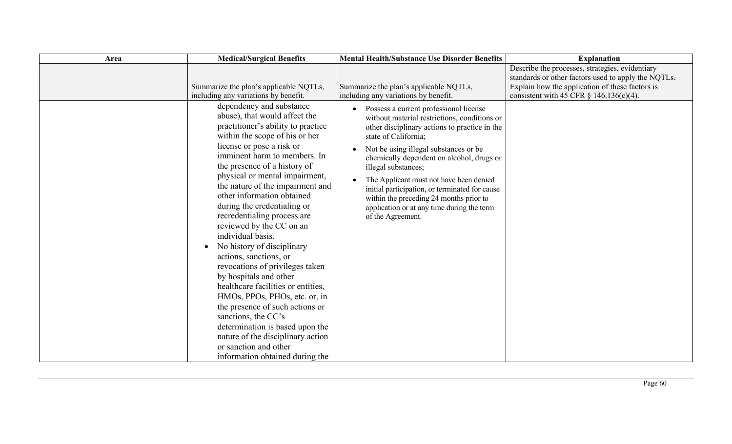| Area | Medical/Surgical Benefits | Mental Health/Substance Use Disorder Benefits | Explanation |
|---|---|---|---|
| | Summarize the plan's applicable NQTLs, including any variations by benefit. | Summarize the plan's applicable NQTLs, including any variations by benefit. | Describe the processes, strategies, evidentiary standards or other factors used to apply the NQTLs. Explain how the application of these factors is consistent with 45 CFR § 146.136(c)(4). |
| | dependency and substance abuse), that would affect the practitioner's ability to practice within the scope of his or her license or pose a risk or imminent harm to members. In the presence of a history of physical or mental impairment, the nature of the impairment and other information obtained during the credentialing or recredentialing process are reviewed by the CC on an individual basis.<br>• No history of disciplinary actions, sanctions, or revocations of privileges taken by hospitals and other healthcare facilities or entities, HMOs, PPOs, PHOs, etc. or, in the presence of such actions or sanctions, the CC's determination is based upon the nature of the disciplinary action or sanction and other information obtained during the | • Possess a current professional license without material restrictions, conditions or other disciplinary actions to practice in the state of California;<br>• Not be using illegal substances or be chemically dependent on alcohol, drugs or illegal substances;<br>• The Applicant must not have been denied initial participation, or terminated for cause within the preceding 24 months prior to application or at any time during the term of the Agreement. | |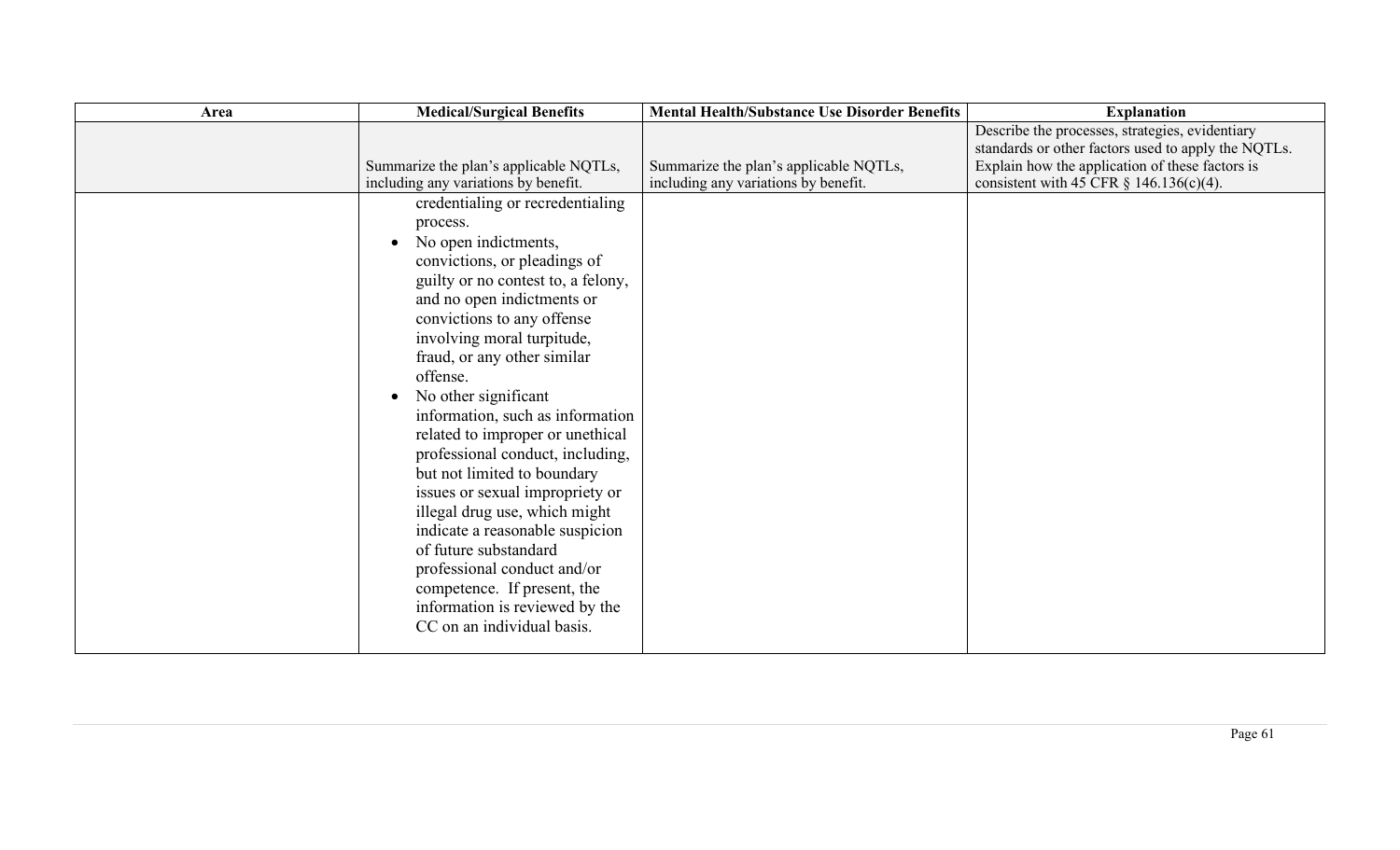| Area | Medical/Surgical Benefits | Mental Health/Substance Use Disorder Benefits | Explanation |
|---|---|---|---|
| | Summarize the plan's applicable NQTLs, including any variations by benefit. | Summarize the plan's applicable NQTLs, including any variations by benefit. | Describe the processes, strategies, evidentiary standards or other factors used to apply the NQTLs. Explain how the application of these factors is consistent with 45 CFR § 146.136(c)(4). |
| | credentialing or recredentialing process.<br>• No open indictments, convictions, or pleadings of guilty or no contest to, a felony, and no open indictments or convictions to any offense involving moral turpitude, fraud, or any other similar offense.<br>• No other significant information, such as information related to improper or unethical professional conduct, including, but not limited to boundary issues or sexual impropriety or illegal drug use, which might indicate a reasonable suspicion of future substandard professional conduct and/or competence. If present, the information is reviewed by the CC on an individual basis. | | |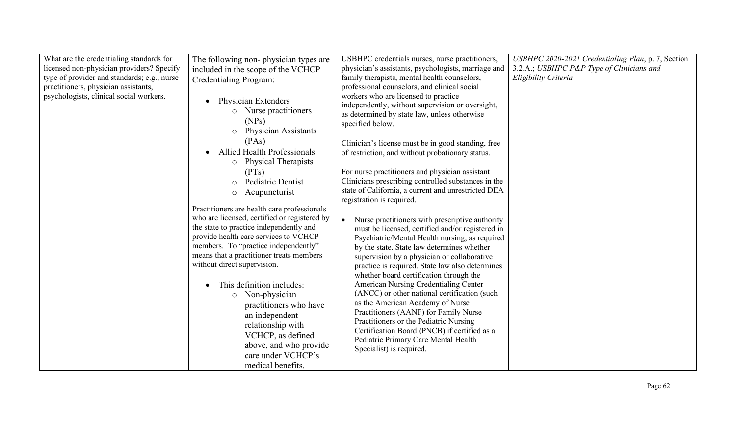| | | | |
|---|---|---|---|
| What are the credentialing standards for licensed non-physician providers? Specify type of provider and standards; e.g., nurse practitioners, physician assistants, psychologists, clinical social workers. | The following non- physician types are included in the scope of the VCHCP Credentialing Program:<br><br>• Physician Extenders<br>  ○ Nurse practitioners (NPs)<br>  ○ Physician Assistants (PAs)<br>• Allied Health Professionals<br>  ○ Physical Therapists (PTs)<br>  ○ Pediatric Dentist<br>  ○ Acupuncturist<br><br>Practitioners are health care professionals who are licensed, certified or registered by the state to practice independently and provide health care services to VCHCP members. To "practice independently" means that a practitioner treats members without direct supervision.<br><br>• This definition includes:<br>  ○ Non-physician practitioners who have an independent relationship with VCHCP, as defined above, and who provide care under VCHCP's medical benefits, | USBHPC credentials nurses, nurse practitioners, physician's assistants, psychologists, marriage and family therapists, mental health counselors, professional counselors, and clinical social workers who are licensed to practice independently, without supervision or oversight, as determined by state law, unless otherwise specified below.<br><br>Clinician's license must be in good standing, free of restriction, and without probationary status.<br><br>For nurse practitioners and physician assistant Clinicians prescribing controlled substances in the state of California, a current and unrestricted DEA registration is required.<br><br>• Nurse practitioners with prescriptive authority must be licensed, certified and/or registered in Psychiatric/Mental Health nursing, as required by the state. State law determines whether supervision by a physician or collaborative practice is required. State law also determines whether board certification through the American Nursing Credentialing Center (ANCC) or other national certification (such as the American Academy of Nurse Practitioners (AANP) for Family Nurse Practitioners or the Pediatric Nursing Certification Board (PNCB) if certified as a Pediatric Primary Care Mental Health Specialist) is required. | *USBHPC 2020-2021 Credentialing Plan*, p. 7, Section 3.2.A.; *USBHPC P&P Type of Clinicians and Eligibility Criteria* |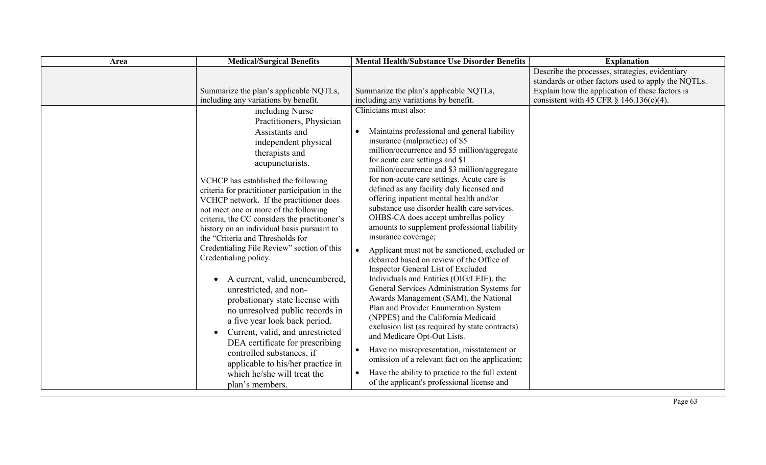| Area | Medical/Surgical Benefits | Mental Health/Substance Use Disorder Benefits | Explanation |
|---|---|---|---|
| | Summarize the plan's applicable NQTLs, including any variations by benefit. | Summarize the plan's applicable NQTLs, including any variations by benefit. | Describe the processes, strategies, evidentiary standards or other factors used to apply the NQTLs. Explain how the application of these factors is consistent with 45 CFR § 146.136(c)(4). |
| | including Nurse Practitioners, Physician Assistants and independent physical therapists and acupuncturists.<br><br>VCHCP has established the following criteria for practitioner participation in the VCHCP network. If the practitioner does not meet one or more of the following criteria, the CC considers the practitioner's history on an individual basis pursuant to the "Criteria and Thresholds for Credentialing File Review" section of this Credentialing policy.<br><br>• A current, valid, unencumbered, unrestricted, and non-probationary state license with no unresolved public records in a five year look back period.<br>• Current, valid, and unrestricted DEA certificate for prescribing controlled substances, if applicable to his/her practice in which he/she will treat the plan's members. | Clinicians must also:<br><br>• Maintains professional and general liability insurance (malpractice) of $5 million/occurrence and $5 million/aggregate for acute care settings and $1 million/occurrence and $3 million/aggregate for non-acute care settings. Acute care is defined as any facility duly licensed and offering inpatient mental health and/or substance use disorder health care services. OHBS-CA does accept umbrellas policy amounts to supplement professional liability insurance coverage;<br>• Applicant must not be sanctioned, excluded or debarred based on review of the Office of Inspector General List of Excluded Individuals and Entities (OIG/LEIE), the General Services Administration Systems for Awards Management (SAM), the National Plan and Provider Enumeration System (NPPES) and the California Medicaid exclusion list (as required by state contracts) and Medicare Opt-Out Lists.<br>• Have no misrepresentation, misstatement or omission of a relevant fact on the application;<br>• Have the ability to practice to the full extent of the applicant's professional license and | |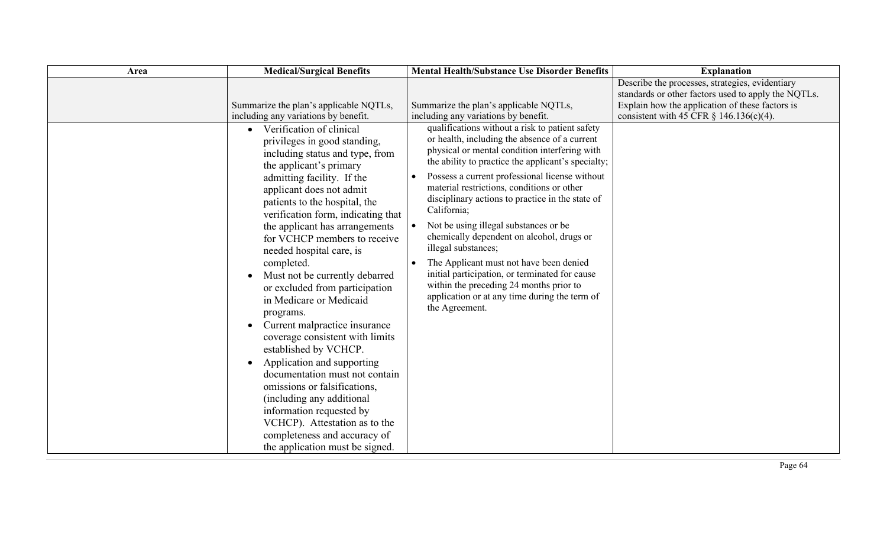| Area | Medical/Surgical Benefits | Mental Health/Substance Use Disorder Benefits | Explanation |
| --- | --- | --- | --- |
| | Summarize the plan's applicable NQTLs, including any variations by benefit. | Summarize the plan's applicable NQTLs, including any variations by benefit. | Describe the processes, strategies, evidentiary standards or other factors used to apply the NQTLs. Explain how the application of these factors is consistent with 45 CFR § 146.136(c)(4). |
| | • Verification of clinical privileges in good standing, including status and type, from the applicant's primary admitting facility. If the applicant does not admit patients to the hospital, the verification form, indicating that the applicant has arrangements for VCHCP members to receive needed hospital care, is completed.<br>• Must not be currently debarred or excluded from participation in Medicare or Medicaid programs.<br>• Current malpractice insurance coverage consistent with limits established by VCHCP.<br>• Application and supporting documentation must not contain omissions or falsifications, (including any additional information requested by VCHCP). Attestation as to the completeness and accuracy of the application must be signed. | qualifications without a risk to patient safety or health, including the absence of a current physical or mental condition interfering with the ability to practice the applicant's specialty;<br>• Possess a current professional license without material restrictions, conditions or other disciplinary actions to practice in the state of California;<br>• Not be using illegal substances or be chemically dependent on alcohol, drugs or illegal substances;<br>• The Applicant must not have been denied initial participation, or terminated for cause within the preceding 24 months prior to application or at any time during the term of the Agreement. | |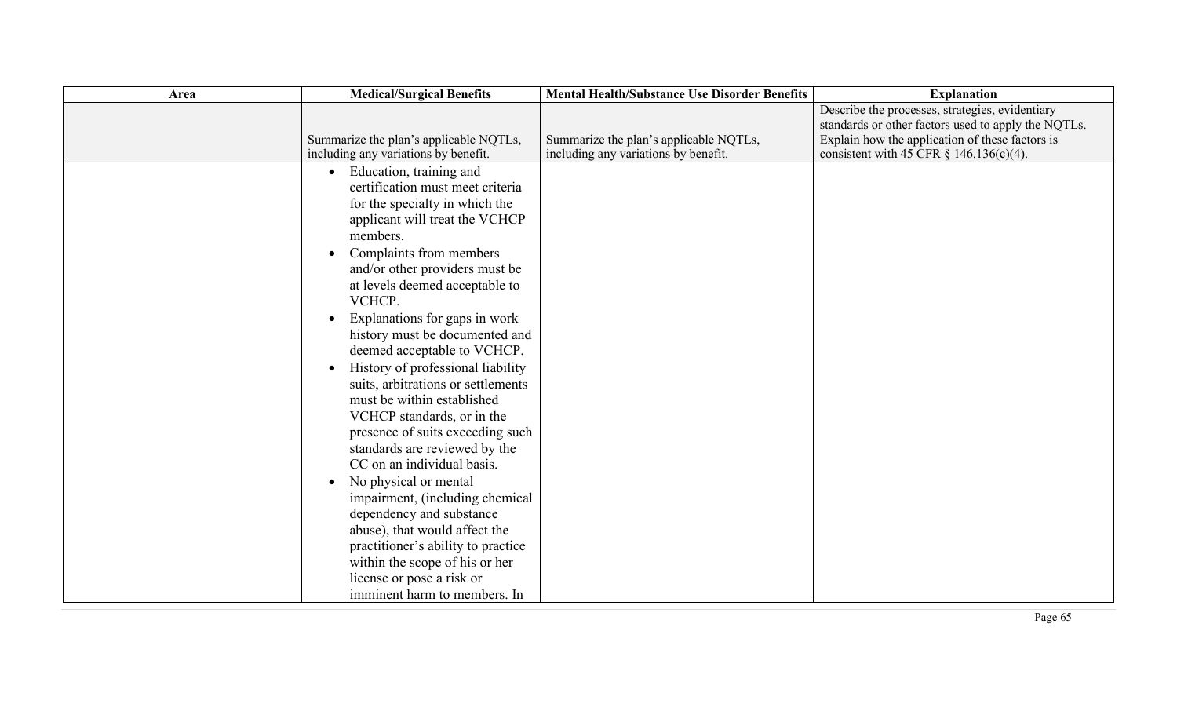| Area | Medical/Surgical Benefits | Mental Health/Substance Use Disorder Benefits | Explanation |
|---|---|---|---|
| | Summarize the plan's applicable NQTLs, including any variations by benefit. | Summarize the plan's applicable NQTLs, including any variations by benefit. | Describe the processes, strategies, evidentiary standards or other factors used to apply the NQTLs. Explain how the application of these factors is consistent with 45 CFR § 146.136(c)(4). |
| | • Education, training and certification must meet criteria for the specialty in which the applicant will treat the VCHCP members.<br>• Complaints from members and/or other providers must be at levels deemed acceptable to VCHCP.<br>• Explanations for gaps in work history must be documented and deemed acceptable to VCHCP.<br>• History of professional liability suits, arbitrations or settlements must be within established VCHCP standards, or in the presence of suits exceeding such standards are reviewed by the CC on an individual basis.<br>• No physical or mental impairment, (including chemical dependency and substance abuse), that would affect the practitioner's ability to practice within the scope of his or her license or pose a risk or imminent harm to members. In | | |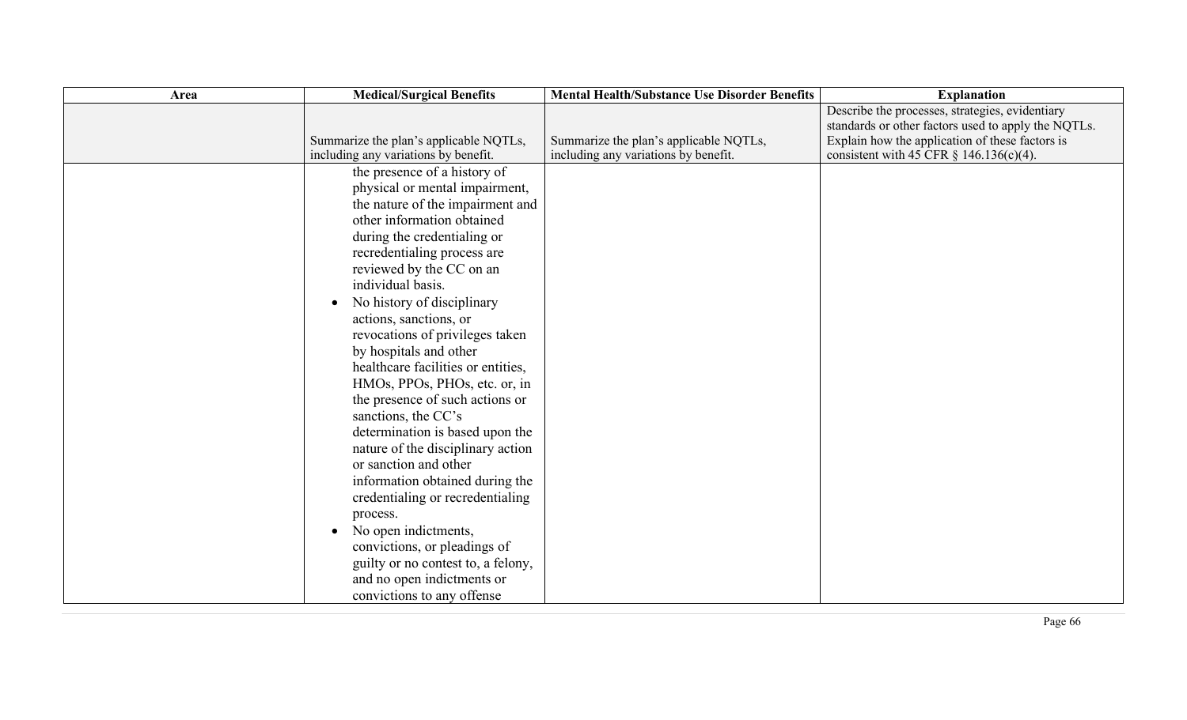| Area | Medical/Surgical Benefits | Mental Health/Substance Use Disorder Benefits | Explanation |
|---|---|---|---|
| | Summarize the plan's applicable NQTLs, including any variations by benefit. | Summarize the plan's applicable NQTLs, including any variations by benefit. | Describe the processes, strategies, evidentiary standards or other factors used to apply the NQTLs. Explain how the application of these factors is consistent with 45 CFR § 146.136(c)(4). |
| | the presence of a history of physical or mental impairment, the nature of the impairment and other information obtained during the credentialing or recredentialing process are reviewed by the CC on an individual basis.<br>• No history of disciplinary actions, sanctions, or revocations of privileges taken by hospitals and other healthcare facilities or entities, HMOs, PPOs, PHOs, etc. or, in the presence of such actions or sanctions, the CC's determination is based upon the nature of the disciplinary action or sanction and other information obtained during the credentialing or recredentialing process.<br>• No open indictments, convictions, or pleadings of guilty or no contest to, a felony, and no open indictments or convictions to any offense | | |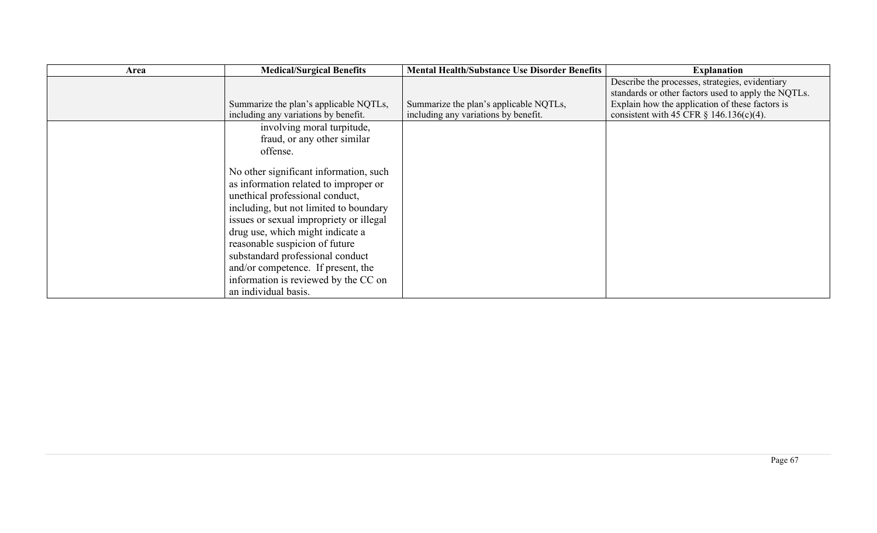| Area | Medical/Surgical Benefits | Mental Health/Substance Use Disorder Benefits | Explanation |
| --- | --- | --- | --- |
| | Summarize the plan's applicable NQTLs, including any variations by benefit. | Summarize the plan's applicable NQTLs, including any variations by benefit. | Describe the processes, strategies, evidentiary standards or other factors used to apply the NQTLs. Explain how the application of these factors is consistent with 45 CFR § 146.136(c)(4). |
| | involving moral turpitude, fraud, or any other similar offense.<br><br>No other significant information, such as information related to improper or unethical professional conduct, including, but not limited to boundary issues or sexual impropriety or illegal drug use, which might indicate a reasonable suspicion of future substandard professional conduct and/or competence. If present, the information is reviewed by the CC on an individual basis. | | |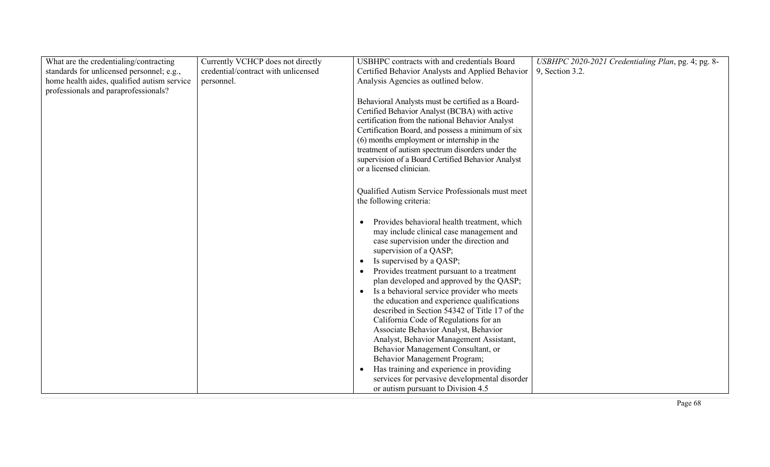| | | | |
|---|---|---|---|
| What are the credentialing/contracting standards for unlicensed personnel; e.g., home health aides, qualified autism service professionals and paraprofessionals? | Currently VCHCP does not directly credential/contract with unlicensed personnel. | USBHPC contracts with and credentials Board Certified Behavior Analysts and Applied Behavior Analysis Agencies as outlined below.<br><br>Behavioral Analysts must be certified as a Board-Certified Behavior Analyst (BCBA) with active certification from the national Behavior Analyst Certification Board, and possess a minimum of six (6) months employment or internship in the treatment of autism spectrum disorders under the supervision of a Board Certified Behavior Analyst or a licensed clinician.<br><br>Qualified Autism Service Professionals must meet the following criteria:<br><br>• Provides behavioral health treatment, which may include clinical case management and case supervision under the direction and supervision of a QASP;<br>• Is supervised by a QASP;<br>• Provides treatment pursuant to a treatment plan developed and approved by the QASP;<br>• Is a behavioral service provider who meets the education and experience qualifications described in Section 54342 of Title 17 of the California Code of Regulations for an Associate Behavior Analyst, Behavior Analyst, Behavior Management Assistant, Behavior Management Consultant, or Behavior Management Program;<br>• Has training and experience in providing services for pervasive developmental disorder or autism pursuant to Division 4.5 | *USBHPC 2020-2021 Credentialing Plan*, pg. 4; pg. 8-9, Section 3.2. |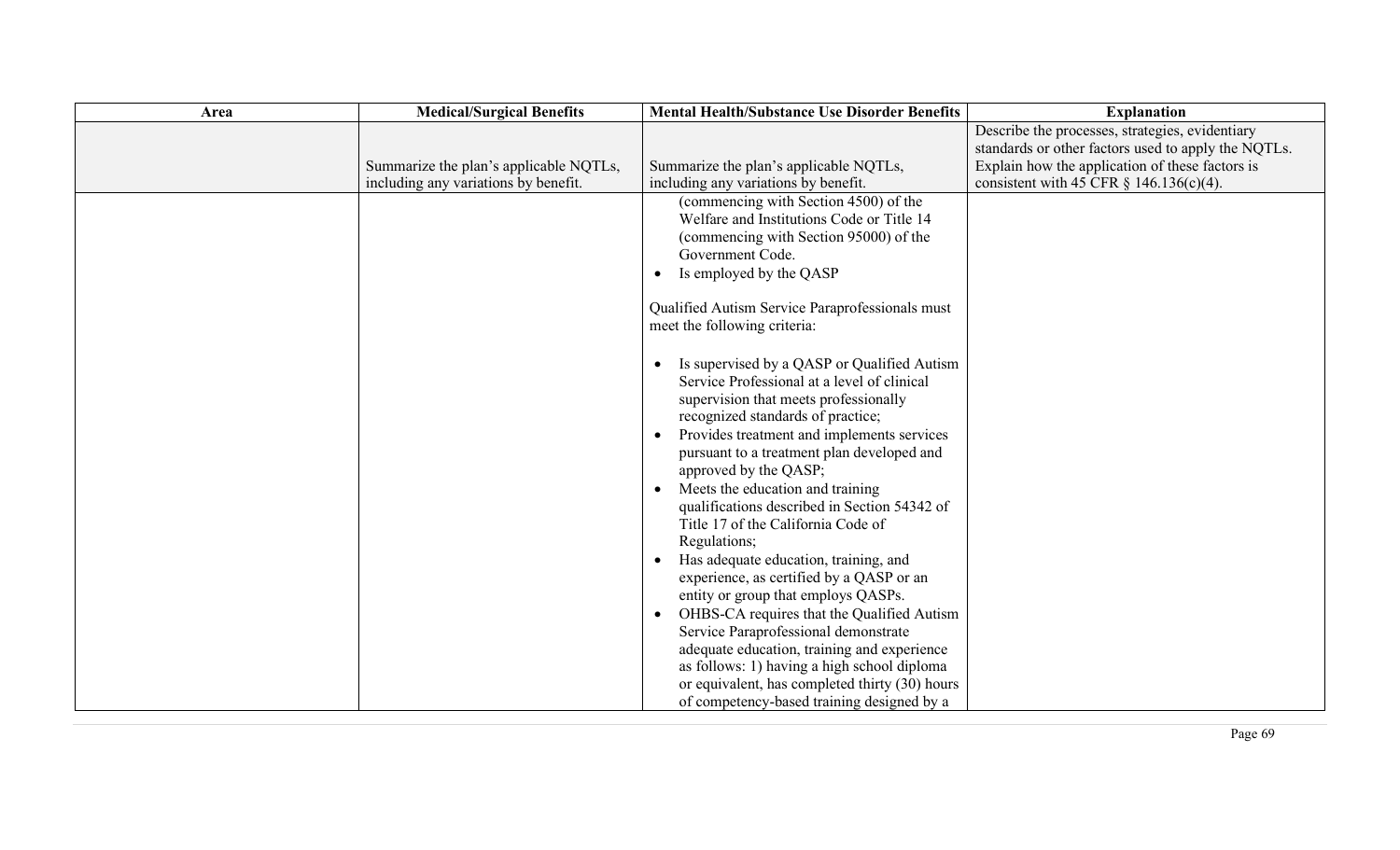| Area | Medical/Surgical Benefits | Mental Health/Substance Use Disorder Benefits | Explanation |
| --- | --- | --- | --- |
| | Summarize the plan's applicable NQTLs, including any variations by benefit. | Summarize the plan's applicable NQTLs, including any variations by benefit. | Describe the processes, strategies, evidentiary standards or other factors used to apply the NQTLs. Explain how the application of these factors is consistent with 45 CFR § 146.136(c)(4). |
| | | (commencing with Section 4500) of the Welfare and Institutions Code or Title 14 (commencing with Section 95000) of the Government Code.<br>• Is employed by the QASP<br><br>Qualified Autism Service Paraprofessionals must meet the following criteria:<br><br>• Is supervised by a QASP or Qualified Autism Service Professional at a level of clinical supervision that meets professionally recognized standards of practice;<br>• Provides treatment and implements services pursuant to a treatment plan developed and approved by the QASP;<br>• Meets the education and training qualifications described in Section 54342 of Title 17 of the California Code of Regulations;<br>• Has adequate education, training, and experience, as certified by a QASP or an entity or group that employs QASPs.<br>• OHBS-CA requires that the Qualified Autism Service Paraprofessional demonstrate adequate education, training and experience as follows: 1) having a high school diploma or equivalent, has completed thirty (30) hours of competency-based training designed by a | |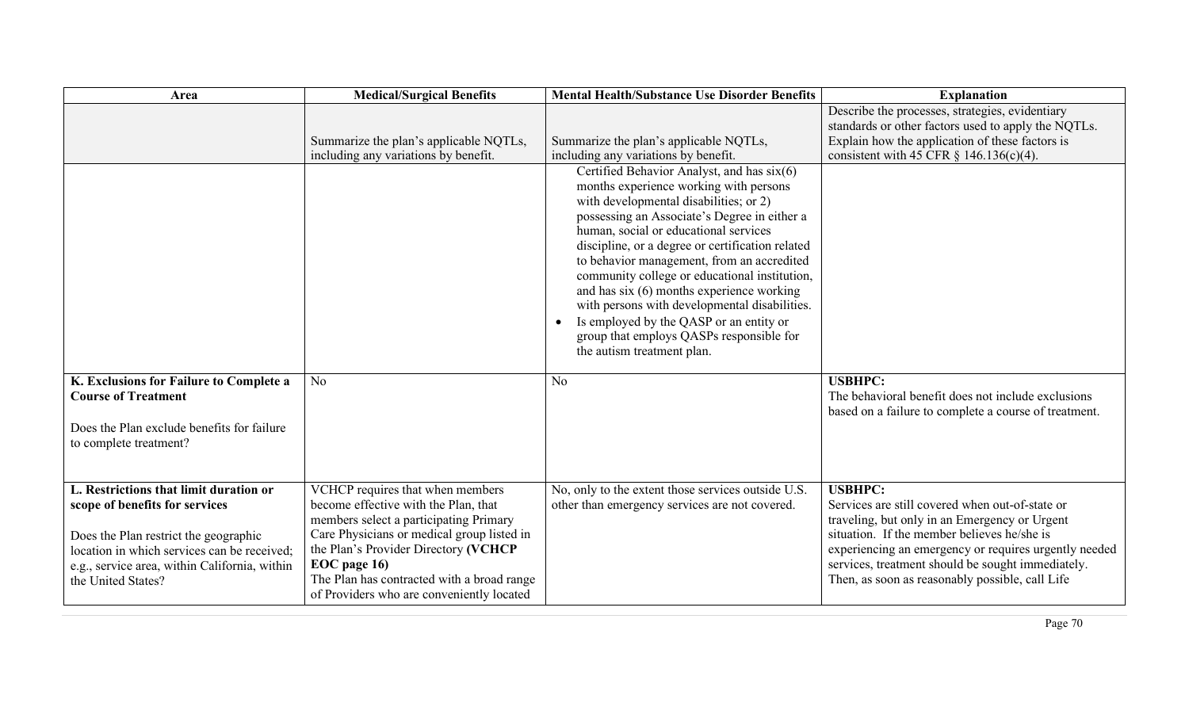| Area | Medical/Surgical Benefits | Mental Health/Substance Use Disorder Benefits | Explanation |
|---|---|---|---|
| | Summarize the plan's applicable NQTLs, including any variations by benefit. | Summarize the plan's applicable NQTLs, including any variations by benefit. | Describe the processes, strategies, evidentiary standards or other factors used to apply the NQTLs. Explain how the application of these factors is consistent with 45 CFR § 146.136(c)(4). |
| | | Certified Behavior Analyst, and has six(6) months experience working with persons with developmental disabilities; or 2) possessing an Associate's Degree in either a human, social or educational services discipline, or a degree or certification related to behavior management, from an accredited community college or educational institution, and has six (6) months experience working with persons with developmental disabilities.<br>• Is employed by the QASP or an entity or group that employs QASPs responsible for the autism treatment plan. | |
| **K. Exclusions for Failure to Complete a Course of Treatment**<br><br>Does the Plan exclude benefits for failure to complete treatment? | No | No | **USBHPC:**<br>The behavioral benefit does not include exclusions based on a failure to complete a course of treatment. |
| **L. Restrictions that limit duration or scope of benefits for services**<br><br>Does the Plan restrict the geographic location in which services can be received; e.g., service area, within California, within the United States? | VCHCP requires that when members become effective with the Plan, that members select a participating Primary Care Physicians or medical group listed in the Plan's Provider Directory **(VCHCP EOC page 16)**<br>The Plan has contracted with a broad range of Providers who are conveniently located | No, only to the extent those services outside U.S. other than emergency services are not covered. | **USBHPC:**<br>Services are still covered when out-of-state or traveling, but only in an Emergency or Urgent situation. If the member believes he/she is experiencing an emergency or requires urgently needed services, treatment should be sought immediately. Then, as soon as reasonably possible, call Life |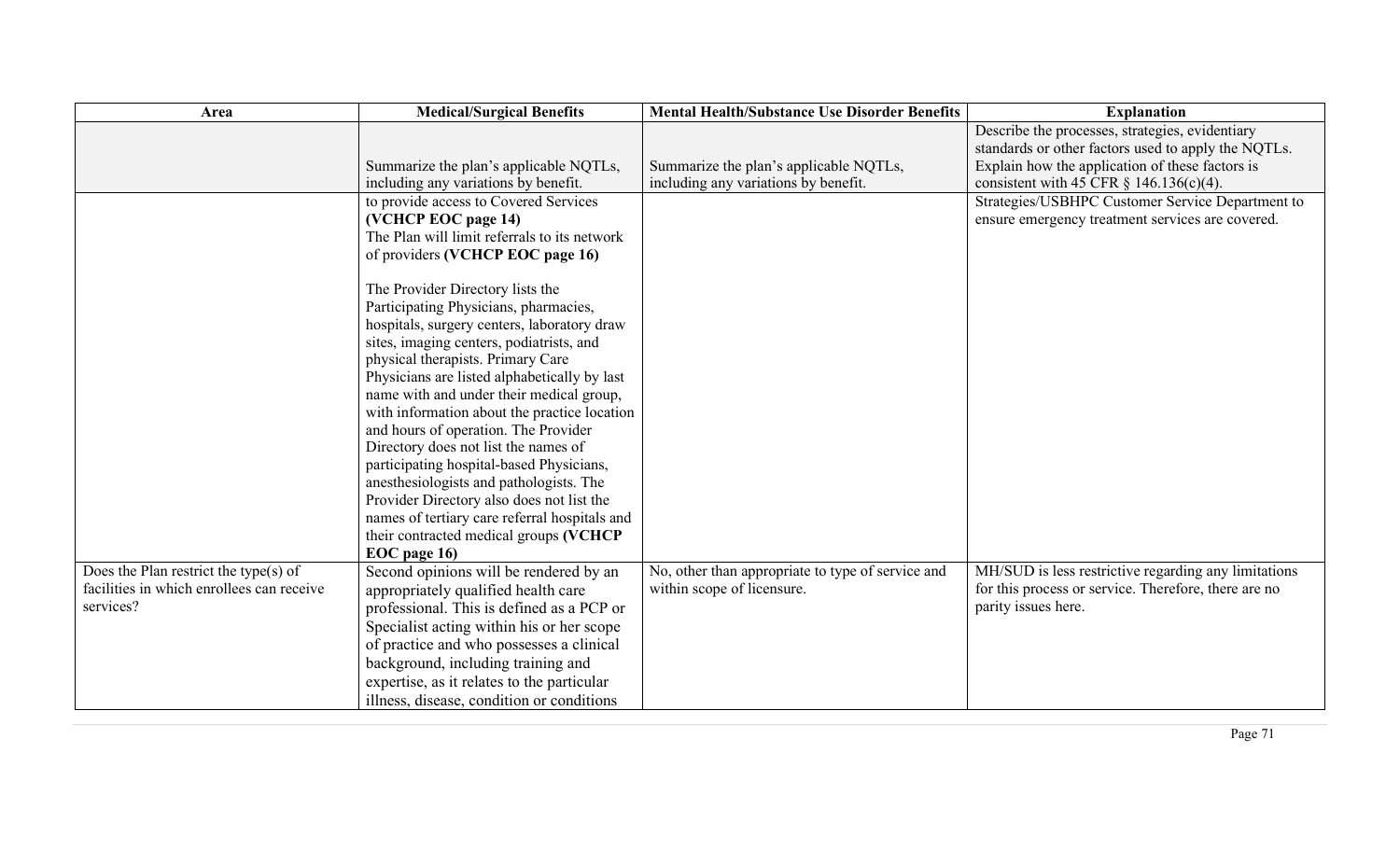| Area | Medical/Surgical Benefits | Mental Health/Substance Use Disorder Benefits | Explanation |
|---|---|---|---|
| | Summarize the plan's applicable NQTLs, including any variations by benefit. | Summarize the plan's applicable NQTLs, including any variations by benefit. | Describe the processes, strategies, evidentiary standards or other factors used to apply the NQTLs. Explain how the application of these factors is consistent with 45 CFR § 146.136(c)(4). |
| | to provide access to Covered Services **(VCHCP EOC page 14)**<br>The Plan will limit referrals to its network of providers **(VCHCP EOC page 16)**<br><br>The Provider Directory lists the Participating Physicians, pharmacies, hospitals, surgery centers, laboratory draw sites, imaging centers, podiatrists, and physical therapists. Primary Care Physicians are listed alphabetically by last name with and under their medical group, with information about the practice location and hours of operation. The Provider Directory does not list the names of participating hospital-based Physicians, anesthesiologists and pathologists. The Provider Directory also does not list the names of tertiary care referral hospitals and their contracted medical groups **(VCHCP EOC page 16)** | | Strategies/USBHPC Customer Service Department to ensure emergency treatment services are covered. |
| Does the Plan restrict the type(s) of facilities in which enrollees can receive services? | Second opinions will be rendered by an appropriately qualified health care professional. This is defined as a PCP or Specialist acting within his or her scope of practice and who possesses a clinical background, including training and expertise, as it relates to the particular illness, disease, condition or conditions | No, other than appropriate to type of service and within scope of licensure. | MH/SUD is less restrictive regarding any limitations for this process or service. Therefore, there are no parity issues here. |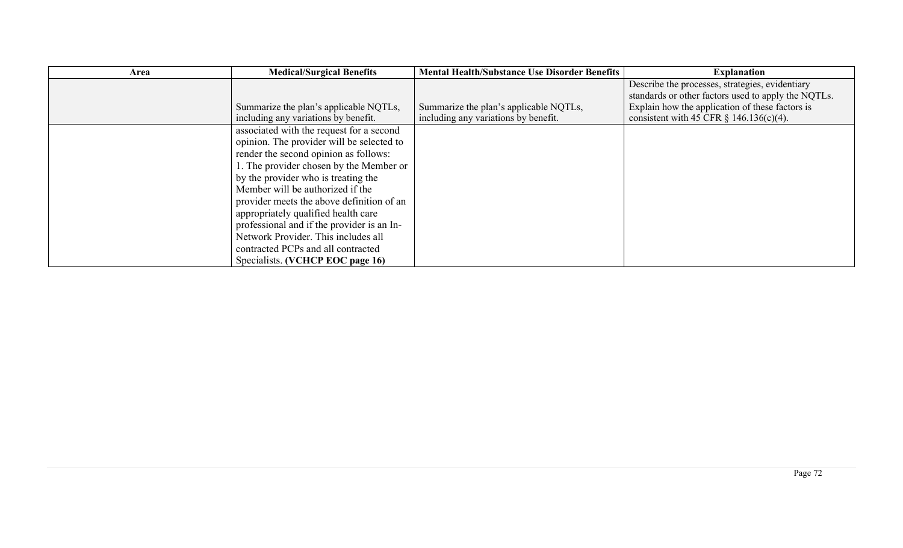| Area | Medical/Surgical Benefits | Mental Health/Substance Use Disorder Benefits | Explanation |
|---|---|---|---|
| | Summarize the plan's applicable NQTLs, including any variations by benefit. | Summarize the plan's applicable NQTLs, including any variations by benefit. | Describe the processes, strategies, evidentiary standards or other factors used to apply the NQTLs. Explain how the application of these factors is consistent with 45 CFR § 146.136(c)(4). |
| | associated with the request for a second opinion. The provider will be selected to render the second opinion as follows: 1. The provider chosen by the Member or by the provider who is treating the Member will be authorized if the provider meets the above definition of an appropriately qualified health care professional and if the provider is an In-Network Provider. This includes all contracted PCPs and all contracted Specialists. **(VCHCP EOC page 16)** | | |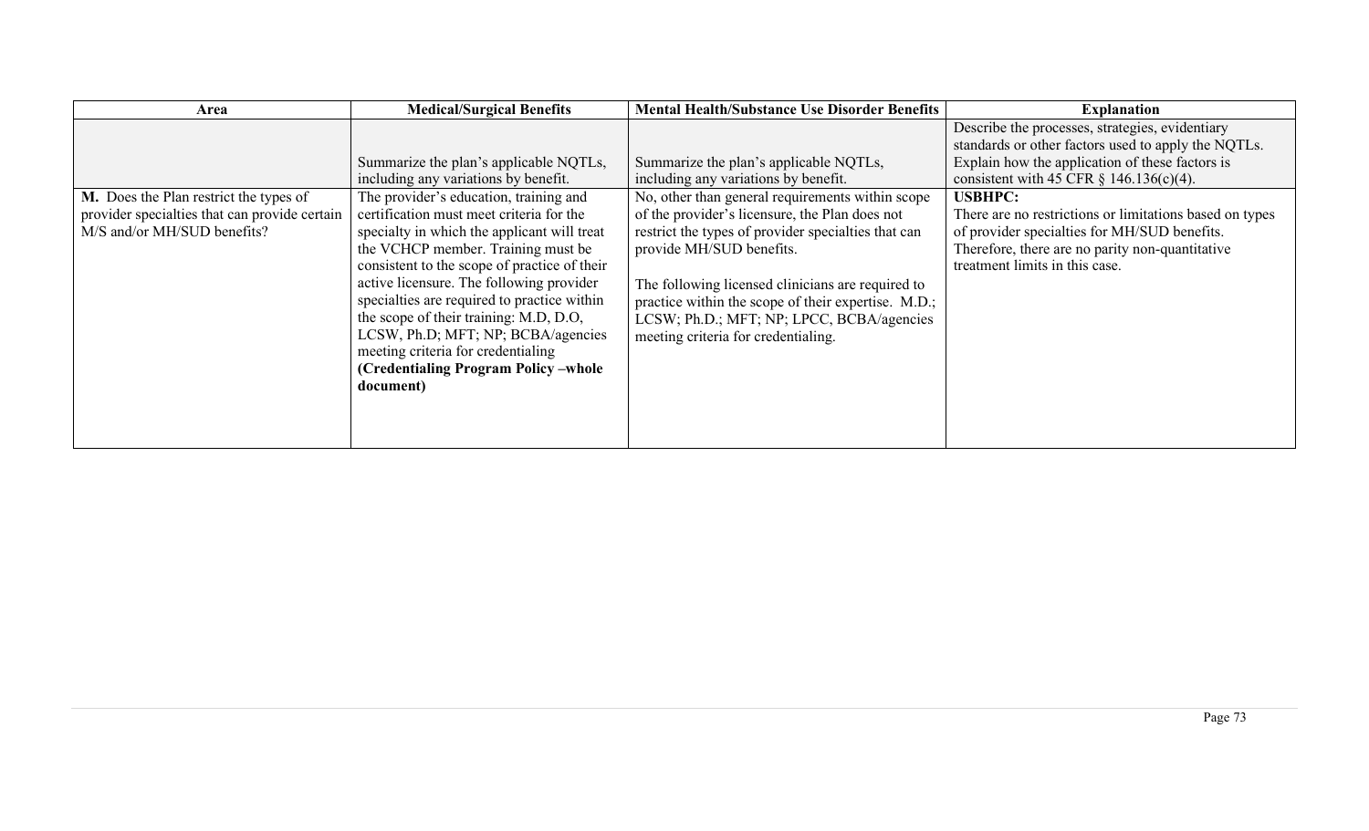| Area | Medical/Surgical Benefits | Mental Health/Substance Use Disorder Benefits | Explanation |
|---|---|---|---|
| | Summarize the plan's applicable NQTLs, including any variations by benefit. | Summarize the plan's applicable NQTLs, including any variations by benefit. | Describe the processes, strategies, evidentiary standards or other factors used to apply the NQTLs. Explain how the application of these factors is consistent with 45 CFR § 146.136(c)(4). |
| **M.** Does the Plan restrict the types of provider specialties that can provide certain M/S and/or MH/SUD benefits? | The provider's education, training and certification must meet criteria for the specialty in which the applicant will treat the VCHCP member. Training must be consistent to the scope of practice of their active licensure. The following provider specialties are required to practice within the scope of their training: M.D, D.O, LCSW, Ph.D; MFT; NP; BCBA/agencies meeting criteria for credentialing **(Credentialing Program Policy –whole document)** | No, other than general requirements within scope of the provider's licensure, the Plan does not restrict the types of provider specialties that can provide MH/SUD benefits.<br><br>The following licensed clinicians are required to practice within the scope of their expertise. M.D.; LCSW; Ph.D.; MFT; NP; LPCC, BCBA/agencies meeting criteria for credentialing. | **USBHPC:**<br>There are no restrictions or limitations based on types of provider specialties for MH/SUD benefits. Therefore, there are no parity non-quantitative treatment limits in this case. |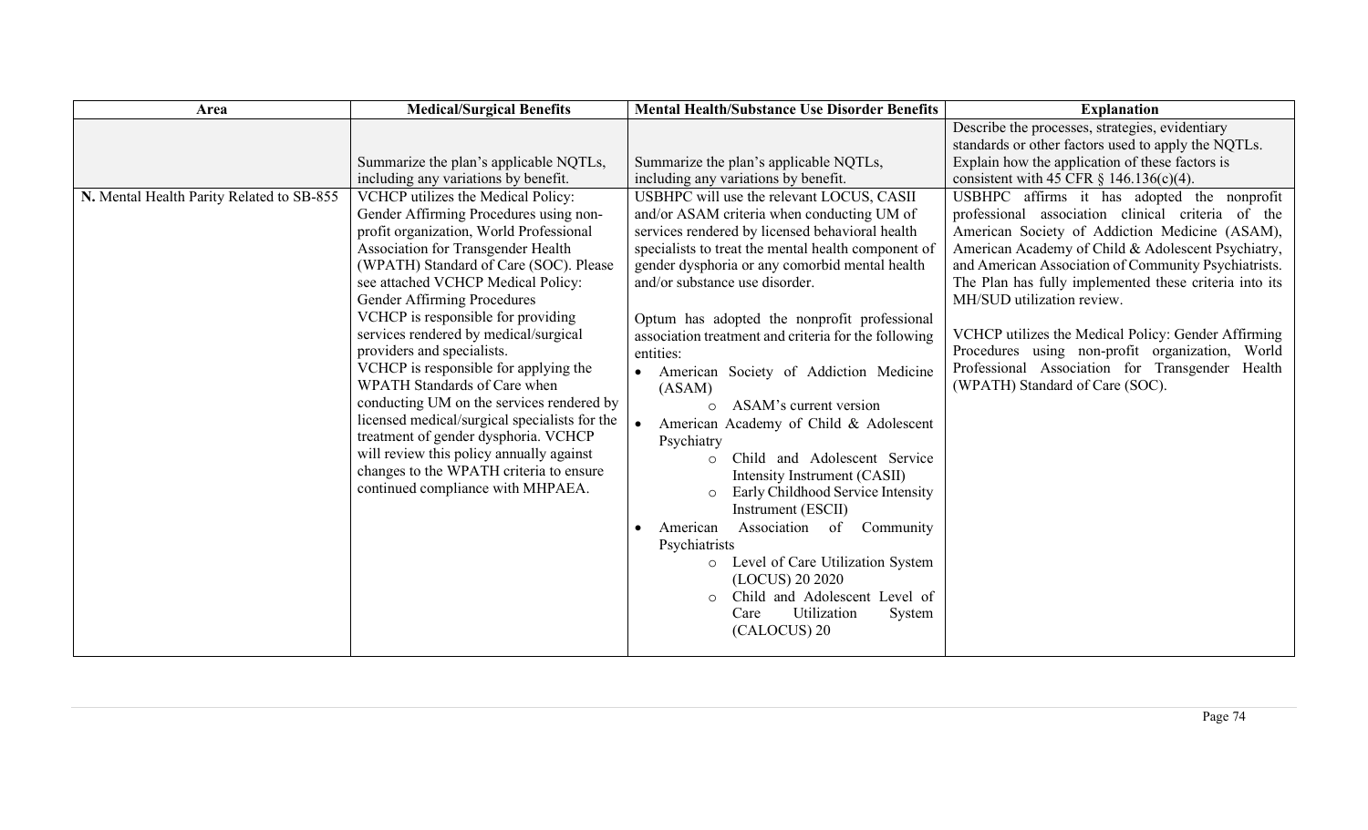| Area | Medical/Surgical Benefits | Mental Health/Substance Use Disorder Benefits | Explanation |
|---|---|---|---|
| | Summarize the plan's applicable NQTLs, including any variations by benefit. | Summarize the plan's applicable NQTLs, including any variations by benefit. | Describe the processes, strategies, evidentiary standards or other factors used to apply the NQTLs. Explain how the application of these factors is consistent with 45 CFR § 146.136(c)(4). |
| **N.** Mental Health Parity Related to SB-855 | VCHCP utilizes the Medical Policy: Gender Affirming Procedures using non-profit organization, World Professional Association for Transgender Health (WPATH) Standard of Care (SOC). Please see attached VCHCP Medical Policy: Gender Affirming Procedures<br>VCHCP is responsible for providing services rendered by medical/surgical providers and specialists.<br>VCHCP is responsible for applying the WPATH Standards of Care when conducting UM on the services rendered by licensed medical/surgical specialists for the treatment of gender dysphoria. VCHCP will review this policy annually against changes to the WPATH criteria to ensure continued compliance with MHPAEA. | USBHPC will use the relevant LOCUS, CASII and/or ASAM criteria when conducting UM of services rendered by licensed behavioral health specialists to treat the mental health component of gender dysphoria or any comorbid mental health and/or substance use disorder.<br><br>Optum has adopted the nonprofit professional association treatment and criteria for the following entities:<br>• American Society of Addiction Medicine (ASAM)<br>&nbsp;&nbsp;&nbsp;&nbsp;○ ASAM's current version<br>• American Academy of Child & Adolescent Psychiatry<br>&nbsp;&nbsp;&nbsp;&nbsp;○ Child and Adolescent Service Intensity Instrument (CASII)<br>&nbsp;&nbsp;&nbsp;&nbsp;○ Early Childhood Service Intensity Instrument (ESCII)<br>• American Association of Community Psychiatrists<br>&nbsp;&nbsp;&nbsp;&nbsp;○ Level of Care Utilization System (LOCUS) 20 2020<br>&nbsp;&nbsp;&nbsp;&nbsp;○ Child and Adolescent Level of Care Utilization System (CALOCUS) 20 | USBHPC affirms it has adopted the nonprofit professional association clinical criteria of the American Society of Addiction Medicine (ASAM), American Academy of Child & Adolescent Psychiatry, and American Association of Community Psychiatrists. The Plan has fully implemented these criteria into its MH/SUD utilization review.<br><br>VCHCP utilizes the Medical Policy: Gender Affirming Procedures using non-profit organization, World Professional Association for Transgender Health (WPATH) Standard of Care (SOC). |